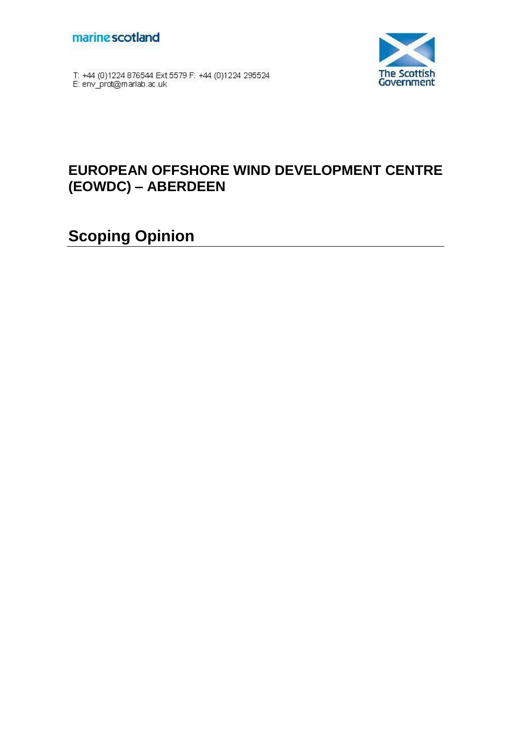marinescotland

T: +44 (0)1224 876544 Ext 5579 F: +44 (0)1224 295524
E: env_prot@marlab.ac.uk

The Scottish Government

## EUROPEAN OFFSHORE WIND DEVELOPMENT CENTRE (EOWDC) – ABERDEEN

# Scoping Opinion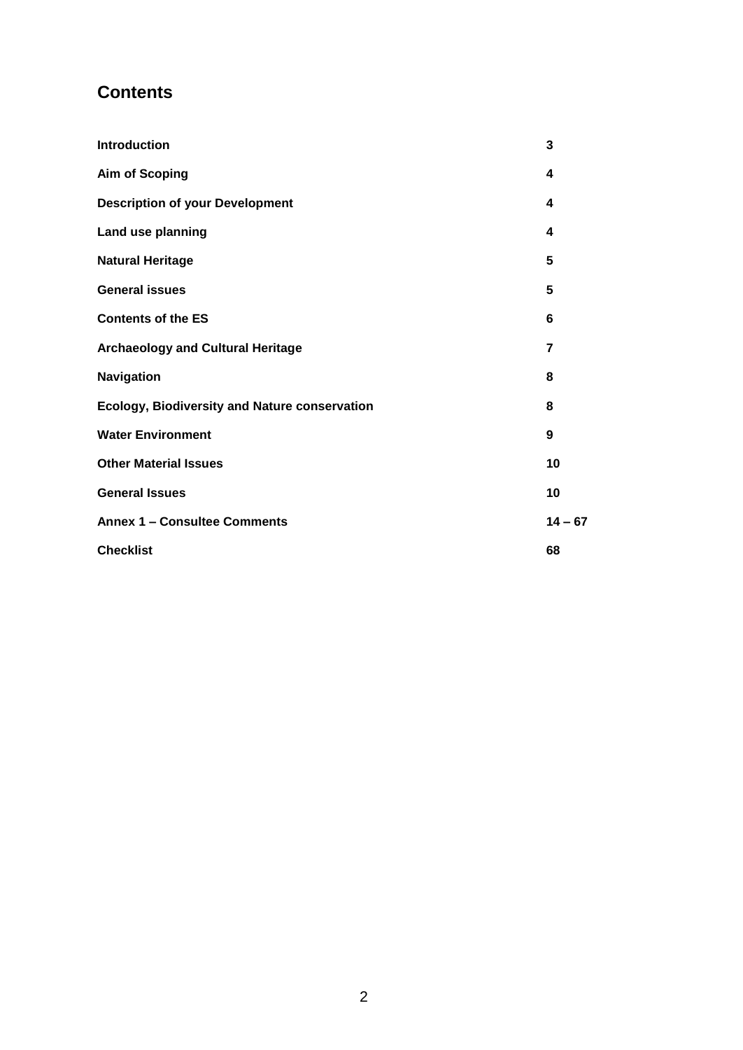## Contents

| | |
|---|---|
| **Introduction** | **3** |
| **Aim of Scoping** | **4** |
| **Description of your Development** | **4** |
| **Land use planning** | **4** |
| **Natural Heritage** | **5** |
| **General issues** | **5** |
| **Contents of the ES** | **6** |
| **Archaeology and Cultural Heritage** | **7** |
| **Navigation** | **8** |
| **Ecology, Biodiversity and Nature conservation** | **8** |
| **Water Environment** | **9** |
| **Other Material Issues** | **10** |
| **General Issues** | **10** |
| **Annex 1 – Consultee Comments** | **14 – 67** |
| **Checklist** | **68** |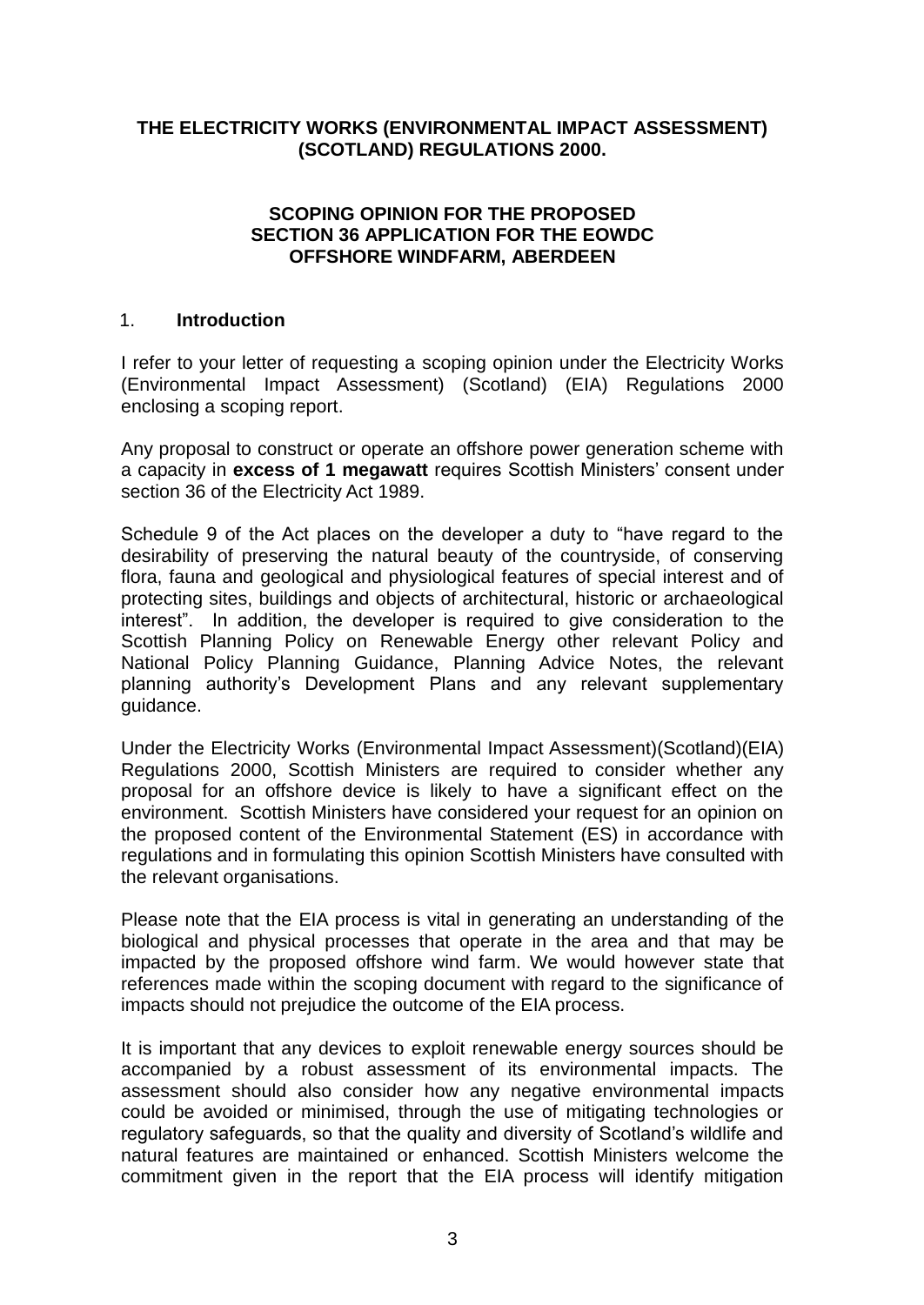**THE ELECTRICITY WORKS (ENVIRONMENTAL IMPACT ASSESSMENT) (SCOTLAND) REGULATIONS 2000.**

**SCOPING OPINION FOR THE PROPOSED SECTION 36 APPLICATION FOR THE EOWDC OFFSHORE WINDFARM, ABERDEEN**

## 1. Introduction

I refer to your letter of requesting a scoping opinion under the Electricity Works (Environmental Impact Assessment) (Scotland) (EIA) Regulations 2000 enclosing a scoping report.

Any proposal to construct or operate an offshore power generation scheme with a capacity in **excess of 1 megawatt** requires Scottish Ministers' consent under section 36 of the Electricity Act 1989.

Schedule 9 of the Act places on the developer a duty to "have regard to the desirability of preserving the natural beauty of the countryside, of conserving flora, fauna and geological and physiological features of special interest and of protecting sites, buildings and objects of architectural, historic or archaeological interest". In addition, the developer is required to give consideration to the Scottish Planning Policy on Renewable Energy other relevant Policy and National Policy Planning Guidance, Planning Advice Notes, the relevant planning authority's Development Plans and any relevant supplementary guidance.

Under the Electricity Works (Environmental Impact Assessment)(Scotland)(EIA) Regulations 2000, Scottish Ministers are required to consider whether any proposal for an offshore device is likely to have a significant effect on the environment. Scottish Ministers have considered your request for an opinion on the proposed content of the Environmental Statement (ES) in accordance with regulations and in formulating this opinion Scottish Ministers have consulted with the relevant organisations.

Please note that the EIA process is vital in generating an understanding of the biological and physical processes that operate in the area and that may be impacted by the proposed offshore wind farm. We would however state that references made within the scoping document with regard to the significance of impacts should not prejudice the outcome of the EIA process.

It is important that any devices to exploit renewable energy sources should be accompanied by a robust assessment of its environmental impacts. The assessment should also consider how any negative environmental impacts could be avoided or minimised, through the use of mitigating technologies or regulatory safeguards, so that the quality and diversity of Scotland's wildlife and natural features are maintained or enhanced. Scottish Ministers welcome the commitment given in the report that the EIA process will identify mitigation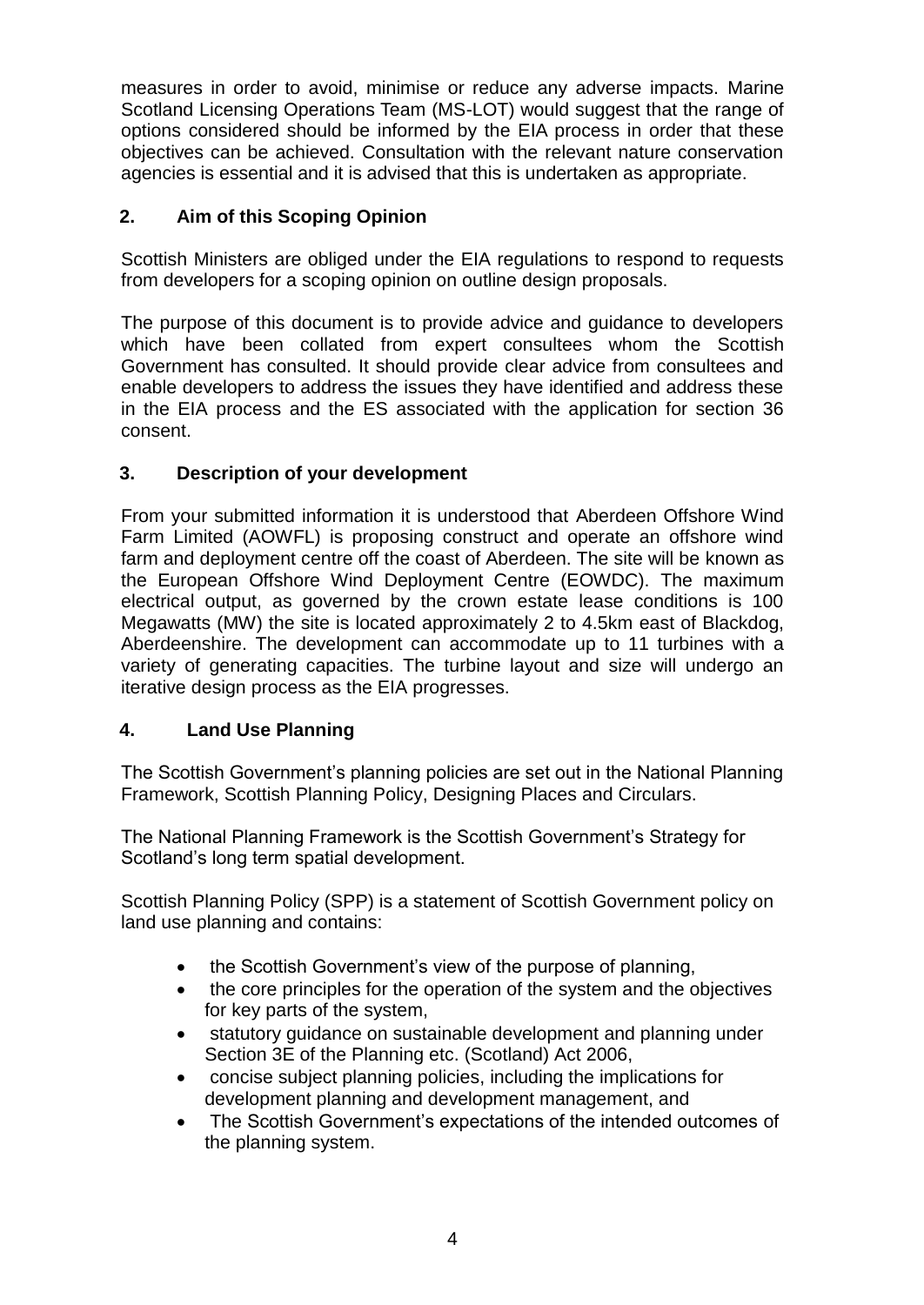measures in order to avoid, minimise or reduce any adverse impacts. Marine Scotland Licensing Operations Team (MS-LOT) would suggest that the range of options considered should be informed by the EIA process in order that these objectives can be achieved. Consultation with the relevant nature conservation agencies is essential and it is advised that this is undertaken as appropriate.

## 2. Aim of this Scoping Opinion

Scottish Ministers are obliged under the EIA regulations to respond to requests from developers for a scoping opinion on outline design proposals.

The purpose of this document is to provide advice and guidance to developers which have been collated from expert consultees whom the Scottish Government has consulted. It should provide clear advice from consultees and enable developers to address the issues they have identified and address these in the EIA process and the ES associated with the application for section 36 consent.

## 3. Description of your development

From your submitted information it is understood that Aberdeen Offshore Wind Farm Limited (AOWFL) is proposing construct and operate an offshore wind farm and deployment centre off the coast of Aberdeen. The site will be known as the European Offshore Wind Deployment Centre (EOWDC). The maximum electrical output, as governed by the crown estate lease conditions is 100 Megawatts (MW) the site is located approximately 2 to 4.5km east of Blackdog, Aberdeenshire. The development can accommodate up to 11 turbines with a variety of generating capacities. The turbine layout and size will undergo an iterative design process as the EIA progresses.

## 4. Land Use Planning

The Scottish Government's planning policies are set out in the National Planning Framework, Scottish Planning Policy, Designing Places and Circulars.

The National Planning Framework is the Scottish Government's Strategy for Scotland's long term spatial development.

Scottish Planning Policy (SPP) is a statement of Scottish Government policy on land use planning and contains:

- the Scottish Government's view of the purpose of planning,
- the core principles for the operation of the system and the objectives for key parts of the system,
- statutory guidance on sustainable development and planning under Section 3E of the Planning etc. (Scotland) Act 2006,
- concise subject planning policies, including the implications for development planning and development management, and
- The Scottish Government's expectations of the intended outcomes of the planning system.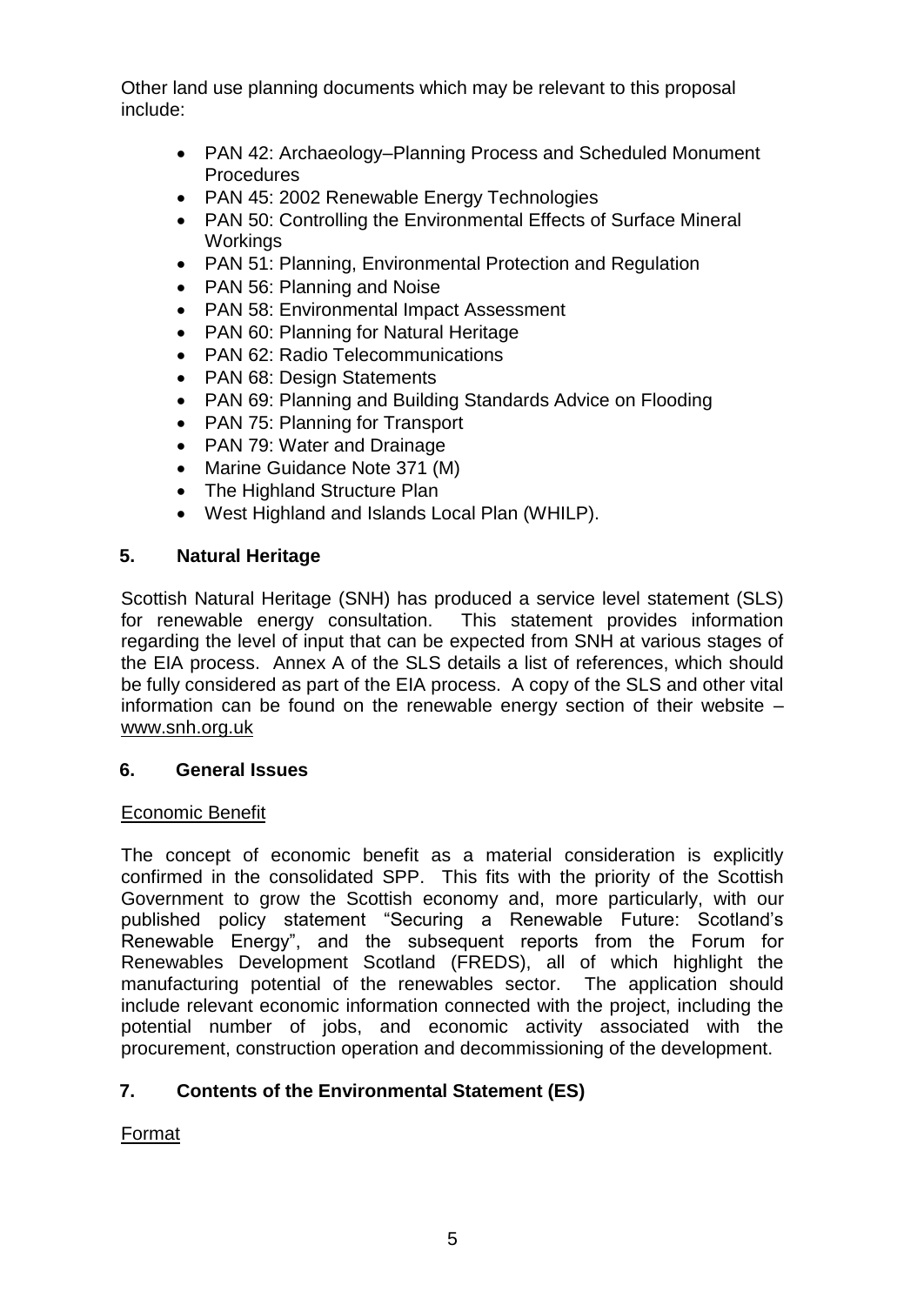Other land use planning documents which may be relevant to this proposal include:

- PAN 42: Archaeology–Planning Process and Scheduled Monument Procedures
- PAN 45: 2002 Renewable Energy Technologies
- PAN 50: Controlling the Environmental Effects of Surface Mineral Workings
- PAN 51: Planning, Environmental Protection and Regulation
- PAN 56: Planning and Noise
- PAN 58: Environmental Impact Assessment
- PAN 60: Planning for Natural Heritage
- PAN 62: Radio Telecommunications
- PAN 68: Design Statements
- PAN 69: Planning and Building Standards Advice on Flooding
- PAN 75: Planning for Transport
- PAN 79: Water and Drainage
- Marine Guidance Note 371 (M)
- The Highland Structure Plan
- West Highland and Islands Local Plan (WHILP).

## 5. Natural Heritage

Scottish Natural Heritage (SNH) has produced a service level statement (SLS) for renewable energy consultation. This statement provides information regarding the level of input that can be expected from SNH at various stages of the EIA process. Annex A of the SLS details a list of references, which should be fully considered as part of the EIA process. A copy of the SLS and other vital information can be found on the renewable energy section of their website – www.snh.org.uk

## 6. General Issues

Economic Benefit

The concept of economic benefit as a material consideration is explicitly confirmed in the consolidated SPP. This fits with the priority of the Scottish Government to grow the Scottish economy and, more particularly, with our published policy statement "Securing a Renewable Future: Scotland's Renewable Energy", and the subsequent reports from the Forum for Renewables Development Scotland (FREDS), all of which highlight the manufacturing potential of the renewables sector. The application should include relevant economic information connected with the project, including the potential number of jobs, and economic activity associated with the procurement, construction operation and decommissioning of the development.

## 7. Contents of the Environmental Statement (ES)

Format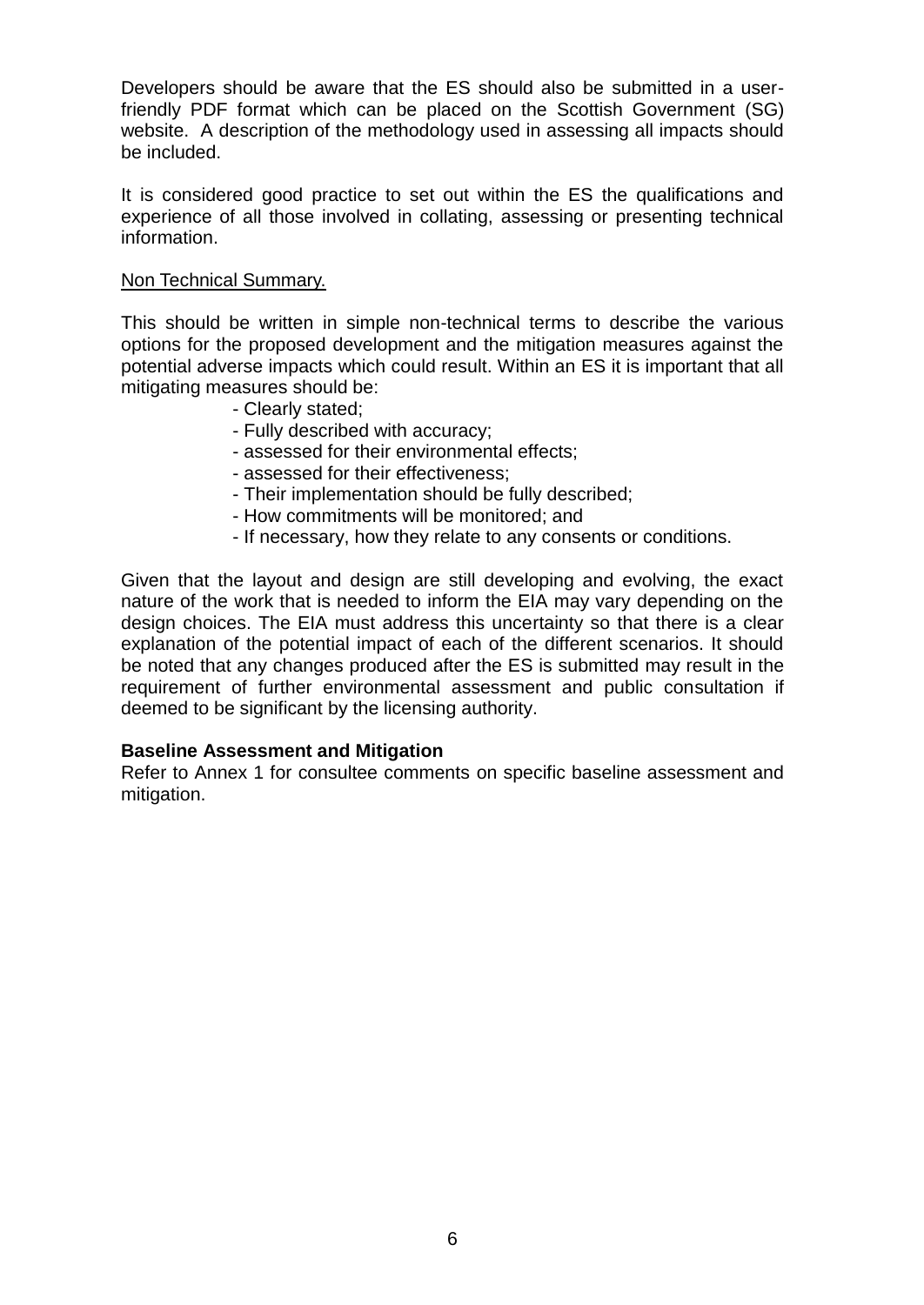Developers should be aware that the ES should also be submitted in a user-friendly PDF format which can be placed on the Scottish Government (SG) website. A description of the methodology used in assessing all impacts should be included.

It is considered good practice to set out within the ES the qualifications and experience of all those involved in collating, assessing or presenting technical information.

<u>Non Technical Summary.</u>

This should be written in simple non-technical terms to describe the various options for the proposed development and the mitigation measures against the potential adverse impacts which could result. Within an ES it is important that all mitigating measures should be:

- Clearly stated;
- Fully described with accuracy;
- assessed for their environmental effects;
- assessed for their effectiveness;
- Their implementation should be fully described;
- How commitments will be monitored; and
- If necessary, how they relate to any consents or conditions.

Given that the layout and design are still developing and evolving, the exact nature of the work that is needed to inform the EIA may vary depending on the design choices. The EIA must address this uncertainty so that there is a clear explanation of the potential impact of each of the different scenarios. It should be noted that any changes produced after the ES is submitted may result in the requirement of further environmental assessment and public consultation if deemed to be significant by the licensing authority.

**Baseline Assessment and Mitigation**

Refer to Annex 1 for consultee comments on specific baseline assessment and mitigation.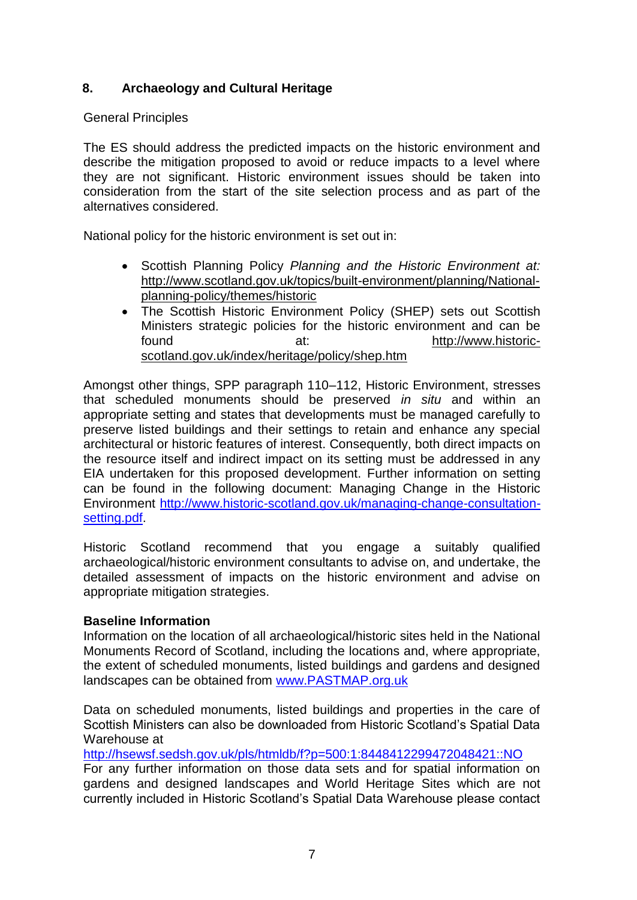## 8. Archaeology and Cultural Heritage

General Principles

The ES should address the predicted impacts on the historic environment and describe the mitigation proposed to avoid or reduce impacts to a level where they are not significant. Historic environment issues should be taken into consideration from the start of the site selection process and as part of the alternatives considered.

National policy for the historic environment is set out in:

- Scottish Planning Policy *Planning and the Historic Environment at:* http://www.scotland.gov.uk/topics/built-environment/planning/National-planning-policy/themes/historic
- The Scottish Historic Environment Policy (SHEP) sets out Scottish Ministers strategic policies for the historic environment and can be found at: http://www.historic-scotland.gov.uk/index/heritage/policy/shep.htm

Amongst other things, SPP paragraph 110–112, Historic Environment, stresses that scheduled monuments should be preserved *in situ* and within an appropriate setting and states that developments must be managed carefully to preserve listed buildings and their settings to retain and enhance any special architectural or historic features of interest. Consequently, both direct impacts on the resource itself and indirect impact on its setting must be addressed in any EIA undertaken for this proposed development. Further information on setting can be found in the following document: Managing Change in the Historic Environment http://www.historic-scotland.gov.uk/managing-change-consultation-setting.pdf.

Historic Scotland recommend that you engage a suitably qualified archaeological/historic environment consultants to advise on, and undertake, the detailed assessment of impacts on the historic environment and advise on appropriate mitigation strategies.

**Baseline Information**

Information on the location of all archaeological/historic sites held in the National Monuments Record of Scotland, including the locations and, where appropriate, the extent of scheduled monuments, listed buildings and gardens and designed landscapes can be obtained from www.PASTMAP.org.uk

Data on scheduled monuments, listed buildings and properties in the care of Scottish Ministers can also be downloaded from Historic Scotland's Spatial Data Warehouse at
http://hsewsf.sedsh.gov.uk/pls/htmldb/f?p=500:1:8448412299472048421::NO
For any further information on those data sets and for spatial information on gardens and designed landscapes and World Heritage Sites which are not currently included in Historic Scotland's Spatial Data Warehouse please contact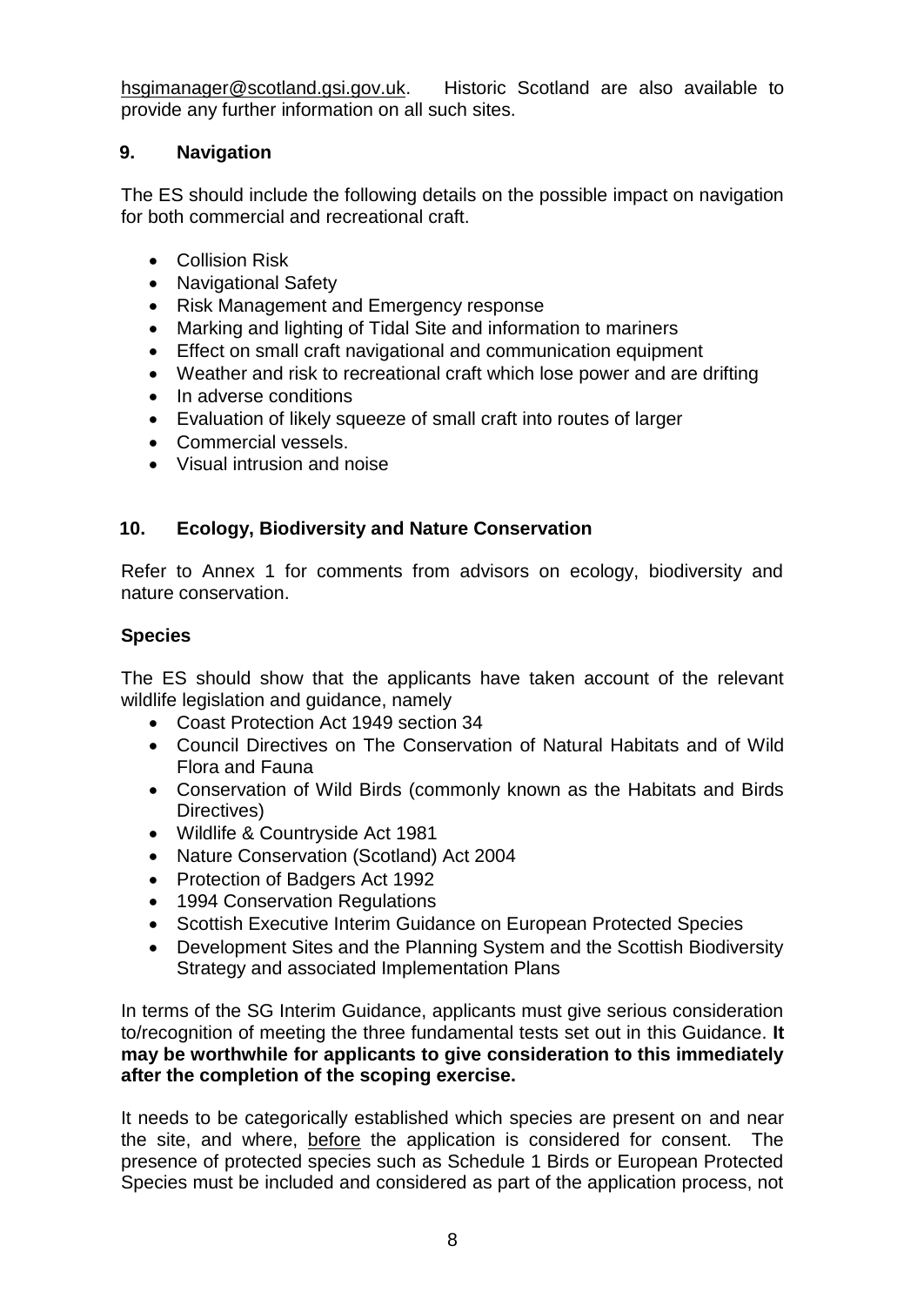hsgimanager@scotland.gsi.gov.uk. Historic Scotland are also available to provide any further information on all such sites.

## 9. Navigation

The ES should include the following details on the possible impact on navigation for both commercial and recreational craft.

- Collision Risk
- Navigational Safety
- Risk Management and Emergency response
- Marking and lighting of Tidal Site and information to mariners
- Effect on small craft navigational and communication equipment
- Weather and risk to recreational craft which lose power and are drifting
- In adverse conditions
- Evaluation of likely squeeze of small craft into routes of larger
- Commercial vessels.
- Visual intrusion and noise

## 10. Ecology, Biodiversity and Nature Conservation

Refer to Annex 1 for comments from advisors on ecology, biodiversity and nature conservation.

### Species

The ES should show that the applicants have taken account of the relevant wildlife legislation and guidance, namely

- Coast Protection Act 1949 section 34
- Council Directives on The Conservation of Natural Habitats and of Wild Flora and Fauna
- Conservation of Wild Birds (commonly known as the Habitats and Birds Directives)
- Wildlife & Countryside Act 1981
- Nature Conservation (Scotland) Act 2004
- Protection of Badgers Act 1992
- 1994 Conservation Regulations
- Scottish Executive Interim Guidance on European Protected Species
- Development Sites and the Planning System and the Scottish Biodiversity Strategy and associated Implementation Plans

In terms of the SG Interim Guidance, applicants must give serious consideration to/recognition of meeting the three fundamental tests set out in this Guidance. **It may be worthwhile for applicants to give consideration to this immediately after the completion of the scoping exercise.**

It needs to be categorically established which species are present on and near the site, and where, before the application is considered for consent. The presence of protected species such as Schedule 1 Birds or European Protected Species must be included and considered as part of the application process, not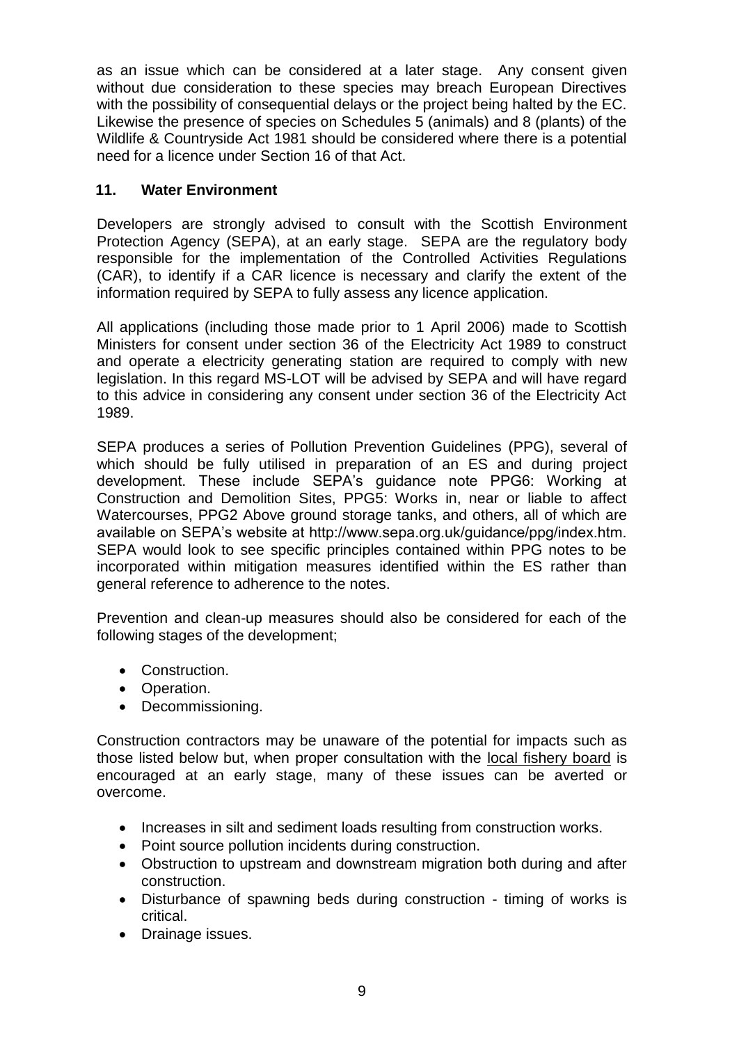as an issue which can be considered at a later stage. Any consent given without due consideration to these species may breach European Directives with the possibility of consequential delays or the project being halted by the EC. Likewise the presence of species on Schedules 5 (animals) and 8 (plants) of the Wildlife & Countryside Act 1981 should be considered where there is a potential need for a licence under Section 16 of that Act.

## 11. Water Environment

Developers are strongly advised to consult with the Scottish Environment Protection Agency (SEPA), at an early stage. SEPA are the regulatory body responsible for the implementation of the Controlled Activities Regulations (CAR), to identify if a CAR licence is necessary and clarify the extent of the information required by SEPA to fully assess any licence application.

All applications (including those made prior to 1 April 2006) made to Scottish Ministers for consent under section 36 of the Electricity Act 1989 to construct and operate a electricity generating station are required to comply with new legislation. In this regard MS-LOT will be advised by SEPA and will have regard to this advice in considering any consent under section 36 of the Electricity Act 1989.

SEPA produces a series of Pollution Prevention Guidelines (PPG), several of which should be fully utilised in preparation of an ES and during project development. These include SEPA's guidance note PPG6: Working at Construction and Demolition Sites, PPG5: Works in, near or liable to affect Watercourses, PPG2 Above ground storage tanks, and others, all of which are available on SEPA's website at http://www.sepa.org.uk/guidance/ppg/index.htm. SEPA would look to see specific principles contained within PPG notes to be incorporated within mitigation measures identified within the ES rather than general reference to adherence to the notes.

Prevention and clean-up measures should also be considered for each of the following stages of the development;

- Construction.
- Operation.
- Decommissioning.

Construction contractors may be unaware of the potential for impacts such as those listed below but, when proper consultation with the local fishery board is encouraged at an early stage, many of these issues can be averted or overcome.

- Increases in silt and sediment loads resulting from construction works.
- Point source pollution incidents during construction.
- Obstruction to upstream and downstream migration both during and after construction.
- Disturbance of spawning beds during construction - timing of works is critical.
- Drainage issues.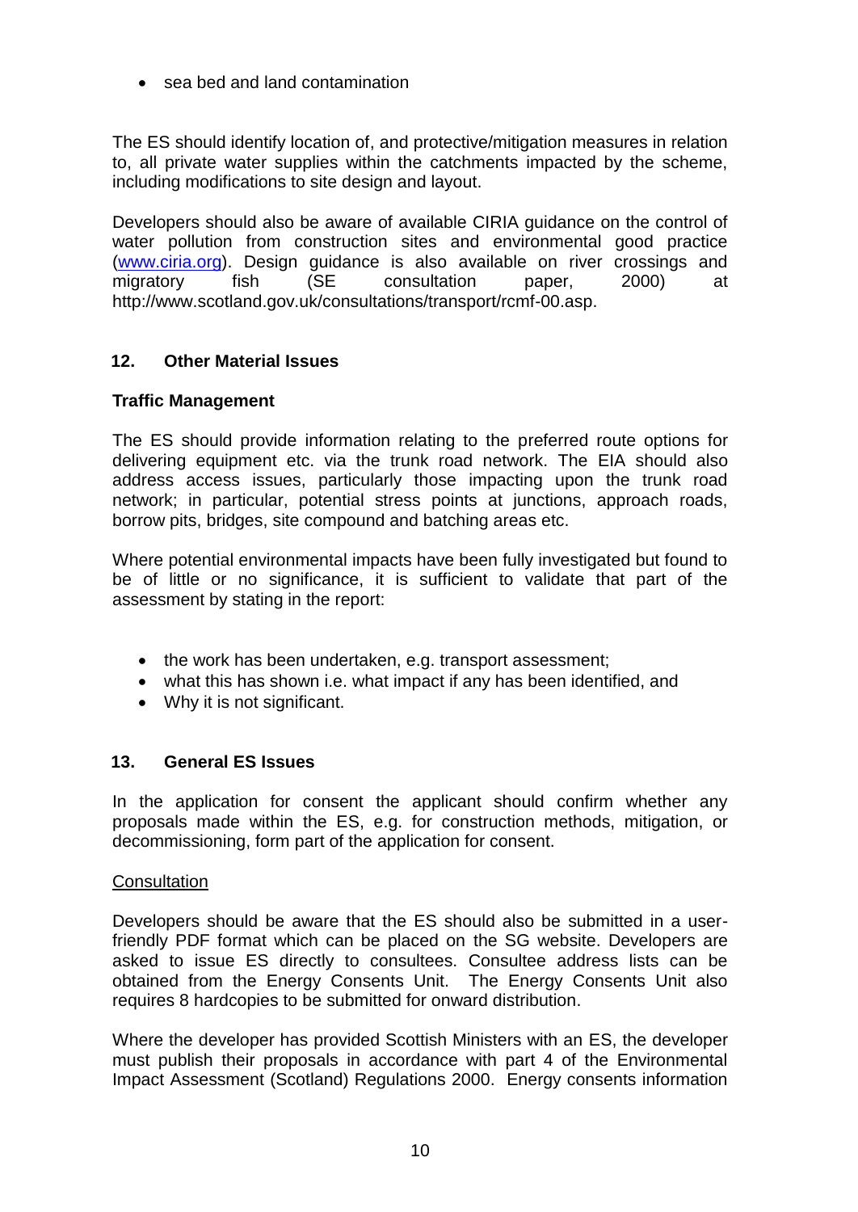- sea bed and land contamination

The ES should identify location of, and protective/mitigation measures in relation to, all private water supplies within the catchments impacted by the scheme, including modifications to site design and layout.

Developers should also be aware of available CIRIA guidance on the control of water pollution from construction sites and environmental good practice (www.ciria.org). Design guidance is also available on river crossings and migratory fish (SE consultation paper, 2000) at http://www.scotland.gov.uk/consultations/transport/rcmf-00.asp.

## 12. Other Material Issues

**Traffic Management**

The ES should provide information relating to the preferred route options for delivering equipment etc. via the trunk road network. The EIA should also address access issues, particularly those impacting upon the trunk road network; in particular, potential stress points at junctions, approach roads, borrow pits, bridges, site compound and batching areas etc.

Where potential environmental impacts have been fully investigated but found to be of little or no significance, it is sufficient to validate that part of the assessment by stating in the report:

- the work has been undertaken, e.g. transport assessment;
- what this has shown i.e. what impact if any has been identified, and
- Why it is not significant.

## 13. General ES Issues

In the application for consent the applicant should confirm whether any proposals made within the ES, e.g. for construction methods, mitigation, or decommissioning, form part of the application for consent.

Consultation

Developers should be aware that the ES should also be submitted in a user-friendly PDF format which can be placed on the SG website. Developers are asked to issue ES directly to consultees. Consultee address lists can be obtained from the Energy Consents Unit. The Energy Consents Unit also requires 8 hardcopies to be submitted for onward distribution.

Where the developer has provided Scottish Ministers with an ES, the developer must publish their proposals in accordance with part 4 of the Environmental Impact Assessment (Scotland) Regulations 2000. Energy consents information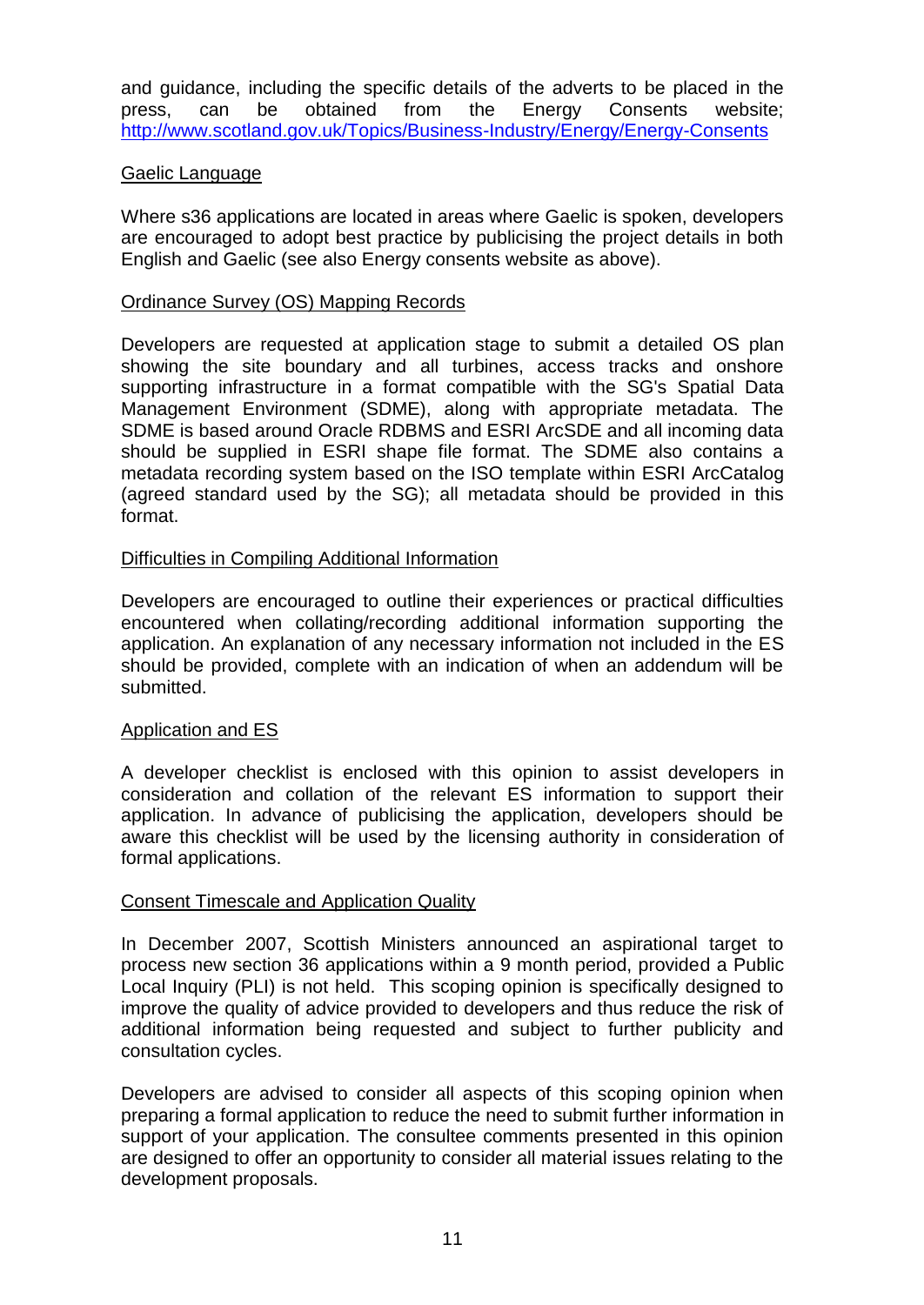and guidance, including the specific details of the adverts to be placed in the press, can be obtained from the Energy Consents website; http://www.scotland.gov.uk/Topics/Business-Industry/Energy/Energy-Consents

### Gaelic Language

Where s36 applications are located in areas where Gaelic is spoken, developers are encouraged to adopt best practice by publicising the project details in both English and Gaelic (see also Energy consents website as above).

### Ordinance Survey (OS) Mapping Records

Developers are requested at application stage to submit a detailed OS plan showing the site boundary and all turbines, access tracks and onshore supporting infrastructure in a format compatible with the SG's Spatial Data Management Environment (SDME), along with appropriate metadata. The SDME is based around Oracle RDBMS and ESRI ArcSDE and all incoming data should be supplied in ESRI shape file format. The SDME also contains a metadata recording system based on the ISO template within ESRI ArcCatalog (agreed standard used by the SG); all metadata should be provided in this format.

### Difficulties in Compiling Additional Information

Developers are encouraged to outline their experiences or practical difficulties encountered when collating/recording additional information supporting the application. An explanation of any necessary information not included in the ES should be provided, complete with an indication of when an addendum will be submitted.

### Application and ES

A developer checklist is enclosed with this opinion to assist developers in consideration and collation of the relevant ES information to support their application. In advance of publicising the application, developers should be aware this checklist will be used by the licensing authority in consideration of formal applications.

### Consent Timescale and Application Quality

In December 2007, Scottish Ministers announced an aspirational target to process new section 36 applications within a 9 month period, provided a Public Local Inquiry (PLI) is not held. This scoping opinion is specifically designed to improve the quality of advice provided to developers and thus reduce the risk of additional information being requested and subject to further publicity and consultation cycles.

Developers are advised to consider all aspects of this scoping opinion when preparing a formal application to reduce the need to submit further information in support of your application. The consultee comments presented in this opinion are designed to offer an opportunity to consider all material issues relating to the development proposals.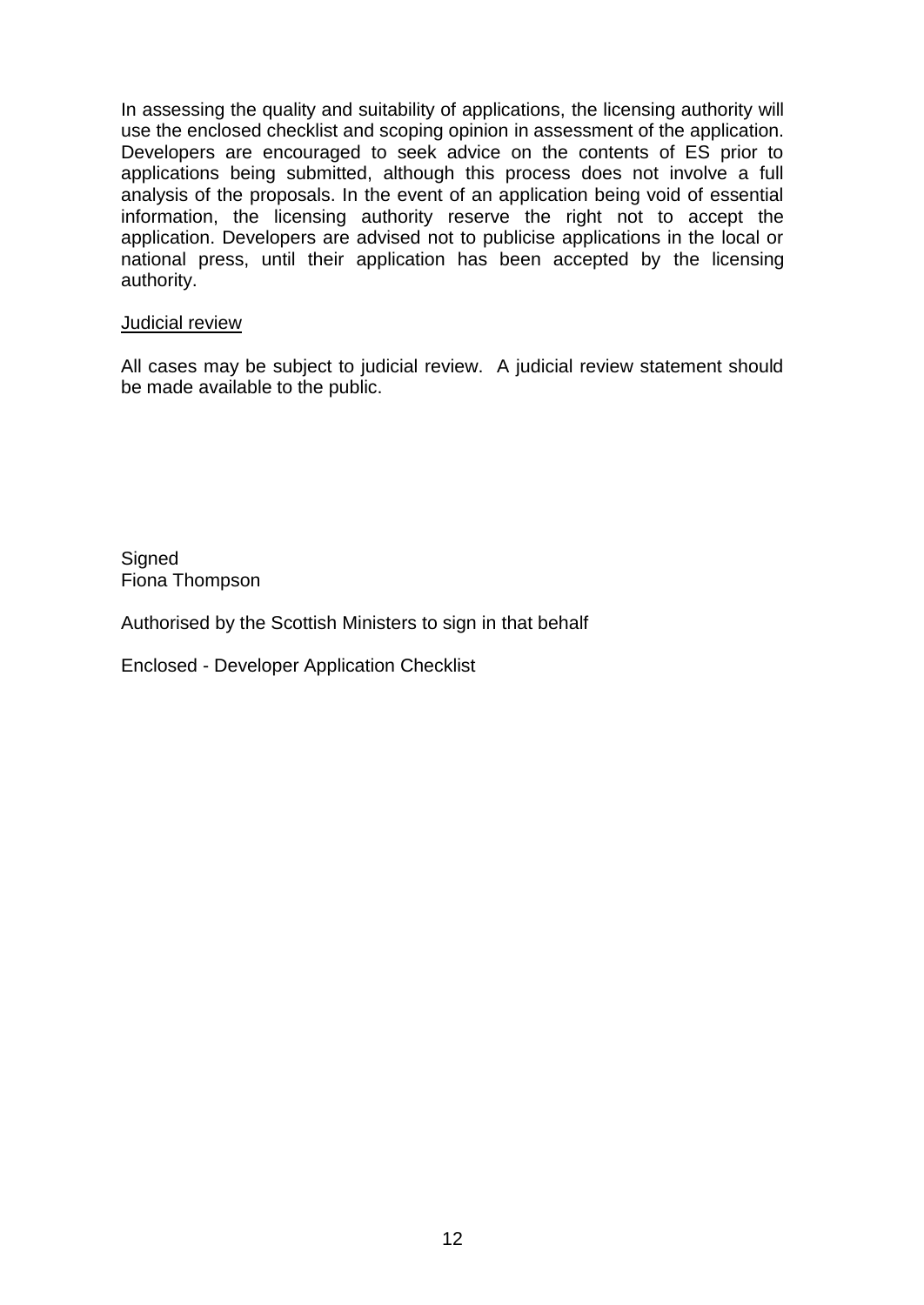In assessing the quality and suitability of applications, the licensing authority will use the enclosed checklist and scoping opinion in assessment of the application. Developers are encouraged to seek advice on the contents of ES prior to applications being submitted, although this process does not involve a full analysis of the proposals. In the event of an application being void of essential information, the licensing authority reserve the right not to accept the application. Developers are advised not to publicise applications in the local or national press, until their application has been accepted by the licensing authority.

<u>Judicial review</u>

All cases may be subject to judicial review. A judicial review statement should be made available to the public.

Signed
Fiona Thompson

Authorised by the Scottish Ministers to sign in that behalf

Enclosed - Developer Application Checklist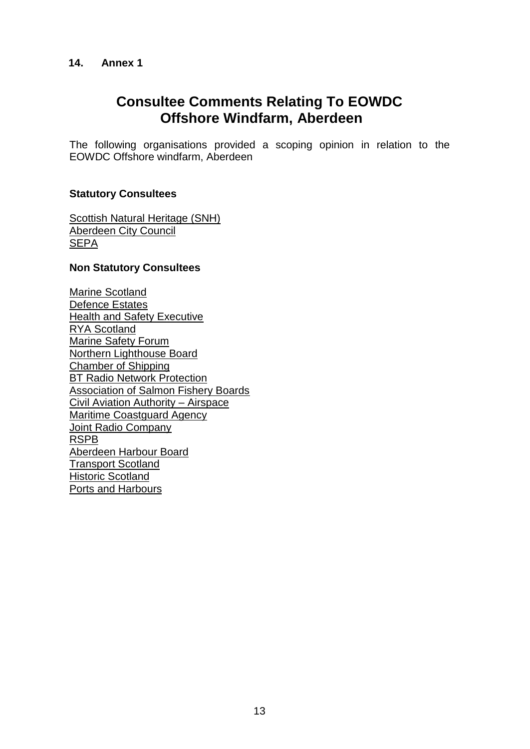## 14. Annex 1

# Consultee Comments Relating To EOWDC Offshore Windfarm, Aberdeen

The following organisations provided a scoping opinion in relation to the EOWDC Offshore windfarm, Aberdeen

**Statutory Consultees**

Scottish Natural Heritage (SNH)
Aberdeen City Council
SEPA

**Non Statutory Consultees**

Marine Scotland
Defence Estates
Health and Safety Executive
RYA Scotland
Marine Safety Forum
Northern Lighthouse Board
Chamber of Shipping
BT Radio Network Protection
Association of Salmon Fishery Boards
Civil Aviation Authority – Airspace
Maritime Coastguard Agency
Joint Radio Company
RSPB
Aberdeen Harbour Board
Transport Scotland
Historic Scotland
Ports and Harbours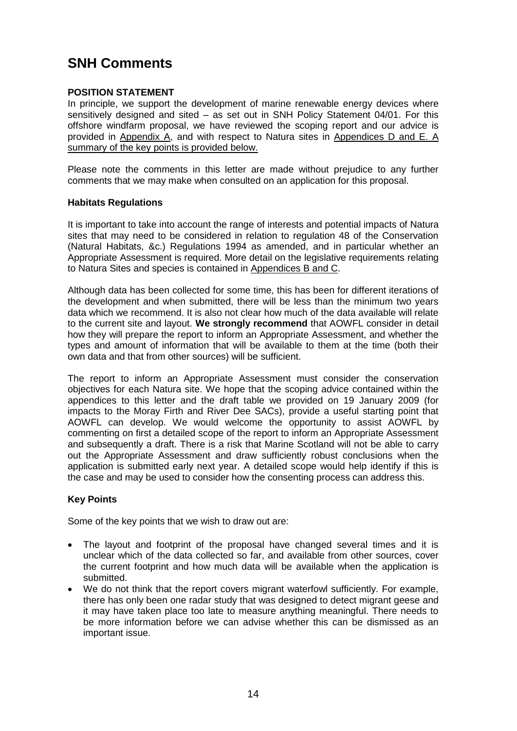# SNH Comments

**POSITION STATEMENT**

In principle, we support the development of marine renewable energy devices where sensitively designed and sited – as set out in SNH Policy Statement 04/01. For this offshore windfarm proposal, we have reviewed the scoping report and our advice is provided in Appendix A, and with respect to Natura sites in Appendices D and E. A summary of the key points is provided below.

Please note the comments in this letter are made without prejudice to any further comments that we may make when consulted on an application for this proposal.

**Habitats Regulations**

It is important to take into account the range of interests and potential impacts of Natura sites that may need to be considered in relation to regulation 48 of the Conservation (Natural Habitats, &c.) Regulations 1994 as amended, and in particular whether an Appropriate Assessment is required. More detail on the legislative requirements relating to Natura Sites and species is contained in Appendices B and C.

Although data has been collected for some time, this has been for different iterations of the development and when submitted, there will be less than the minimum two years data which we recommend. It is also not clear how much of the data available will relate to the current site and layout. **We strongly recommend** that AOWFL consider in detail how they will prepare the report to inform an Appropriate Assessment, and whether the types and amount of information that will be available to them at the time (both their own data and that from other sources) will be sufficient.

The report to inform an Appropriate Assessment must consider the conservation objectives for each Natura site. We hope that the scoping advice contained within the appendices to this letter and the draft table we provided on 19 January 2009 (for impacts to the Moray Firth and River Dee SACs), provide a useful starting point that AOWFL can develop. We would welcome the opportunity to assist AOWFL by commenting on first a detailed scope of the report to inform an Appropriate Assessment and subsequently a draft. There is a risk that Marine Scotland will not be able to carry out the Appropriate Assessment and draw sufficiently robust conclusions when the application is submitted early next year. A detailed scope would help identify if this is the case and may be used to consider how the consenting process can address this.

**Key Points**

Some of the key points that we wish to draw out are:

- The layout and footprint of the proposal have changed several times and it is unclear which of the data collected so far, and available from other sources, cover the current footprint and how much data will be available when the application is submitted.
- We do not think that the report covers migrant waterfowl sufficiently. For example, there has only been one radar study that was designed to detect migrant geese and it may have taken place too late to measure anything meaningful. There needs to be more information before we can advise whether this can be dismissed as an important issue.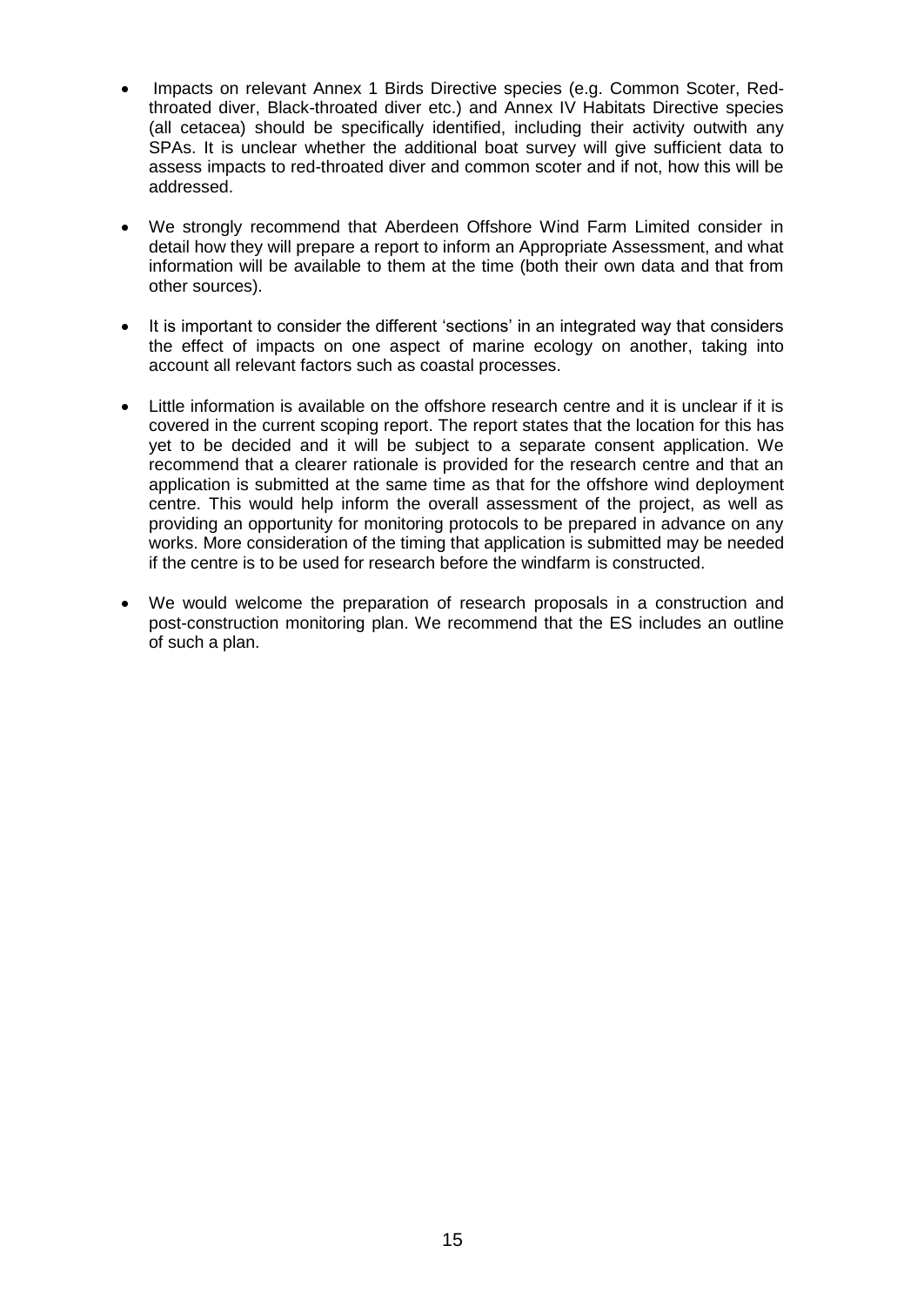- Impacts on relevant Annex 1 Birds Directive species (e.g. Common Scoter, Red-throated diver, Black-throated diver etc.) and Annex IV Habitats Directive species (all cetacea) should be specifically identified, including their activity outwith any SPAs. It is unclear whether the additional boat survey will give sufficient data to assess impacts to red-throated diver and common scoter and if not, how this will be addressed.

- We strongly recommend that Aberdeen Offshore Wind Farm Limited consider in detail how they will prepare a report to inform an Appropriate Assessment, and what information will be available to them at the time (both their own data and that from other sources).

- It is important to consider the different 'sections' in an integrated way that considers the effect of impacts on one aspect of marine ecology on another, taking into account all relevant factors such as coastal processes.

- Little information is available on the offshore research centre and it is unclear if it is covered in the current scoping report. The report states that the location for this has yet to be decided and it will be subject to a separate consent application. We recommend that a clearer rationale is provided for the research centre and that an application is submitted at the same time as that for the offshore wind deployment centre. This would help inform the overall assessment of the project, as well as providing an opportunity for monitoring protocols to be prepared in advance on any works. More consideration of the timing that application is submitted may be needed if the centre is to be used for research before the windfarm is constructed.

- We would welcome the preparation of research proposals in a construction and post-construction monitoring plan. We recommend that the ES includes an outline of such a plan.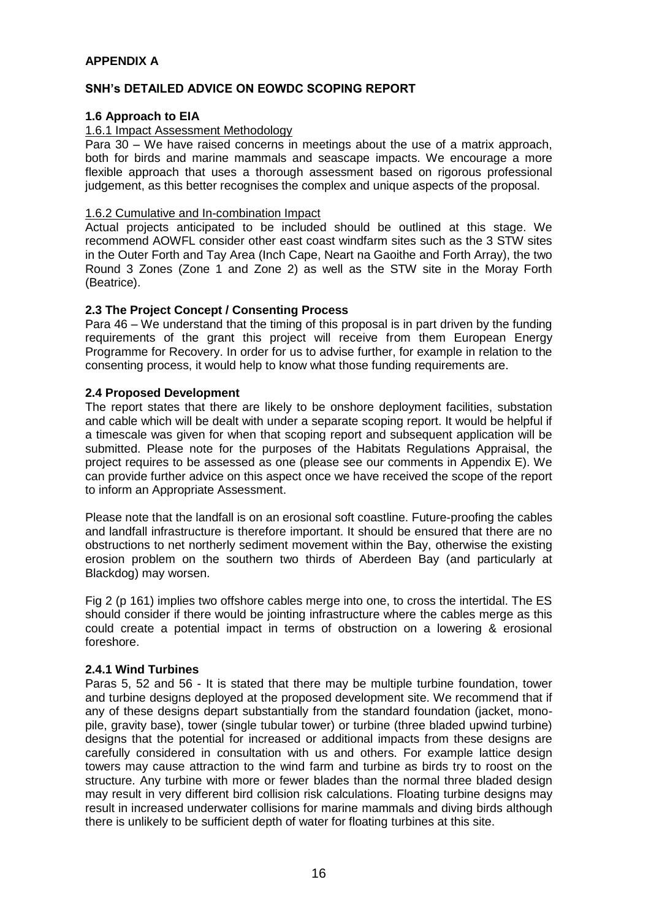## APPENDIX A

## SNH's DETAILED ADVICE ON EOWDC SCOPING REPORT

### 1.6 Approach to EIA

#### 1.6.1 Impact Assessment Methodology

Para 30 – We have raised concerns in meetings about the use of a matrix approach, both for birds and marine mammals and seascape impacts. We encourage a more flexible approach that uses a thorough assessment based on rigorous professional judgement, as this better recognises the complex and unique aspects of the proposal.

#### 1.6.2 Cumulative and In-combination Impact

Actual projects anticipated to be included should be outlined at this stage. We recommend AOWFL consider other east coast windfarm sites such as the 3 STW sites in the Outer Forth and Tay Area (Inch Cape, Neart na Gaoithe and Forth Array), the two Round 3 Zones (Zone 1 and Zone 2) as well as the STW site in the Moray Forth (Beatrice).

### 2.3 The Project Concept / Consenting Process

Para 46 – We understand that the timing of this proposal is in part driven by the funding requirements of the grant this project will receive from them European Energy Programme for Recovery. In order for us to advise further, for example in relation to the consenting process, it would help to know what those funding requirements are.

### 2.4 Proposed Development

The report states that there are likely to be onshore deployment facilities, substation and cable which will be dealt with under a separate scoping report. It would be helpful if a timescale was given for when that scoping report and subsequent application will be submitted. Please note for the purposes of the Habitats Regulations Appraisal, the project requires to be assessed as one (please see our comments in Appendix E). We can provide further advice on this aspect once we have received the scope of the report to inform an Appropriate Assessment.

Please note that the landfall is on an erosional soft coastline. Future-proofing the cables and landfall infrastructure is therefore important. It should be ensured that there are no obstructions to net northerly sediment movement within the Bay, otherwise the existing erosion problem on the southern two thirds of Aberdeen Bay (and particularly at Blackdog) may worsen.

Fig 2 (p 161) implies two offshore cables merge into one, to cross the intertidal. The ES should consider if there would be jointing infrastructure where the cables merge as this could create a potential impact in terms of obstruction on a lowering & erosional foreshore.

#### 2.4.1 Wind Turbines

Paras 5, 52 and 56 - It is stated that there may be multiple turbine foundation, tower and turbine designs deployed at the proposed development site. We recommend that if any of these designs depart substantially from the standard foundation (jacket, mono-pile, gravity base), tower (single tubular tower) or turbine (three bladed upwind turbine) designs that the potential for increased or additional impacts from these designs are carefully considered in consultation with us and others. For example lattice design towers may cause attraction to the wind farm and turbine as birds try to roost on the structure. Any turbine with more or fewer blades than the normal three bladed design may result in very different bird collision risk calculations. Floating turbine designs may result in increased underwater collisions for marine mammals and diving birds although there is unlikely to be sufficient depth of water for floating turbines at this site.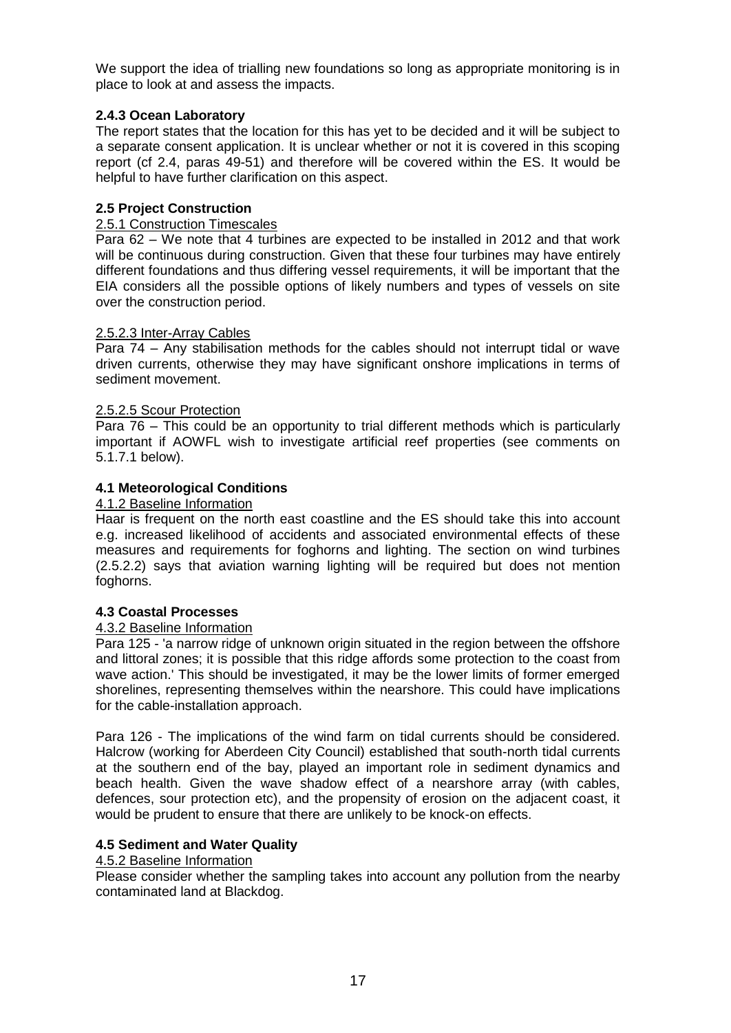We support the idea of trialling new foundations so long as appropriate monitoring is in place to look at and assess the impacts.

**2.4.3 Ocean Laboratory**

The report states that the location for this has yet to be decided and it will be subject to a separate consent application. It is unclear whether or not it is covered in this scoping report (cf 2.4, paras 49-51) and therefore will be covered within the ES. It would be helpful to have further clarification on this aspect.

**2.5 Project Construction**

<u>2.5.1 Construction Timescales</u>

Para 62 – We note that 4 turbines are expected to be installed in 2012 and that work will be continuous during construction. Given that these four turbines may have entirely different foundations and thus differing vessel requirements, it will be important that the EIA considers all the possible options of likely numbers and types of vessels on site over the construction period.

<u>2.5.2.3 Inter-Array Cables</u>

Para 74 – Any stabilisation methods for the cables should not interrupt tidal or wave driven currents, otherwise they may have significant onshore implications in terms of sediment movement.

<u>2.5.2.5 Scour Protection</u>

Para 76 – This could be an opportunity to trial different methods which is particularly important if AOWFL wish to investigate artificial reef properties (see comments on 5.1.7.1 below).

**4.1 Meteorological Conditions**

<u>4.1.2 Baseline Information</u>

Haar is frequent on the north east coastline and the ES should take this into account e.g. increased likelihood of accidents and associated environmental effects of these measures and requirements for foghorns and lighting. The section on wind turbines (2.5.2.2) says that aviation warning lighting will be required but does not mention foghorns.

**4.3 Coastal Processes**

<u>4.3.2 Baseline Information</u>

Para 125 - 'a narrow ridge of unknown origin situated in the region between the offshore and littoral zones; it is possible that this ridge affords some protection to the coast from wave action.' This should be investigated, it may be the lower limits of former emerged shorelines, representing themselves within the nearshore. This could have implications for the cable-installation approach.

Para 126 - The implications of the wind farm on tidal currents should be considered. Halcrow (working for Aberdeen City Council) established that south-north tidal currents at the southern end of the bay, played an important role in sediment dynamics and beach health. Given the wave shadow effect of a nearshore array (with cables, defences, sour protection etc), and the propensity of erosion on the adjacent coast, it would be prudent to ensure that there are unlikely to be knock-on effects.

**4.5 Sediment and Water Quality**

<u>4.5.2 Baseline Information</u>

Please consider whether the sampling takes into account any pollution from the nearby contaminated land at Blackdog.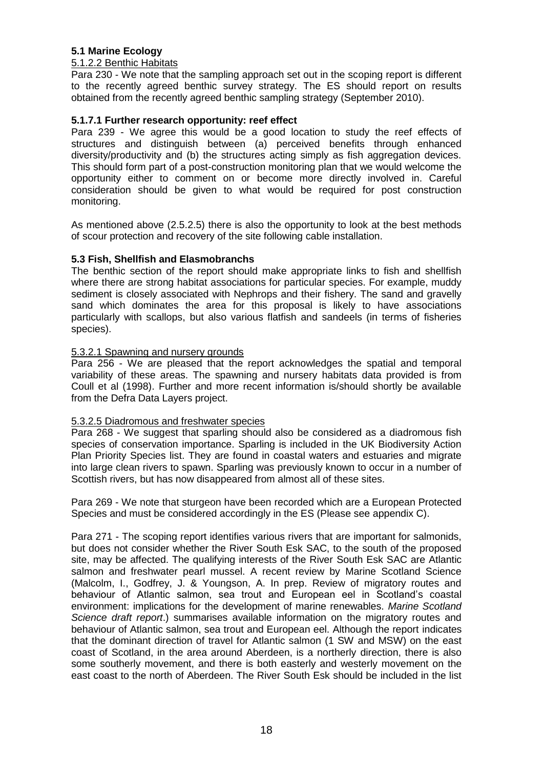### 5.1 Marine Ecology

5.1.2.2 Benthic Habitats

Para 230 - We note that the sampling approach set out in the scoping report is different to the recently agreed benthic survey strategy. The ES should report on results obtained from the recently agreed benthic sampling strategy (September 2010).

#### 5.1.7.1 Further research opportunity: reef effect

Para 239 - We agree this would be a good location to study the reef effects of structures and distinguish between (a) perceived benefits through enhanced diversity/productivity and (b) the structures acting simply as fish aggregation devices. This should form part of a post-construction monitoring plan that we would welcome the opportunity either to comment on or become more directly involved in. Careful consideration should be given to what would be required for post construction monitoring.

As mentioned above (2.5.2.5) there is also the opportunity to look at the best methods of scour protection and recovery of the site following cable installation.

### 5.3 Fish, Shellfish and Elasmobranchs

The benthic section of the report should make appropriate links to fish and shellfish where there are strong habitat associations for particular species. For example, muddy sediment is closely associated with Nephrops and their fishery. The sand and gravelly sand which dominates the area for this proposal is likely to have associations particularly with scallops, but also various flatfish and sandeels (in terms of fisheries species).

5.3.2.1 Spawning and nursery grounds

Para 256 - We are pleased that the report acknowledges the spatial and temporal variability of these areas. The spawning and nursery habitats data provided is from Coull et al (1998). Further and more recent information is/should shortly be available from the Defra Data Layers project.

5.3.2.5 Diadromous and freshwater species

Para 268 - We suggest that sparling should also be considered as a diadromous fish species of conservation importance. Sparling is included in the UK Biodiversity Action Plan Priority Species list. They are found in coastal waters and estuaries and migrate into large clean rivers to spawn. Sparling was previously known to occur in a number of Scottish rivers, but has now disappeared from almost all of these sites.

Para 269 - We note that sturgeon have been recorded which are a European Protected Species and must be considered accordingly in the ES (Please see appendix C).

Para 271 - The scoping report identifies various rivers that are important for salmonids, but does not consider whether the River South Esk SAC, to the south of the proposed site, may be affected. The qualifying interests of the River South Esk SAC are Atlantic salmon and freshwater pearl mussel. A recent review by Marine Scotland Science (Malcolm, I., Godfrey, J. & Youngson, A. In prep. Review of migratory routes and behaviour of Atlantic salmon, sea trout and European eel in Scotland's coastal environment: implications for the development of marine renewables. *Marine Scotland Science draft report*.) summarises available information on the migratory routes and behaviour of Atlantic salmon, sea trout and European eel. Although the report indicates that the dominant direction of travel for Atlantic salmon (1 SW and MSW) on the east coast of Scotland, in the area around Aberdeen, is a northerly direction, there is also some southerly movement, and there is both easterly and westerly movement on the east coast to the north of Aberdeen. The River South Esk should be included in the list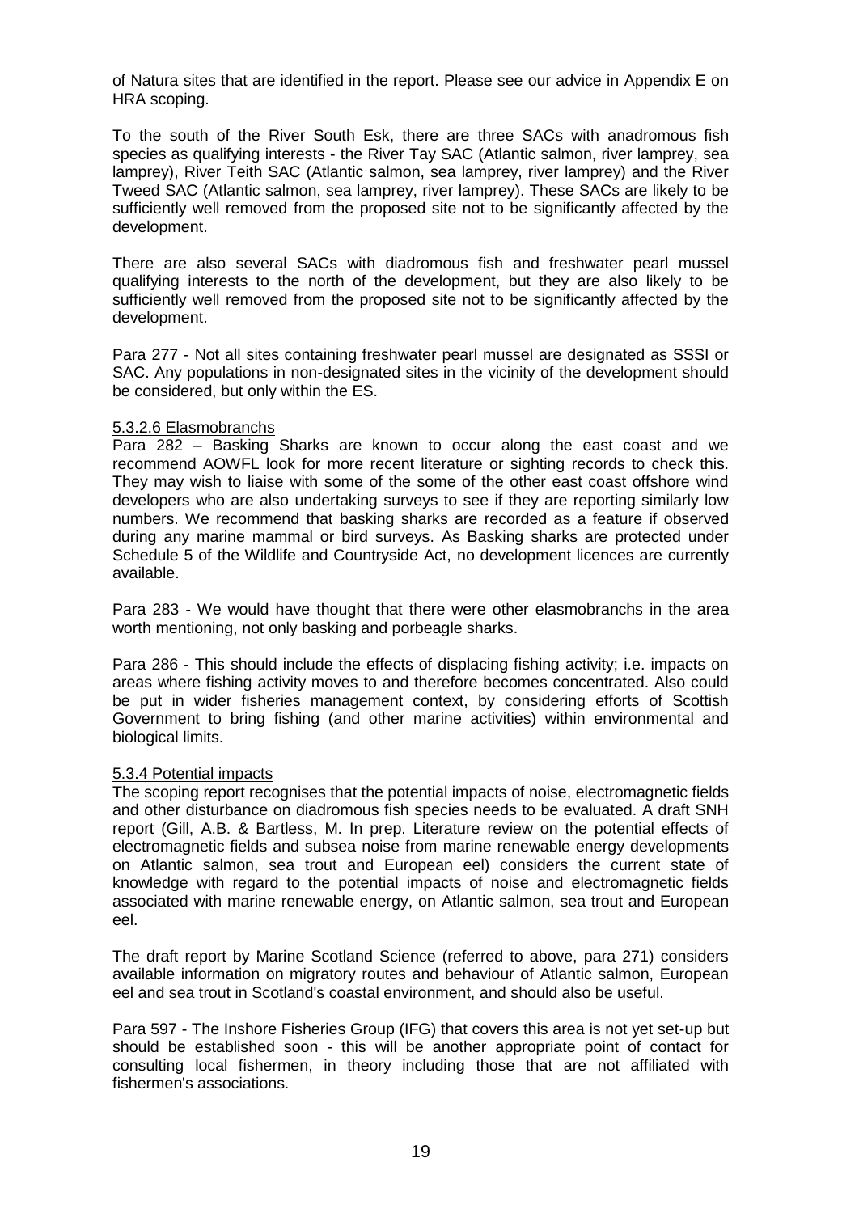of Natura sites that are identified in the report. Please see our advice in Appendix E on HRA scoping.

To the south of the River South Esk, there are three SACs with anadromous fish species as qualifying interests - the River Tay SAC (Atlantic salmon, river lamprey, sea lamprey), River Teith SAC (Atlantic salmon, sea lamprey, river lamprey) and the River Tweed SAC (Atlantic salmon, sea lamprey, river lamprey). These SACs are likely to be sufficiently well removed from the proposed site not to be significantly affected by the development.

There are also several SACs with diadromous fish and freshwater pearl mussel qualifying interests to the north of the development, but they are also likely to be sufficiently well removed from the proposed site not to be significantly affected by the development.

Para 277 - Not all sites containing freshwater pearl mussel are designated as SSSI or SAC. Any populations in non-designated sites in the vicinity of the development should be considered, but only within the ES.

5.3.2.6 Elasmobranchs

Para 282 – Basking Sharks are known to occur along the east coast and we recommend AOWFL look for more recent literature or sighting records to check this. They may wish to liaise with some of the some of the other east coast offshore wind developers who are also undertaking surveys to see if they are reporting similarly low numbers. We recommend that basking sharks are recorded as a feature if observed during any marine mammal or bird surveys. As Basking sharks are protected under Schedule 5 of the Wildlife and Countryside Act, no development licences are currently available.

Para 283 - We would have thought that there were other elasmobranchs in the area worth mentioning, not only basking and porbeagle sharks.

Para 286 - This should include the effects of displacing fishing activity; i.e. impacts on areas where fishing activity moves to and therefore becomes concentrated. Also could be put in wider fisheries management context, by considering efforts of Scottish Government to bring fishing (and other marine activities) within environmental and biological limits.

5.3.4 Potential impacts

The scoping report recognises that the potential impacts of noise, electromagnetic fields and other disturbance on diadromous fish species needs to be evaluated. A draft SNH report (Gill, A.B. & Bartless, M. In prep. Literature review on the potential effects of electromagnetic fields and subsea noise from marine renewable energy developments on Atlantic salmon, sea trout and European eel) considers the current state of knowledge with regard to the potential impacts of noise and electromagnetic fields associated with marine renewable energy, on Atlantic salmon, sea trout and European eel.

The draft report by Marine Scotland Science (referred to above, para 271) considers available information on migratory routes and behaviour of Atlantic salmon, European eel and sea trout in Scotland's coastal environment, and should also be useful.

Para 597 - The Inshore Fisheries Group (IFG) that covers this area is not yet set-up but should be established soon - this will be another appropriate point of contact for consulting local fishermen, in theory including those that are not affiliated with fishermen's associations.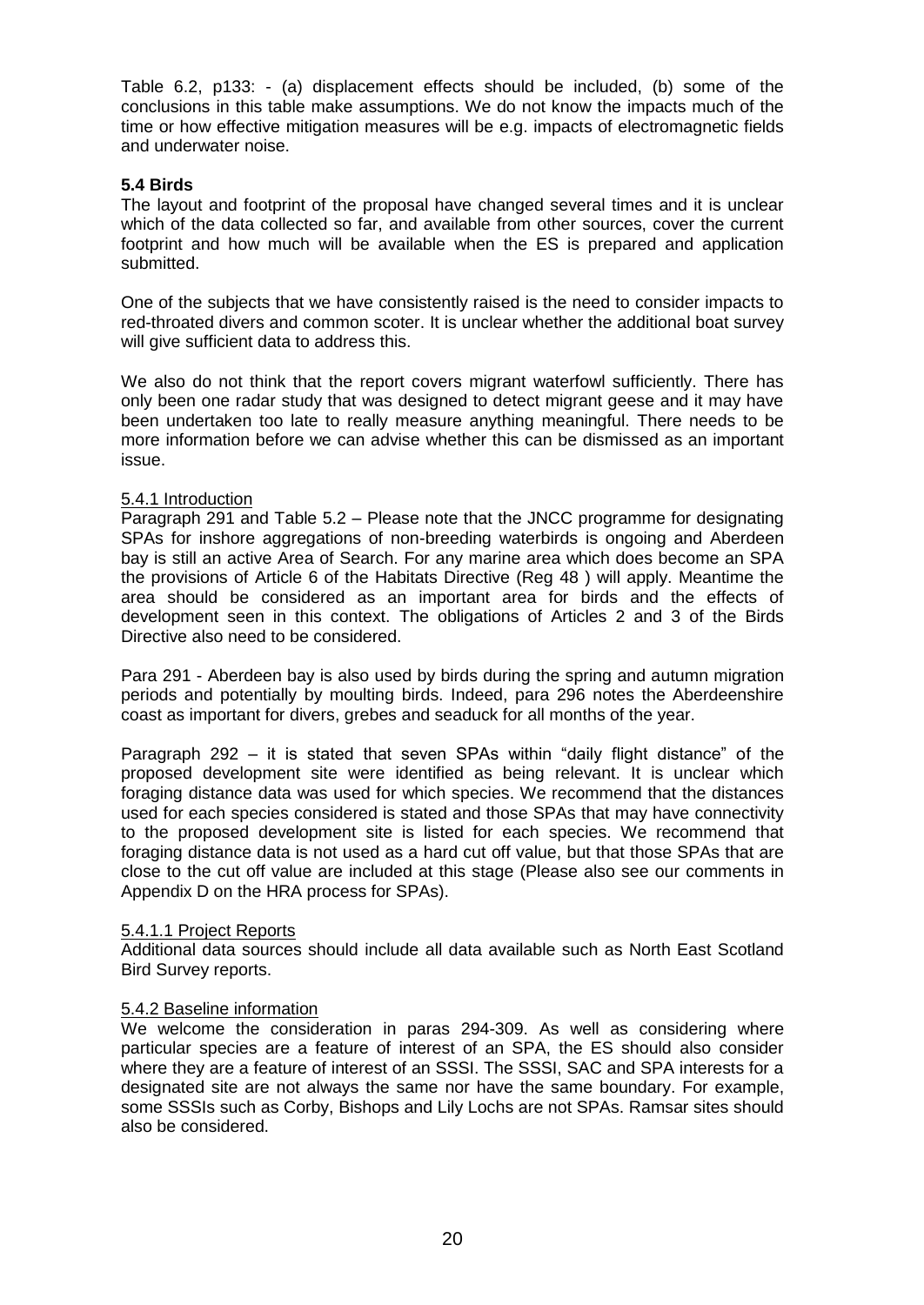Table 6.2, p133: - (a) displacement effects should be included, (b) some of the conclusions in this table make assumptions. We do not know the impacts much of the time or how effective mitigation measures will be e.g. impacts of electromagnetic fields and underwater noise.

### 5.4 Birds

The layout and footprint of the proposal have changed several times and it is unclear which of the data collected so far, and available from other sources, cover the current footprint and how much will be available when the ES is prepared and application submitted.

One of the subjects that we have consistently raised is the need to consider impacts to red-throated divers and common scoter. It is unclear whether the additional boat survey will give sufficient data to address this.

We also do not think that the report covers migrant waterfowl sufficiently. There has only been one radar study that was designed to detect migrant geese and it may have been undertaken too late to really measure anything meaningful. There needs to be more information before we can advise whether this can be dismissed as an important issue.

#### 5.4.1 Introduction

Paragraph 291 and Table 5.2 – Please note that the JNCC programme for designating SPAs for inshore aggregations of non-breeding waterbirds is ongoing and Aberdeen bay is still an active Area of Search. For any marine area which does become an SPA the provisions of Article 6 of the Habitats Directive (Reg 48 ) will apply. Meantime the area should be considered as an important area for birds and the effects of development seen in this context. The obligations of Articles 2 and 3 of the Birds Directive also need to be considered.

Para 291 - Aberdeen bay is also used by birds during the spring and autumn migration periods and potentially by moulting birds. Indeed, para 296 notes the Aberdeenshire coast as important for divers, grebes and seaduck for all months of the year.

Paragraph 292 – it is stated that seven SPAs within "daily flight distance" of the proposed development site were identified as being relevant. It is unclear which foraging distance data was used for which species. We recommend that the distances used for each species considered is stated and those SPAs that may have connectivity to the proposed development site is listed for each species. We recommend that foraging distance data is not used as a hard cut off value, but that those SPAs that are close to the cut off value are included at this stage (Please also see our comments in Appendix D on the HRA process for SPAs).

#### 5.4.1.1 Project Reports

Additional data sources should include all data available such as North East Scotland Bird Survey reports.

#### 5.4.2 Baseline information

We welcome the consideration in paras 294-309. As well as considering where particular species are a feature of interest of an SPA, the ES should also consider where they are a feature of interest of an SSSI. The SSSI, SAC and SPA interests for a designated site are not always the same nor have the same boundary. For example, some SSSIs such as Corby, Bishops and Lily Lochs are not SPAs. Ramsar sites should also be considered.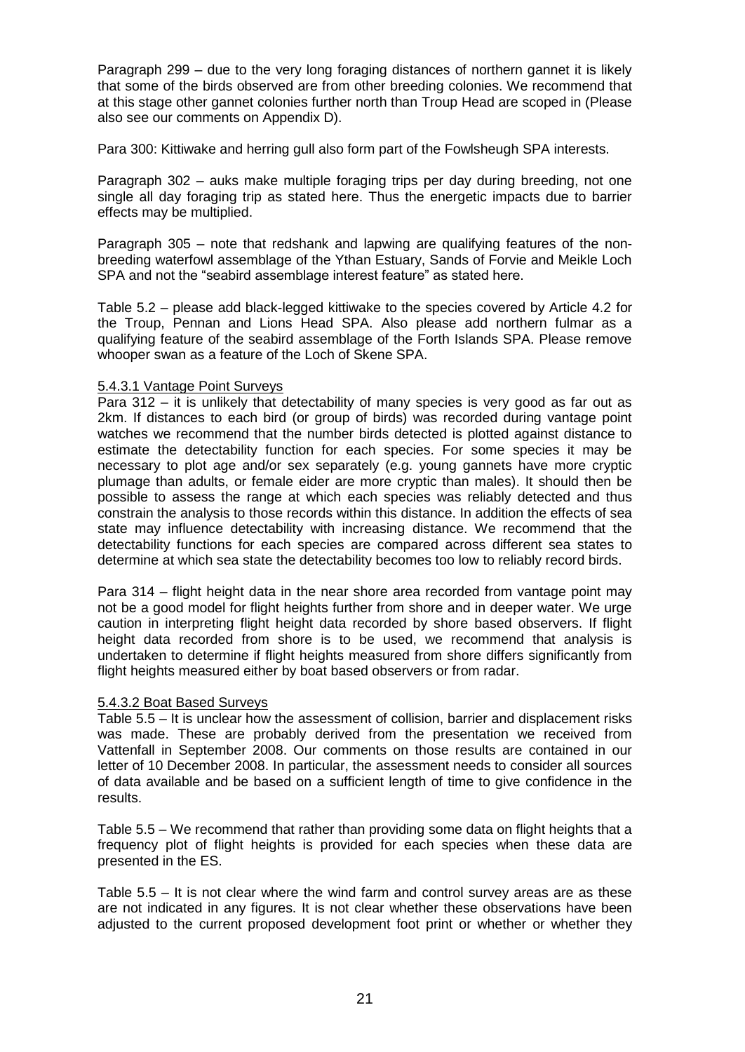Paragraph 299 – due to the very long foraging distances of northern gannet it is likely that some of the birds observed are from other breeding colonies. We recommend that at this stage other gannet colonies further north than Troup Head are scoped in (Please also see our comments on Appendix D).

Para 300: Kittiwake and herring gull also form part of the Fowlsheugh SPA interests.

Paragraph 302 – auks make multiple foraging trips per day during breeding, not one single all day foraging trip as stated here. Thus the energetic impacts due to barrier effects may be multiplied.

Paragraph 305 – note that redshank and lapwing are qualifying features of the non-breeding waterfowl assemblage of the Ythan Estuary, Sands of Forvie and Meikle Loch SPA and not the "seabird assemblage interest feature" as stated here.

Table 5.2 – please add black-legged kittiwake to the species covered by Article 4.2 for the Troup, Pennan and Lions Head SPA. Also please add northern fulmar as a qualifying feature of the seabird assemblage of the Forth Islands SPA. Please remove whooper swan as a feature of the Loch of Skene SPA.

5.4.3.1 Vantage Point Surveys

Para 312 – it is unlikely that detectability of many species is very good as far out as 2km. If distances to each bird (or group of birds) was recorded during vantage point watches we recommend that the number birds detected is plotted against distance to estimate the detectability function for each species. For some species it may be necessary to plot age and/or sex separately (e.g. young gannets have more cryptic plumage than adults, or female eider are more cryptic than males). It should then be possible to assess the range at which each species was reliably detected and thus constrain the analysis to those records within this distance. In addition the effects of sea state may influence detectability with increasing distance. We recommend that the detectability functions for each species are compared across different sea states to determine at which sea state the detectability becomes too low to reliably record birds.

Para 314 – flight height data in the near shore area recorded from vantage point may not be a good model for flight heights further from shore and in deeper water. We urge caution in interpreting flight height data recorded by shore based observers. If flight height data recorded from shore is to be used, we recommend that analysis is undertaken to determine if flight heights measured from shore differs significantly from flight heights measured either by boat based observers or from radar.

5.4.3.2 Boat Based Surveys

Table 5.5 – It is unclear how the assessment of collision, barrier and displacement risks was made. These are probably derived from the presentation we received from Vattenfall in September 2008. Our comments on those results are contained in our letter of 10 December 2008. In particular, the assessment needs to consider all sources of data available and be based on a sufficient length of time to give confidence in the results.

Table 5.5 – We recommend that rather than providing some data on flight heights that a frequency plot of flight heights is provided for each species when these data are presented in the ES.

Table 5.5 – It is not clear where the wind farm and control survey areas are as these are not indicated in any figures. It is not clear whether these observations have been adjusted to the current proposed development foot print or whether or whether they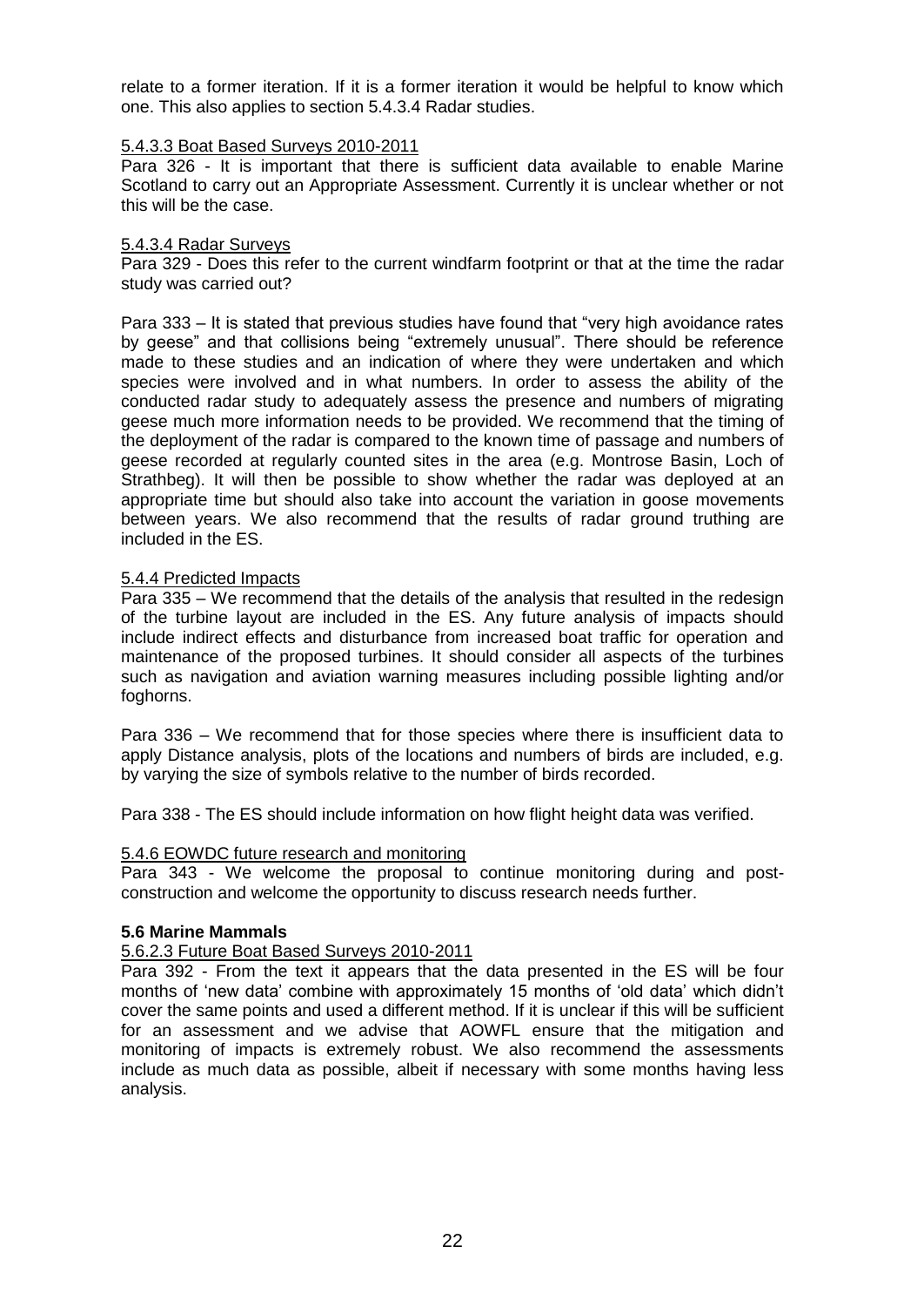relate to a former iteration. If it is a former iteration it would be helpful to know which one. This also applies to section 5.4.3.4 Radar studies.

5.4.3.3 Boat Based Surveys 2010-2011

Para 326 - It is important that there is sufficient data available to enable Marine Scotland to carry out an Appropriate Assessment. Currently it is unclear whether or not this will be the case.

5.4.3.4 Radar Surveys

Para 329 - Does this refer to the current windfarm footprint or that at the time the radar study was carried out?

Para 333 – It is stated that previous studies have found that "very high avoidance rates by geese" and that collisions being "extremely unusual". There should be reference made to these studies and an indication of where they were undertaken and which species were involved and in what numbers. In order to assess the ability of the conducted radar study to adequately assess the presence and numbers of migrating geese much more information needs to be provided. We recommend that the timing of the deployment of the radar is compared to the known time of passage and numbers of geese recorded at regularly counted sites in the area (e.g. Montrose Basin, Loch of Strathbeg). It will then be possible to show whether the radar was deployed at an appropriate time but should also take into account the variation in goose movements between years. We also recommend that the results of radar ground truthing are included in the ES.

5.4.4 Predicted Impacts

Para 335 – We recommend that the details of the analysis that resulted in the redesign of the turbine layout are included in the ES. Any future analysis of impacts should include indirect effects and disturbance from increased boat traffic for operation and maintenance of the proposed turbines. It should consider all aspects of the turbines such as navigation and aviation warning measures including possible lighting and/or foghorns.

Para 336 – We recommend that for those species where there is insufficient data to apply Distance analysis, plots of the locations and numbers of birds are included, e.g. by varying the size of symbols relative to the number of birds recorded.

Para 338 - The ES should include information on how flight height data was verified.

5.4.6 EOWDC future research and monitoring

Para 343 - We welcome the proposal to continue monitoring during and post-construction and welcome the opportunity to discuss research needs further.

**5.6 Marine Mammals**

5.6.2.3 Future Boat Based Surveys 2010-2011

Para 392 - From the text it appears that the data presented in the ES will be four months of 'new data' combine with approximately 15 months of 'old data' which didn't cover the same points and used a different method. If it is unclear if this will be sufficient for an assessment and we advise that AOWFL ensure that the mitigation and monitoring of impacts is extremely robust. We also recommend the assessments include as much data as possible, albeit if necessary with some months having less analysis.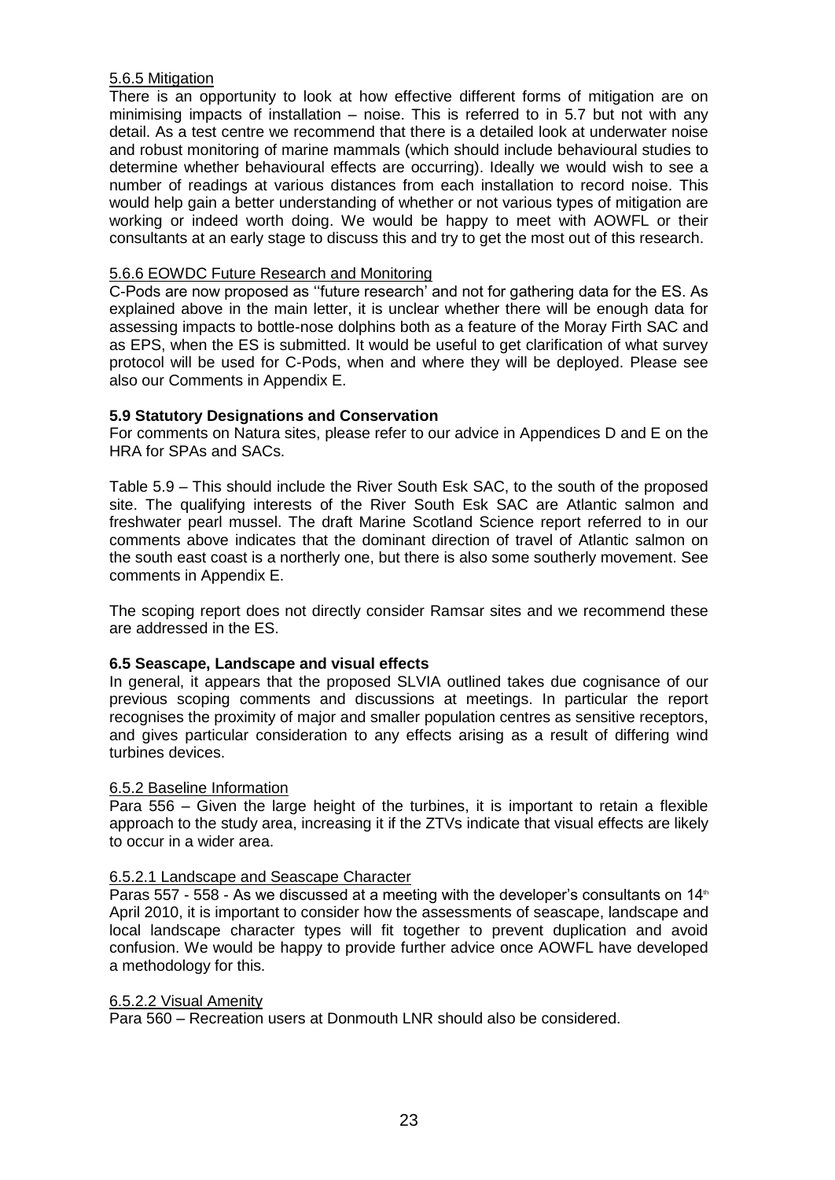5.6.5 Mitigation

There is an opportunity to look at how effective different forms of mitigation are on minimising impacts of installation – noise. This is referred to in 5.7 but not with any detail. As a test centre we recommend that there is a detailed look at underwater noise and robust monitoring of marine mammals (which should include behavioural studies to determine whether behavioural effects are occurring). Ideally we would wish to see a number of readings at various distances from each installation to record noise. This would help gain a better understanding of whether or not various types of mitigation are working or indeed worth doing. We would be happy to meet with AOWFL or their consultants at an early stage to discuss this and try to get the most out of this research.

5.6.6 EOWDC Future Research and Monitoring

C-Pods are now proposed as ''future research' and not for gathering data for the ES. As explained above in the main letter, it is unclear whether there will be enough data for assessing impacts to bottle-nose dolphins both as a feature of the Moray Firth SAC and as EPS, when the ES is submitted. It would be useful to get clarification of what survey protocol will be used for C-Pods, when and where they will be deployed. Please see also our Comments in Appendix E.

**5.9 Statutory Designations and Conservation**

For comments on Natura sites, please refer to our advice in Appendices D and E on the HRA for SPAs and SACs.

Table 5.9 – This should include the River South Esk SAC, to the south of the proposed site. The qualifying interests of the River South Esk SAC are Atlantic salmon and freshwater pearl mussel. The draft Marine Scotland Science report referred to in our comments above indicates that the dominant direction of travel of Atlantic salmon on the south east coast is a northerly one, but there is also some southerly movement. See comments in Appendix E.

The scoping report does not directly consider Ramsar sites and we recommend these are addressed in the ES.

**6.5 Seascape, Landscape and visual effects**

In general, it appears that the proposed SLVIA outlined takes due cognisance of our previous scoping comments and discussions at meetings. In particular the report recognises the proximity of major and smaller population centres as sensitive receptors, and gives particular consideration to any effects arising as a result of differing wind turbines devices.

6.5.2 Baseline Information

Para 556 – Given the large height of the turbines, it is important to retain a flexible approach to the study area, increasing it if the ZTVs indicate that visual effects are likely to occur in a wider area.

6.5.2.1 Landscape and Seascape Character

Paras 557 - 558 - As we discussed at a meeting with the developer's consultants on 14th April 2010, it is important to consider how the assessments of seascape, landscape and local landscape character types will fit together to prevent duplication and avoid confusion. We would be happy to provide further advice once AOWFL have developed a methodology for this.

6.5.2.2 Visual Amenity

Para 560 – Recreation users at Donmouth LNR should also be considered.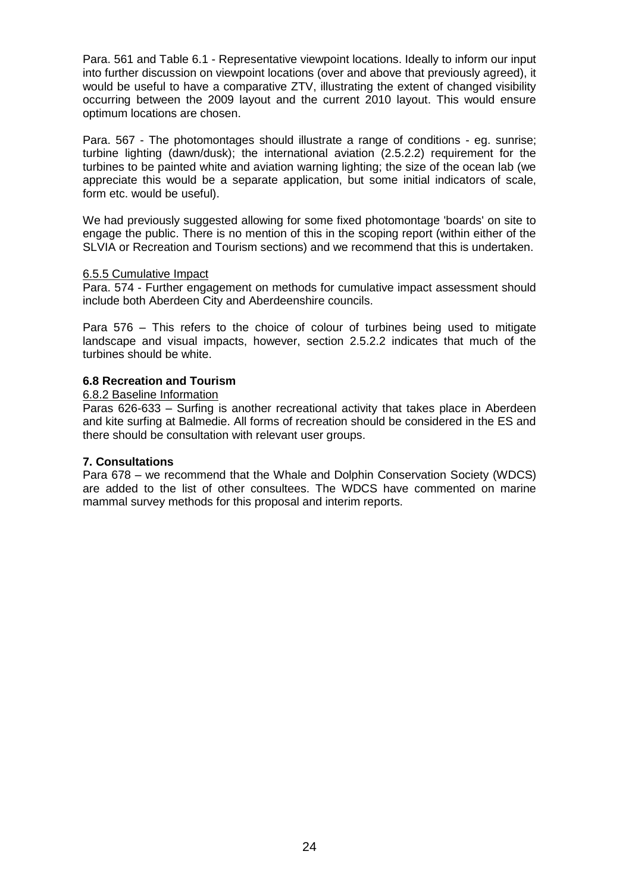Para. 561 and Table 6.1 - Representative viewpoint locations. Ideally to inform our input into further discussion on viewpoint locations (over and above that previously agreed), it would be useful to have a comparative ZTV, illustrating the extent of changed visibility occurring between the 2009 layout and the current 2010 layout. This would ensure optimum locations are chosen.

Para. 567 - The photomontages should illustrate a range of conditions - eg. sunrise; turbine lighting (dawn/dusk); the international aviation (2.5.2.2) requirement for the turbines to be painted white and aviation warning lighting; the size of the ocean lab (we appreciate this would be a separate application, but some initial indicators of scale, form etc. would be useful).

We had previously suggested allowing for some fixed photomontage 'boards' on site to engage the public. There is no mention of this in the scoping report (within either of the SLVIA or Recreation and Tourism sections) and we recommend that this is undertaken.

<u>6.5.5 Cumulative Impact</u>

Para. 574 - Further engagement on methods for cumulative impact assessment should include both Aberdeen City and Aberdeenshire councils.

Para 576 – This refers to the choice of colour of turbines being used to mitigate landscape and visual impacts, however, section 2.5.2.2 indicates that much of the turbines should be white.

**6.8 Recreation and Tourism**

<u>6.8.2 Baseline Information</u>

Paras 626-633 – Surfing is another recreational activity that takes place in Aberdeen and kite surfing at Balmedie. All forms of recreation should be considered in the ES and there should be consultation with relevant user groups.

**7. Consultations**

Para 678 – we recommend that the Whale and Dolphin Conservation Society (WDCS) are added to the list of other consultees. The WDCS have commented on marine mammal survey methods for this proposal and interim reports.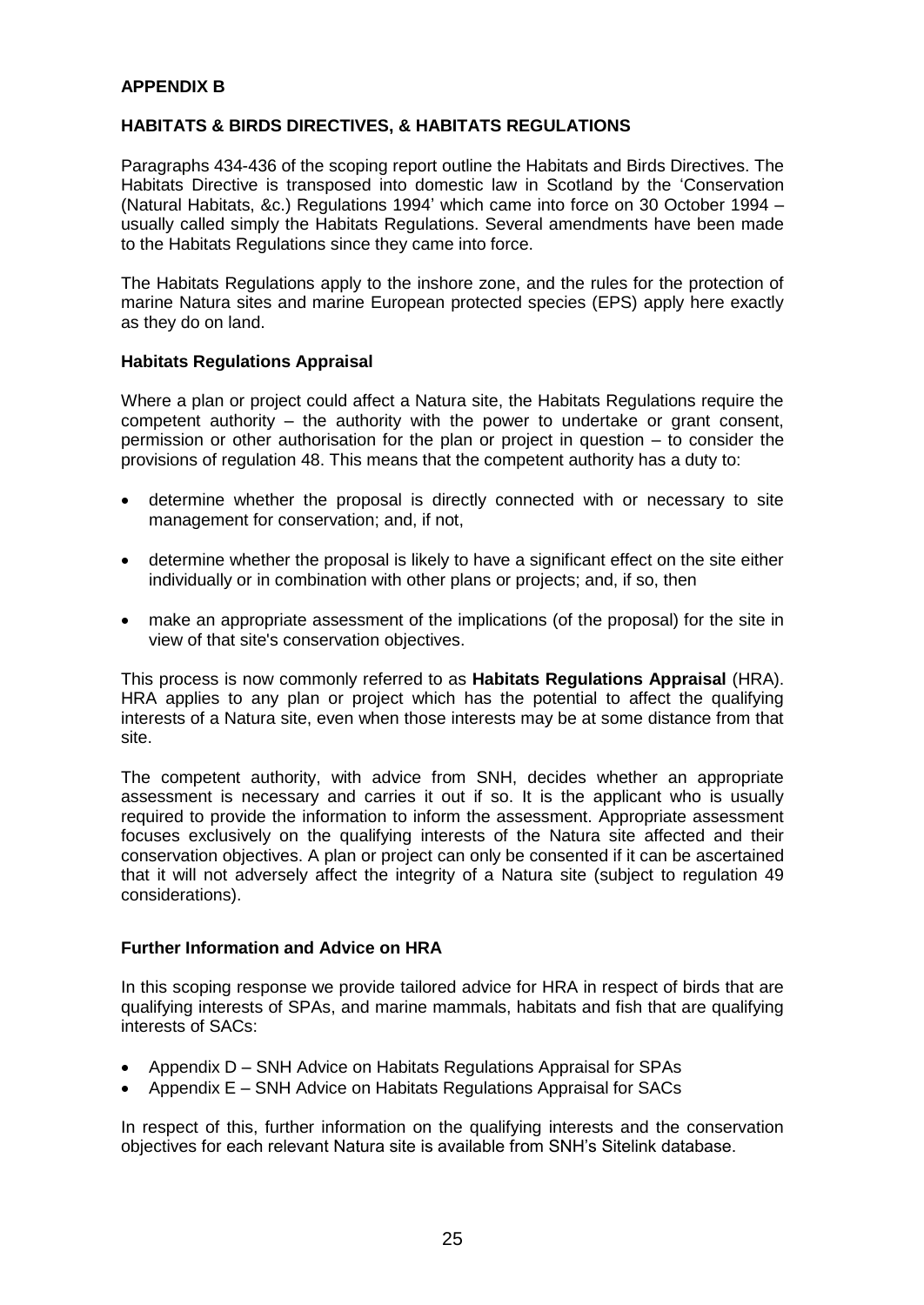## APPENDIX B

### HABITATS & BIRDS DIRECTIVES, & HABITATS REGULATIONS

Paragraphs 434-436 of the scoping report outline the Habitats and Birds Directives. The Habitats Directive is transposed into domestic law in Scotland by the 'Conservation (Natural Habitats, &c.) Regulations 1994' which came into force on 30 October 1994 – usually called simply the Habitats Regulations. Several amendments have been made to the Habitats Regulations since they came into force.

The Habitats Regulations apply to the inshore zone, and the rules for the protection of marine Natura sites and marine European protected species (EPS) apply here exactly as they do on land.

#### Habitats Regulations Appraisal

Where a plan or project could affect a Natura site, the Habitats Regulations require the competent authority – the authority with the power to undertake or grant consent, permission or other authorisation for the plan or project in question – to consider the provisions of regulation 48. This means that the competent authority has a duty to:

- determine whether the proposal is directly connected with or necessary to site management for conservation; and, if not,
- determine whether the proposal is likely to have a significant effect on the site either individually or in combination with other plans or projects; and, if so, then
- make an appropriate assessment of the implications (of the proposal) for the site in view of that site's conservation objectives.

This process is now commonly referred to as **Habitats Regulations Appraisal** (HRA). HRA applies to any plan or project which has the potential to affect the qualifying interests of a Natura site, even when those interests may be at some distance from that site.

The competent authority, with advice from SNH, decides whether an appropriate assessment is necessary and carries it out if so. It is the applicant who is usually required to provide the information to inform the assessment. Appropriate assessment focuses exclusively on the qualifying interests of the Natura site affected and their conservation objectives. A plan or project can only be consented if it can be ascertained that it will not adversely affect the integrity of a Natura site (subject to regulation 49 considerations).

#### Further Information and Advice on HRA

In this scoping response we provide tailored advice for HRA in respect of birds that are qualifying interests of SPAs, and marine mammals, habitats and fish that are qualifying interests of SACs:

- Appendix D – SNH Advice on Habitats Regulations Appraisal for SPAs
- Appendix E – SNH Advice on Habitats Regulations Appraisal for SACs

In respect of this, further information on the qualifying interests and the conservation objectives for each relevant Natura site is available from SNH's Sitelink database.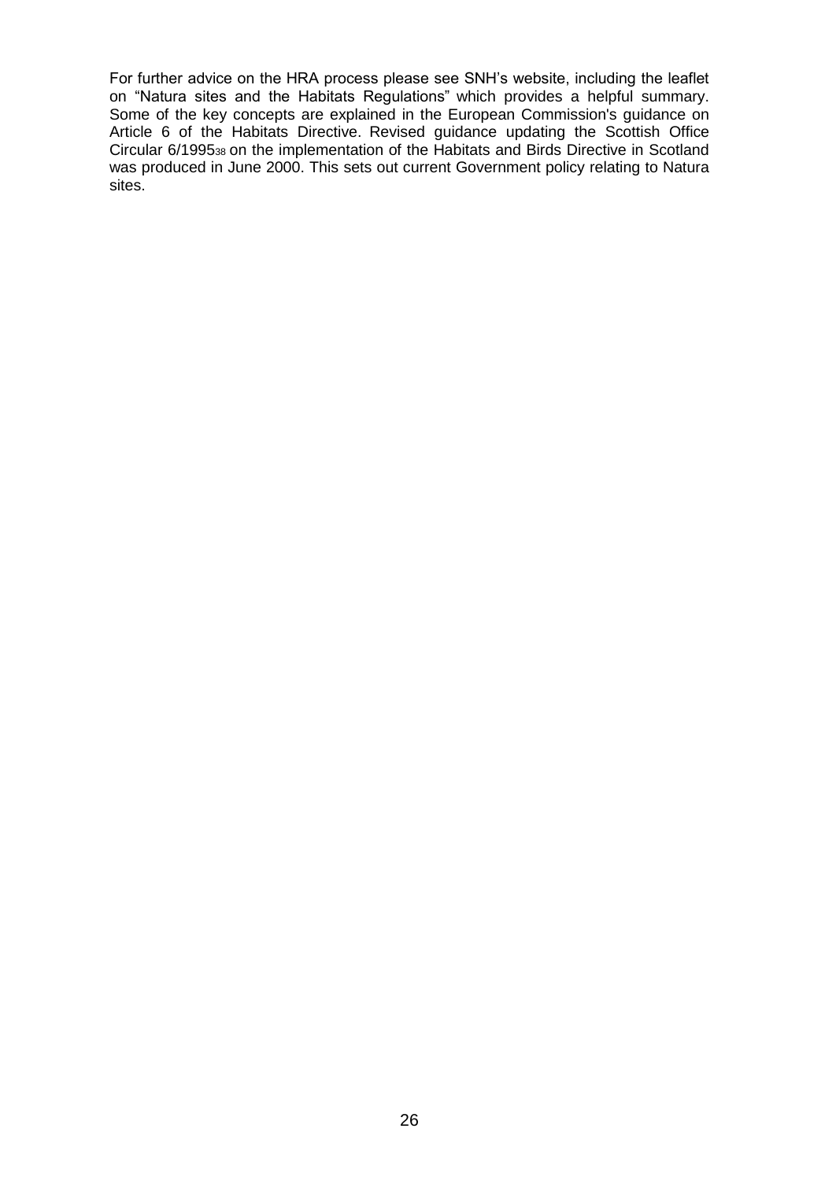For further advice on the HRA process please see SNH's website, including the leaflet on "Natura sites and the Habitats Regulations" which provides a helpful summary. Some of the key concepts are explained in the European Commission's guidance on Article 6 of the Habitats Directive. Revised guidance updating the Scottish Office Circular 6/1995[38] on the implementation of the Habitats and Birds Directive in Scotland was produced in June 2000. This sets out current Government policy relating to Natura sites.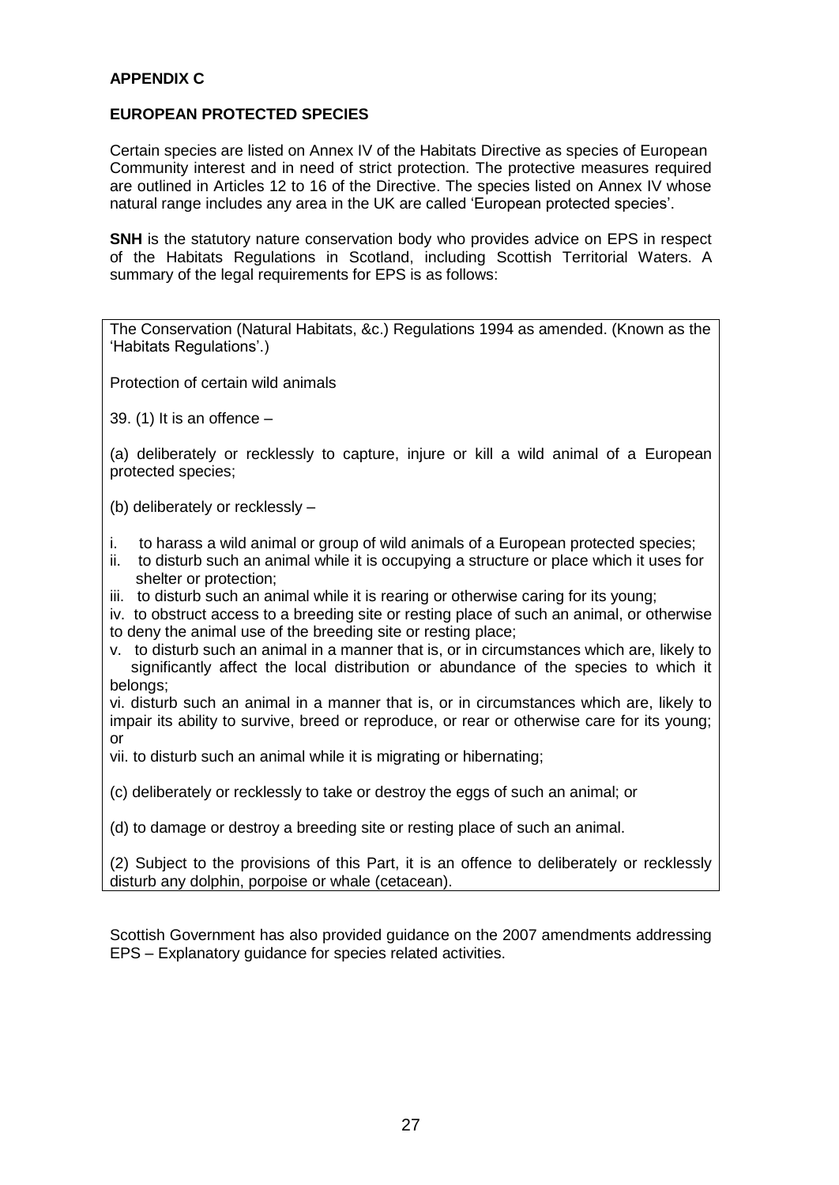**APPENDIX C**

**EUROPEAN PROTECTED SPECIES**

Certain species are listed on Annex IV of the Habitats Directive as species of European Community interest and in need of strict protection. The protective measures required are outlined in Articles 12 to 16 of the Directive. The species listed on Annex IV whose natural range includes any area in the UK are called 'European protected species'.

**SNH** is the statutory nature conservation body who provides advice on EPS in respect of the Habitats Regulations in Scotland, including Scottish Territorial Waters. A summary of the legal requirements for EPS is as follows:

> The Conservation (Natural Habitats, &c.) Regulations 1994 as amended. (Known as the 'Habitats Regulations'.)
>
> Protection of certain wild animals
>
> 39. (1) It is an offence –
>
> (a) deliberately or recklessly to capture, injure or kill a wild animal of a European protected species;
>
> (b) deliberately or recklessly –
>
> i. to harass a wild animal or group of wild animals of a European protected species;
> ii. to disturb such an animal while it is occupying a structure or place which it uses for shelter or protection;
> iii. to disturb such an animal while it is rearing or otherwise caring for its young;
> iv. to obstruct access to a breeding site or resting place of such an animal, or otherwise to deny the animal use of the breeding site or resting place;
> v. to disturb such an animal in a manner that is, or in circumstances which are, likely to significantly affect the local distribution or abundance of the species to which it belongs;
> vi. disturb such an animal in a manner that is, or in circumstances which are, likely to impair its ability to survive, breed or reproduce, or rear or otherwise care for its young; or
> vii. to disturb such an animal while it is migrating or hibernating;
>
> (c) deliberately or recklessly to take or destroy the eggs of such an animal; or
>
> (d) to damage or destroy a breeding site or resting place of such an animal.
>
> (2) Subject to the provisions of this Part, it is an offence to deliberately or recklessly disturb any dolphin, porpoise or whale (cetacean).

Scottish Government has also provided guidance on the 2007 amendments addressing EPS – Explanatory guidance for species related activities.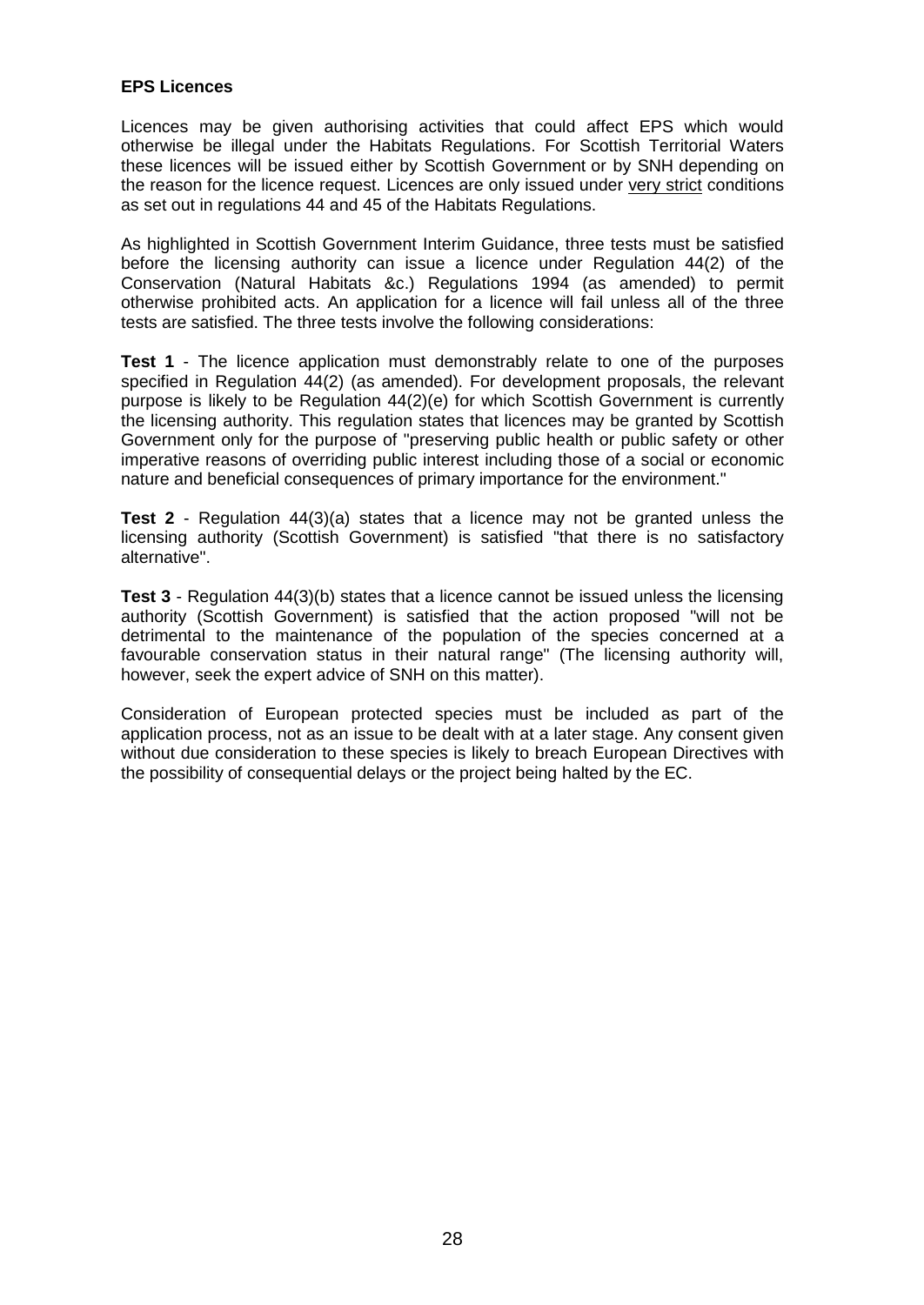**EPS Licences**

Licences may be given authorising activities that could affect EPS which would otherwise be illegal under the Habitats Regulations. For Scottish Territorial Waters these licences will be issued either by Scottish Government or by SNH depending on the reason for the licence request. Licences are only issued under very strict conditions as set out in regulations 44 and 45 of the Habitats Regulations.

As highlighted in Scottish Government Interim Guidance, three tests must be satisfied before the licensing authority can issue a licence under Regulation 44(2) of the Conservation (Natural Habitats &c.) Regulations 1994 (as amended) to permit otherwise prohibited acts. An application for a licence will fail unless all of the three tests are satisfied. The three tests involve the following considerations:

**Test 1** - The licence application must demonstrably relate to one of the purposes specified in Regulation 44(2) (as amended). For development proposals, the relevant purpose is likely to be Regulation 44(2)(e) for which Scottish Government is currently the licensing authority. This regulation states that licences may be granted by Scottish Government only for the purpose of "preserving public health or public safety or other imperative reasons of overriding public interest including those of a social or economic nature and beneficial consequences of primary importance for the environment."

**Test 2** - Regulation 44(3)(a) states that a licence may not be granted unless the licensing authority (Scottish Government) is satisfied "that there is no satisfactory alternative".

**Test 3** - Regulation 44(3)(b) states that a licence cannot be issued unless the licensing authority (Scottish Government) is satisfied that the action proposed "will not be detrimental to the maintenance of the population of the species concerned at a favourable conservation status in their natural range" (The licensing authority will, however, seek the expert advice of SNH on this matter).

Consideration of European protected species must be included as part of the application process, not as an issue to be dealt with at a later stage. Any consent given without due consideration to these species is likely to breach European Directives with the possibility of consequential delays or the project being halted by the EC.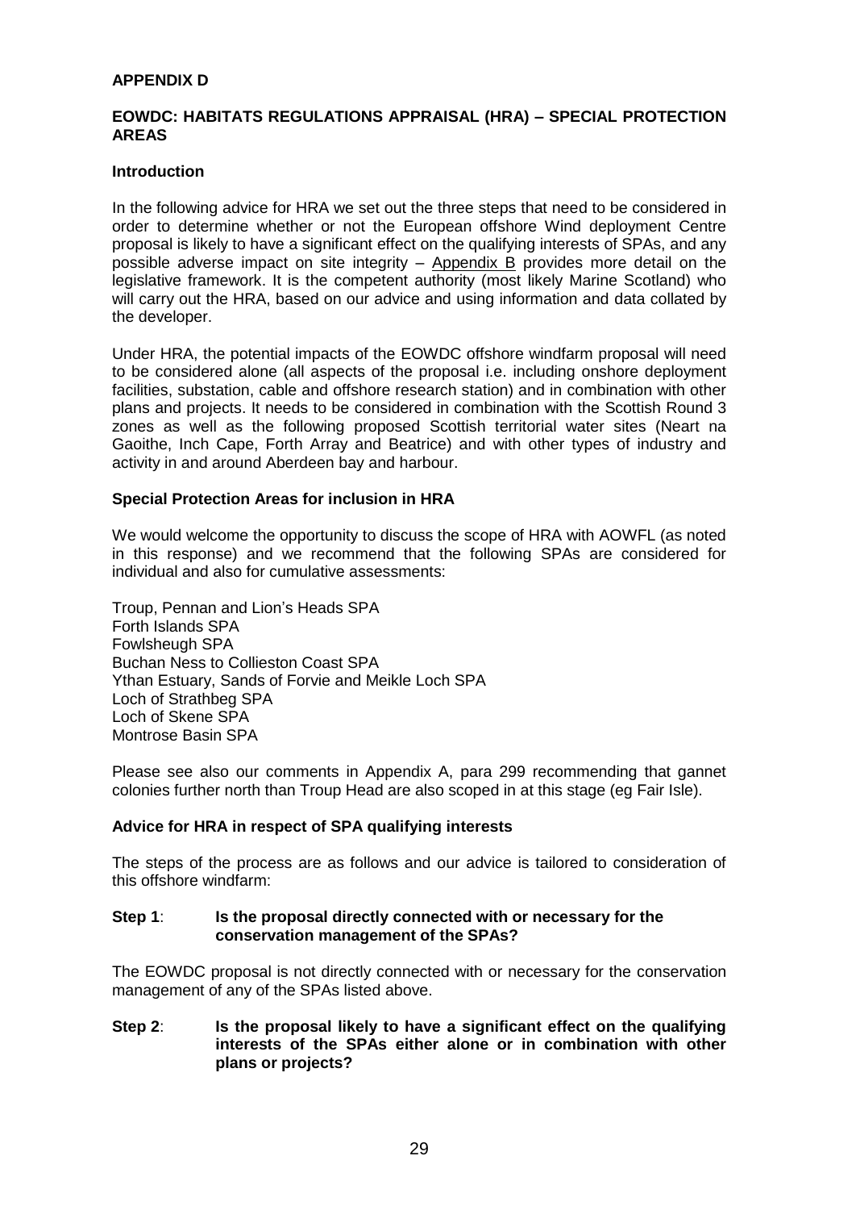## APPENDIX D

## EOWDC: HABITATS REGULATIONS APPRAISAL (HRA) – SPECIAL PROTECTION AREAS

### Introduction

In the following advice for HRA we set out the three steps that need to be considered in order to determine whether or not the European offshore Wind deployment Centre proposal is likely to have a significant effect on the qualifying interests of SPAs, and any possible adverse impact on site integrity – Appendix B provides more detail on the legislative framework. It is the competent authority (most likely Marine Scotland) who will carry out the HRA, based on our advice and using information and data collated by the developer.

Under HRA, the potential impacts of the EOWDC offshore windfarm proposal will need to be considered alone (all aspects of the proposal i.e. including onshore deployment facilities, substation, cable and offshore research station) and in combination with other plans and projects. It needs to be considered in combination with the Scottish Round 3 zones as well as the following proposed Scottish territorial water sites (Neart na Gaoithe, Inch Cape, Forth Array and Beatrice) and with other types of industry and activity in and around Aberdeen bay and harbour.

### Special Protection Areas for inclusion in HRA

We would welcome the opportunity to discuss the scope of HRA with AOWFL (as noted in this response) and we recommend that the following SPAs are considered for individual and also for cumulative assessments:

Troup, Pennan and Lion's Heads SPA
Forth Islands SPA
Fowlsheugh SPA
Buchan Ness to Collieston Coast SPA
Ythan Estuary, Sands of Forvie and Meikle Loch SPA
Loch of Strathbeg SPA
Loch of Skene SPA
Montrose Basin SPA

Please see also our comments in Appendix A, para 299 recommending that gannet colonies further north than Troup Head are also scoped in at this stage (eg Fair Isle).

### Advice for HRA in respect of SPA qualifying interests

The steps of the process are as follows and our advice is tailored to consideration of this offshore windfarm:

**Step 1**: **Is the proposal directly connected with or necessary for the conservation management of the SPAs?**

The EOWDC proposal is not directly connected with or necessary for the conservation management of any of the SPAs listed above.

**Step 2**: **Is the proposal likely to have a significant effect on the qualifying interests of the SPAs either alone or in combination with other plans or projects?**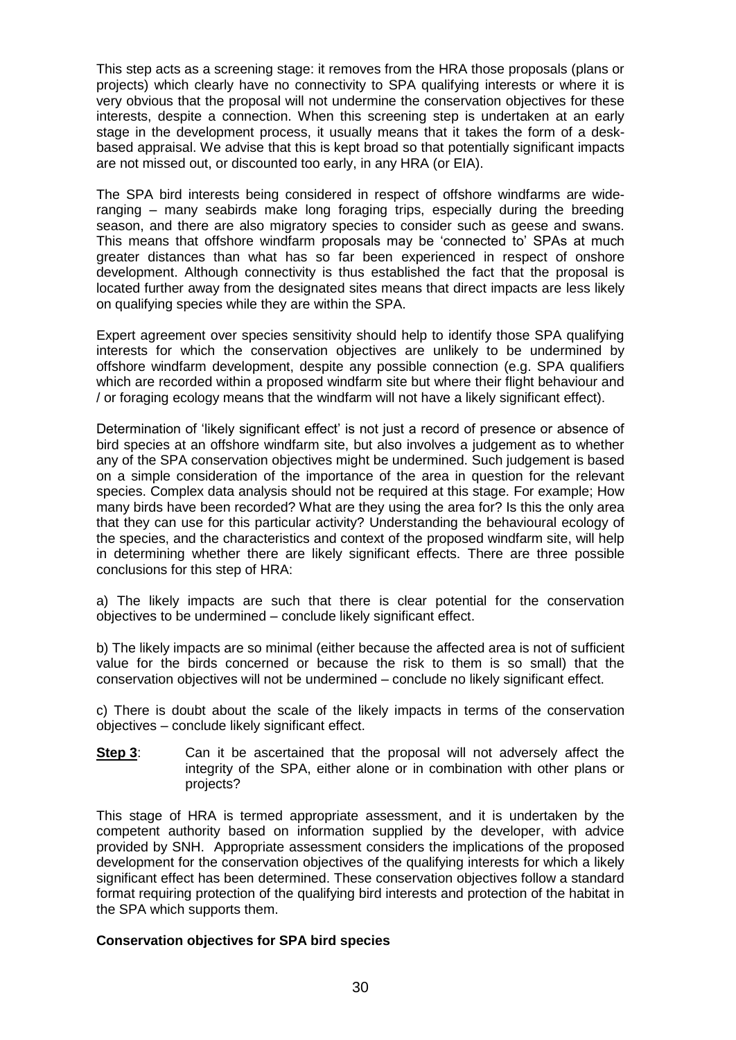This step acts as a screening stage: it removes from the HRA those proposals (plans or projects) which clearly have no connectivity to SPA qualifying interests or where it is very obvious that the proposal will not undermine the conservation objectives for these interests, despite a connection. When this screening step is undertaken at an early stage in the development process, it usually means that it takes the form of a desk-based appraisal. We advise that this is kept broad so that potentially significant impacts are not missed out, or discounted too early, in any HRA (or EIA).

The SPA bird interests being considered in respect of offshore windfarms are wide-ranging – many seabirds make long foraging trips, especially during the breeding season, and there are also migratory species to consider such as geese and swans. This means that offshore windfarm proposals may be 'connected to' SPAs at much greater distances than what has so far been experienced in respect of onshore development. Although connectivity is thus established the fact that the proposal is located further away from the designated sites means that direct impacts are less likely on qualifying species while they are within the SPA.

Expert agreement over species sensitivity should help to identify those SPA qualifying interests for which the conservation objectives are unlikely to be undermined by offshore windfarm development, despite any possible connection (e.g. SPA qualifiers which are recorded within a proposed windfarm site but where their flight behaviour and / or foraging ecology means that the windfarm will not have a likely significant effect).

Determination of 'likely significant effect' is not just a record of presence or absence of bird species at an offshore windfarm site, but also involves a judgement as to whether any of the SPA conservation objectives might be undermined. Such judgement is based on a simple consideration of the importance of the area in question for the relevant species. Complex data analysis should not be required at this stage. For example; How many birds have been recorded? What are they using the area for? Is this the only area that they can use for this particular activity? Understanding the behavioural ecology of the species, and the characteristics and context of the proposed windfarm site, will help in determining whether there are likely significant effects. There are three possible conclusions for this step of HRA:

a) The likely impacts are such that there is clear potential for the conservation objectives to be undermined – conclude likely significant effect.

b) The likely impacts are so minimal (either because the affected area is not of sufficient value for the birds concerned or because the risk to them is so small) that the conservation objectives will not be undermined – conclude no likely significant effect.

c) There is doubt about the scale of the likely impacts in terms of the conservation objectives – conclude likely significant effect.

**Step 3**: Can it be ascertained that the proposal will not adversely affect the integrity of the SPA, either alone or in combination with other plans or projects?

This stage of HRA is termed appropriate assessment, and it is undertaken by the competent authority based on information supplied by the developer, with advice provided by SNH. Appropriate assessment considers the implications of the proposed development for the conservation objectives of the qualifying interests for which a likely significant effect has been determined. These conservation objectives follow a standard format requiring protection of the qualifying bird interests and protection of the habitat in the SPA which supports them.

**Conservation objectives for SPA bird species**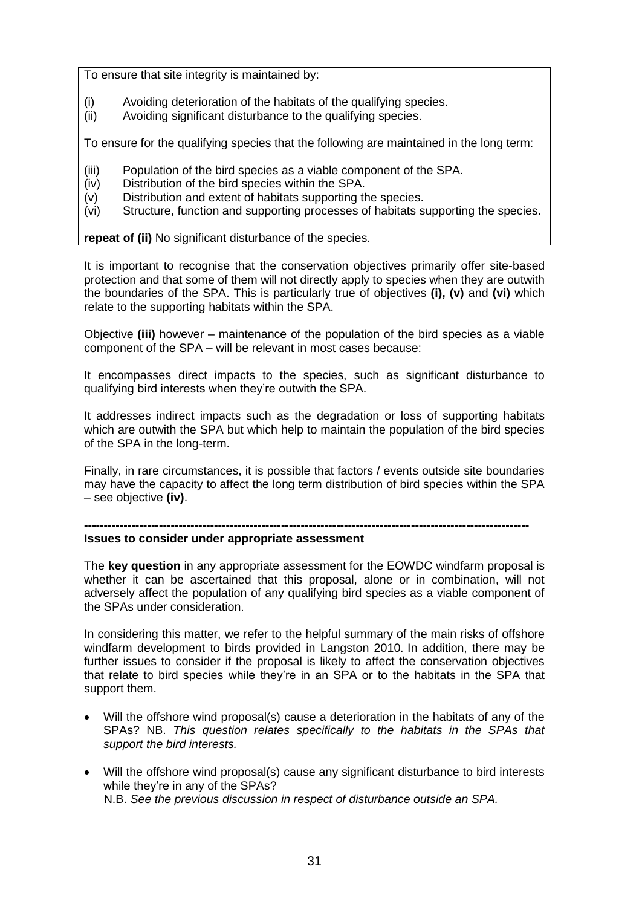To ensure that site integrity is maintained by:

(i) Avoiding deterioration of the habitats of the qualifying species.
(ii) Avoiding significant disturbance to the qualifying species.

To ensure for the qualifying species that the following are maintained in the long term:

(iii) Population of the bird species as a viable component of the SPA.
(iv) Distribution of the bird species within the SPA.
(v) Distribution and extent of habitats supporting the species.
(vi) Structure, function and supporting processes of habitats supporting the species.

**repeat of (ii)** No significant disturbance of the species.

It is important to recognise that the conservation objectives primarily offer site-based protection and that some of them will not directly apply to species when they are outwith the boundaries of the SPA. This is particularly true of objectives **(i), (v)** and **(vi)** which relate to the supporting habitats within the SPA.

Objective **(iii)** however – maintenance of the population of the bird species as a viable component of the SPA – will be relevant in most cases because:

It encompasses direct impacts to the species, such as significant disturbance to qualifying bird interests when they're outwith the SPA.

It addresses indirect impacts such as the degradation or loss of supporting habitats which are outwith the SPA but which help to maintain the population of the bird species of the SPA in the long-term.

Finally, in rare circumstances, it is possible that factors / events outside site boundaries may have the capacity to affect the long term distribution of bird species within the SPA – see objective **(iv)**.

---

**Issues to consider under appropriate assessment**

The **key question** in any appropriate assessment for the EOWDC windfarm proposal is whether it can be ascertained that this proposal, alone or in combination, will not adversely affect the population of any qualifying bird species as a viable component of the SPAs under consideration.

In considering this matter, we refer to the helpful summary of the main risks of offshore windfarm development to birds provided in Langston 2010. In addition, there may be further issues to consider if the proposal is likely to affect the conservation objectives that relate to bird species while they're in an SPA or to the habitats in the SPA that support them.

- Will the offshore wind proposal(s) cause a deterioration in the habitats of any of the SPAs? NB. *This question relates specifically to the habitats in the SPAs that support the bird interests.*

- Will the offshore wind proposal(s) cause any significant disturbance to bird interests while they're in any of the SPAs?
  N.B. *See the previous discussion in respect of disturbance outside an SPA.*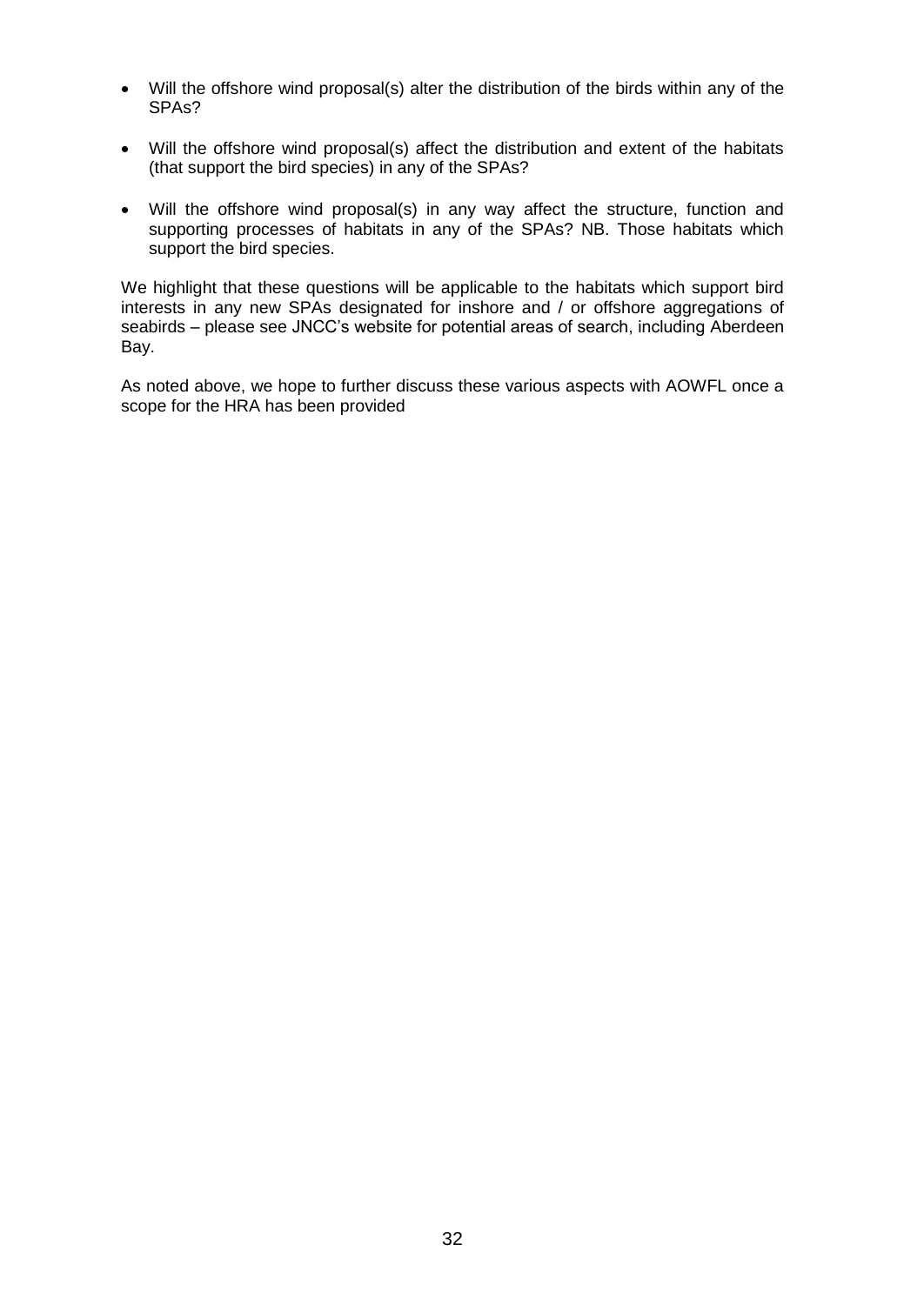- Will the offshore wind proposal(s) alter the distribution of the birds within any of the SPAs?

- Will the offshore wind proposal(s) affect the distribution and extent of the habitats (that support the bird species) in any of the SPAs?

- Will the offshore wind proposal(s) in any way affect the structure, function and supporting processes of habitats in any of the SPAs? NB. Those habitats which support the bird species.

We highlight that these questions will be applicable to the habitats which support bird interests in any new SPAs designated for inshore and / or offshore aggregations of seabirds – please see JNCC's website for potential areas of search, including Aberdeen Bay.

As noted above, we hope to further discuss these various aspects with AOWFL once a scope for the HRA has been provided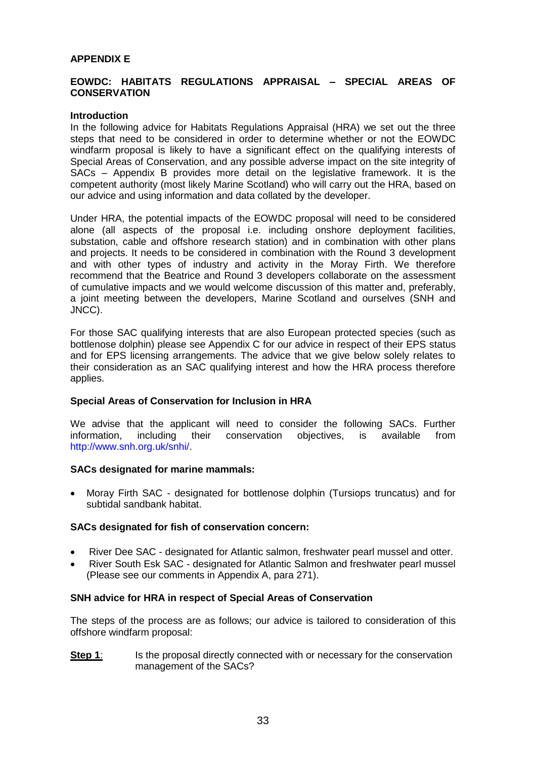**APPENDIX E**

## EOWDC: HABITATS REGULATIONS APPRAISAL – SPECIAL AREAS OF CONSERVATION

### Introduction

In the following advice for Habitats Regulations Appraisal (HRA) we set out the three steps that need to be considered in order to determine whether or not the EOWDC windfarm proposal is likely to have a significant effect on the qualifying interests of Special Areas of Conservation, and any possible adverse impact on the site integrity of SACs – Appendix B provides more detail on the legislative framework. It is the competent authority (most likely Marine Scotland) who will carry out the HRA, based on our advice and using information and data collated by the developer.

Under HRA, the potential impacts of the EOWDC proposal will need to be considered alone (all aspects of the proposal i.e. including onshore deployment facilities, substation, cable and offshore research station) and in combination with other plans and projects. It needs to be considered in combination with the Round 3 development and with other types of industry and activity in the Moray Firth. We therefore recommend that the Beatrice and Round 3 developers collaborate on the assessment of cumulative impacts and we would welcome discussion of this matter and, preferably, a joint meeting between the developers, Marine Scotland and ourselves (SNH and JNCC).

For those SAC qualifying interests that are also European protected species (such as bottlenose dolphin) please see Appendix C for our advice in respect of their EPS status and for EPS licensing arrangements. The advice that we give below solely relates to their consideration as an SAC qualifying interest and how the HRA process therefore applies.

### Special Areas of Conservation for Inclusion in HRA

We advise that the applicant will need to consider the following SACs. Further information, including their conservation objectives, is available from http://www.snh.org.uk/snhi/.

### SACs designated for marine mammals:

- Moray Firth SAC - designated for bottlenose dolphin (Tursiops truncatus) and for subtidal sandbank habitat.

### SACs designated for fish of conservation concern:

- River Dee SAC - designated for Atlantic salmon, freshwater pearl mussel and otter.
- River South Esk SAC - designated for Atlantic Salmon and freshwater pearl mussel (Please see our comments in Appendix A, para 271).

### SNH advice for HRA in respect of Special Areas of Conservation

The steps of the process are as follows; our advice is tailored to consideration of this offshore windfarm proposal:

**Step 1**: Is the proposal directly connected with or necessary for the conservation management of the SACs?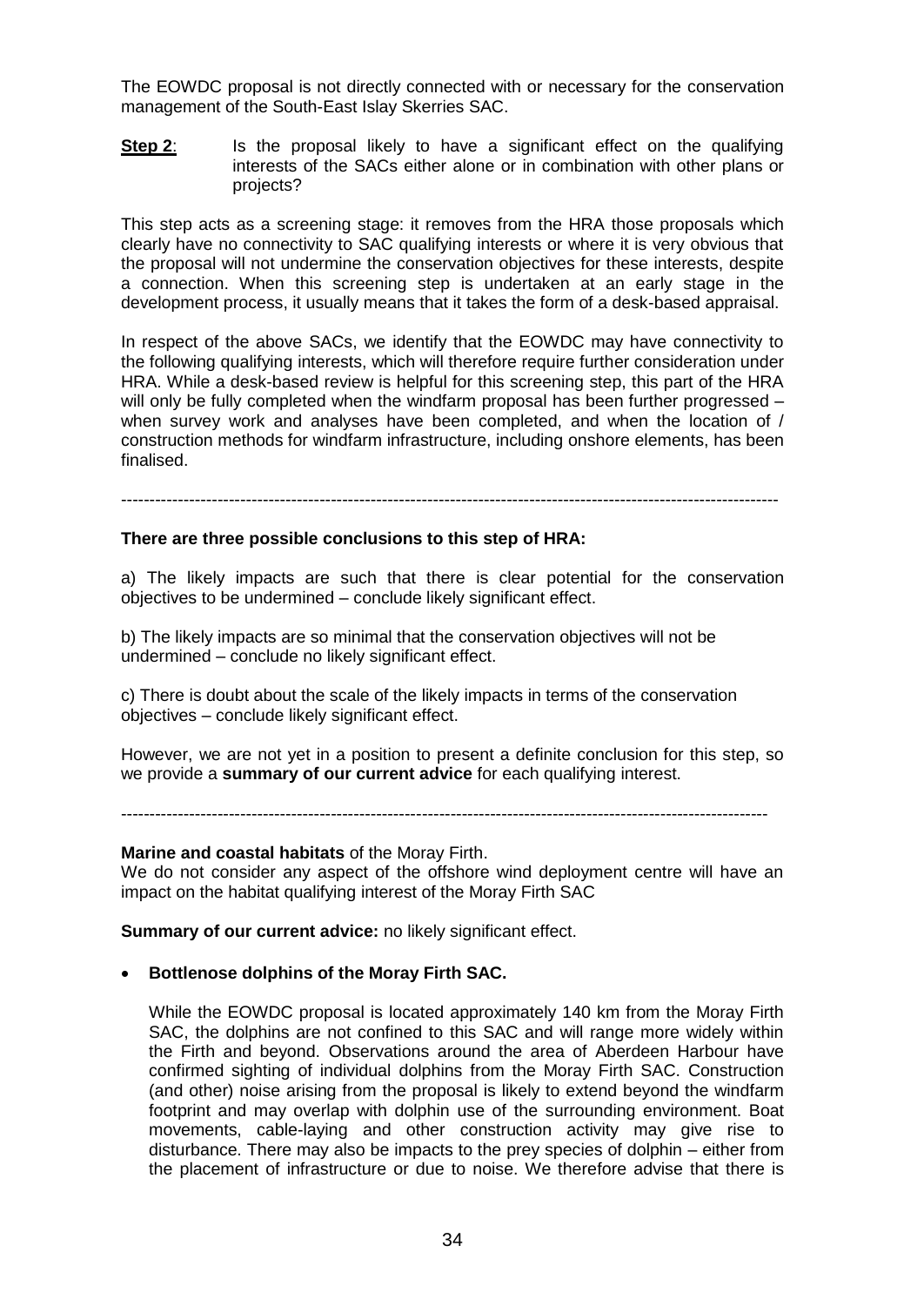The EOWDC proposal is not directly connected with or necessary for the conservation management of the South-East Islay Skerries SAC.

**Step 2**: Is the proposal likely to have a significant effect on the qualifying interests of the SACs either alone or in combination with other plans or projects?

This step acts as a screening stage: it removes from the HRA those proposals which clearly have no connectivity to SAC qualifying interests or where it is very obvious that the proposal will not undermine the conservation objectives for these interests, despite a connection. When this screening step is undertaken at an early stage in the development process, it usually means that it takes the form of a desk-based appraisal.

In respect of the above SACs, we identify that the EOWDC may have connectivity to the following qualifying interests, which will therefore require further consideration under HRA. While a desk-based review is helpful for this screening step, this part of the HRA will only be fully completed when the windfarm proposal has been further progressed – when survey work and analyses have been completed, and when the location of / construction methods for windfarm infrastructure, including onshore elements, has been finalised.

---

**There are three possible conclusions to this step of HRA:**

a) The likely impacts are such that there is clear potential for the conservation objectives to be undermined – conclude likely significant effect.

b) The likely impacts are so minimal that the conservation objectives will not be undermined – conclude no likely significant effect.

c) There is doubt about the scale of the likely impacts in terms of the conservation objectives – conclude likely significant effect.

However, we are not yet in a position to present a definite conclusion for this step, so we provide a **summary of our current advice** for each qualifying interest.

---

**Marine and coastal habitats** of the Moray Firth.
We do not consider any aspect of the offshore wind deployment centre will have an impact on the habitat qualifying interest of the Moray Firth SAC

**Summary of our current advice:** no likely significant effect.

- **Bottlenose dolphins of the Moray Firth SAC.**

  While the EOWDC proposal is located approximately 140 km from the Moray Firth SAC, the dolphins are not confined to this SAC and will range more widely within the Firth and beyond. Observations around the area of Aberdeen Harbour have confirmed sighting of individual dolphins from the Moray Firth SAC. Construction (and other) noise arising from the proposal is likely to extend beyond the windfarm footprint and may overlap with dolphin use of the surrounding environment. Boat movements, cable-laying and other construction activity may give rise to disturbance. There may also be impacts to the prey species of dolphin – either from the placement of infrastructure or due to noise. We therefore advise that there is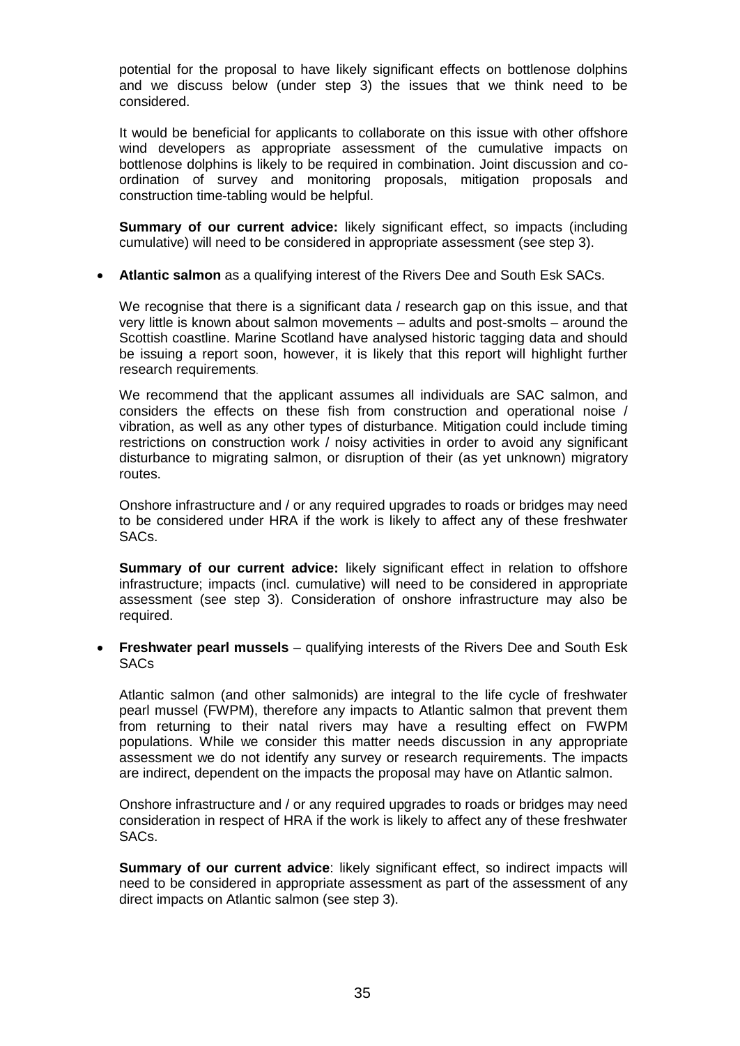potential for the proposal to have likely significant effects on bottlenose dolphins and we discuss below (under step 3) the issues that we think need to be considered.

It would be beneficial for applicants to collaborate on this issue with other offshore wind developers as appropriate assessment of the cumulative impacts on bottlenose dolphins is likely to be required in combination. Joint discussion and co-ordination of survey and monitoring proposals, mitigation proposals and construction time-tabling would be helpful.

**Summary of our current advice:** likely significant effect, so impacts (including cumulative) will need to be considered in appropriate assessment (see step 3).

- **Atlantic salmon** as a qualifying interest of the Rivers Dee and South Esk SACs.

  We recognise that there is a significant data / research gap on this issue, and that very little is known about salmon movements – adults and post-smolts – around the Scottish coastline. Marine Scotland have analysed historic tagging data and should be issuing a report soon, however, it is likely that this report will highlight further research requirements.

  We recommend that the applicant assumes all individuals are SAC salmon, and considers the effects on these fish from construction and operational noise / vibration, as well as any other types of disturbance. Mitigation could include timing restrictions on construction work / noisy activities in order to avoid any significant disturbance to migrating salmon, or disruption of their (as yet unknown) migratory routes.

  Onshore infrastructure and / or any required upgrades to roads or bridges may need to be considered under HRA if the work is likely to affect any of these freshwater SACs.

  **Summary of our current advice:** likely significant effect in relation to offshore infrastructure; impacts (incl. cumulative) will need to be considered in appropriate assessment (see step 3). Consideration of onshore infrastructure may also be required.

- **Freshwater pearl mussels** – qualifying interests of the Rivers Dee and South Esk SACs

  Atlantic salmon (and other salmonids) are integral to the life cycle of freshwater pearl mussel (FWPM), therefore any impacts to Atlantic salmon that prevent them from returning to their natal rivers may have a resulting effect on FWPM populations. While we consider this matter needs discussion in any appropriate assessment we do not identify any survey or research requirements. The impacts are indirect, dependent on the impacts the proposal may have on Atlantic salmon.

  Onshore infrastructure and / or any required upgrades to roads or bridges may need consideration in respect of HRA if the work is likely to affect any of these freshwater SACs.

  **Summary of our current advice**: likely significant effect, so indirect impacts will need to be considered in appropriate assessment as part of the assessment of any direct impacts on Atlantic salmon (see step 3).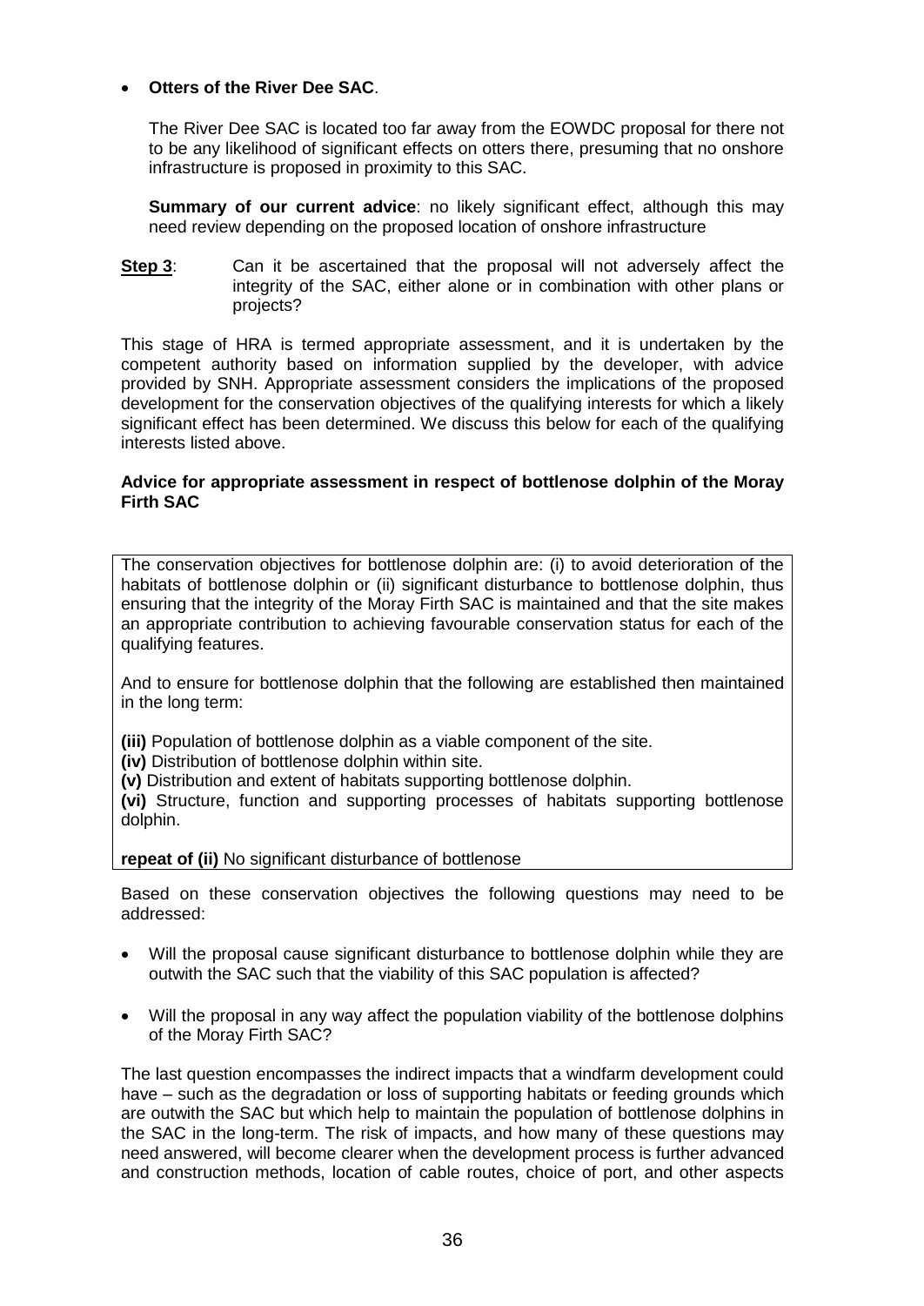- **Otters of the River Dee SAC**.

  The River Dee SAC is located too far away from the EOWDC proposal for there not to be any likelihood of significant effects on otters there, presuming that no onshore infrastructure is proposed in proximity to this SAC.

  **Summary of our current advice**: no likely significant effect, although this may need review depending on the proposed location of onshore infrastructure

**Step 3**: Can it be ascertained that the proposal will not adversely affect the integrity of the SAC, either alone or in combination with other plans or projects?

This stage of HRA is termed appropriate assessment, and it is undertaken by the competent authority based on information supplied by the developer, with advice provided by SNH. Appropriate assessment considers the implications of the proposed development for the conservation objectives of the qualifying interests for which a likely significant effect has been determined. We discuss this below for each of the qualifying interests listed above.

**Advice for appropriate assessment in respect of bottlenose dolphin of the Moray Firth SAC**

The conservation objectives for bottlenose dolphin are: (i) to avoid deterioration of the habitats of bottlenose dolphin or (ii) significant disturbance to bottlenose dolphin, thus ensuring that the integrity of the Moray Firth SAC is maintained and that the site makes an appropriate contribution to achieving favourable conservation status for each of the qualifying features.

And to ensure for bottlenose dolphin that the following are established then maintained in the long term:

**(iii)** Population of bottlenose dolphin as a viable component of the site.
**(iv)** Distribution of bottlenose dolphin within site.
**(v)** Distribution and extent of habitats supporting bottlenose dolphin.
**(vi)** Structure, function and supporting processes of habitats supporting bottlenose dolphin.

**repeat of (ii)** No significant disturbance of bottlenose

Based on these conservation objectives the following questions may need to be addressed:

- Will the proposal cause significant disturbance to bottlenose dolphin while they are outwith the SAC such that the viability of this SAC population is affected?

- Will the proposal in any way affect the population viability of the bottlenose dolphins of the Moray Firth SAC?

The last question encompasses the indirect impacts that a windfarm development could have – such as the degradation or loss of supporting habitats or feeding grounds which are outwith the SAC but which help to maintain the population of bottlenose dolphins in the SAC in the long-term. The risk of impacts, and how many of these questions may need answered, will become clearer when the development process is further advanced and construction methods, location of cable routes, choice of port, and other aspects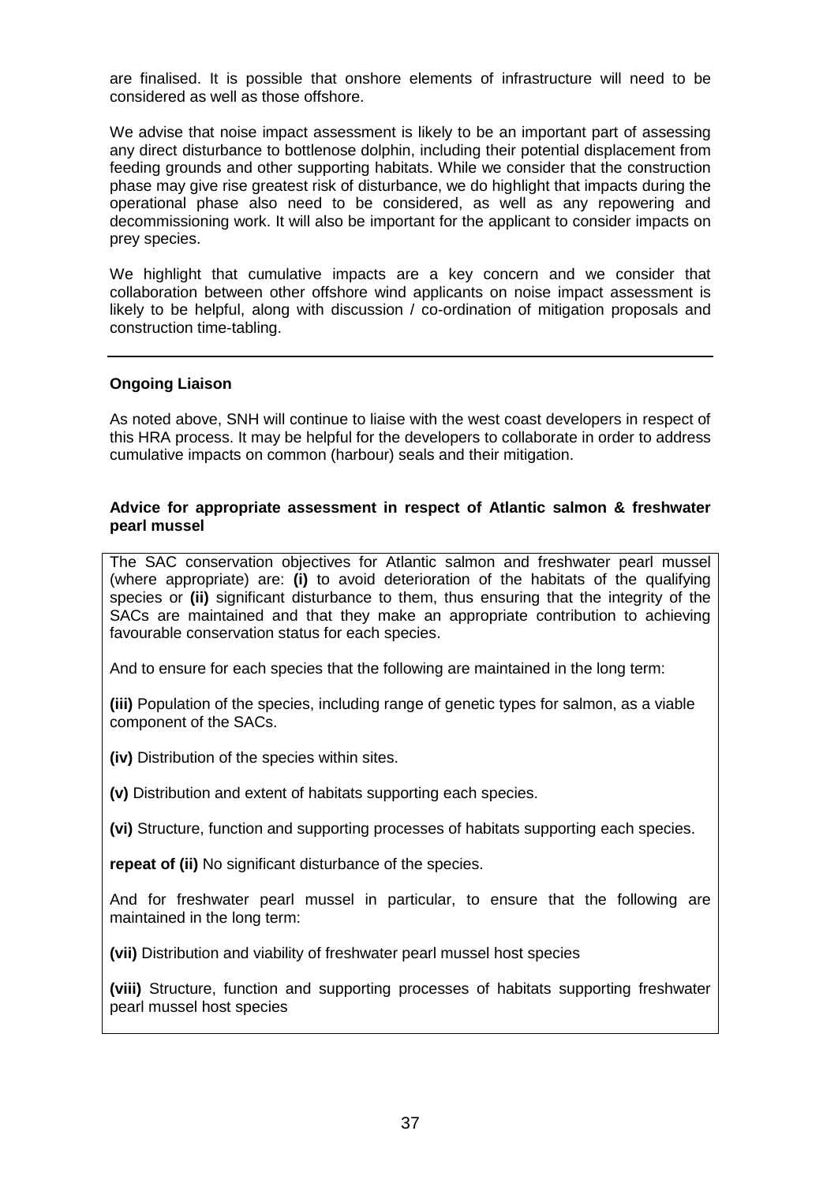are finalised. It is possible that onshore elements of infrastructure will need to be considered as well as those offshore.

We advise that noise impact assessment is likely to be an important part of assessing any direct disturbance to bottlenose dolphin, including their potential displacement from feeding grounds and other supporting habitats. While we consider that the construction phase may give rise greatest risk of disturbance, we do highlight that impacts during the operational phase also need to be considered, as well as any repowering and decommissioning work. It will also be important for the applicant to consider impacts on prey species.

We highlight that cumulative impacts are a key concern and we consider that collaboration between other offshore wind applicants on noise impact assessment is likely to be helpful, along with discussion / co-ordination of mitigation proposals and construction time-tabling.

---

**Ongoing Liaison**

As noted above, SNH will continue to liaise with the west coast developers in respect of this HRA process. It may be helpful for the developers to collaborate in order to address cumulative impacts on common (harbour) seals and their mitigation.

**Advice for appropriate assessment in respect of Atlantic salmon & freshwater pearl mussel**

The SAC conservation objectives for Atlantic salmon and freshwater pearl mussel (where appropriate) are: **(i)** to avoid deterioration of the habitats of the qualifying species or **(ii)** significant disturbance to them, thus ensuring that the integrity of the SACs are maintained and that they make an appropriate contribution to achieving favourable conservation status for each species.

And to ensure for each species that the following are maintained in the long term:

**(iii)** Population of the species, including range of genetic types for salmon, as a viable component of the SACs.

**(iv)** Distribution of the species within sites.

**(v)** Distribution and extent of habitats supporting each species.

**(vi)** Structure, function and supporting processes of habitats supporting each species.

**repeat of (ii)** No significant disturbance of the species.

And for freshwater pearl mussel in particular, to ensure that the following are maintained in the long term:

**(vii)** Distribution and viability of freshwater pearl mussel host species

**(viii)** Structure, function and supporting processes of habitats supporting freshwater pearl mussel host species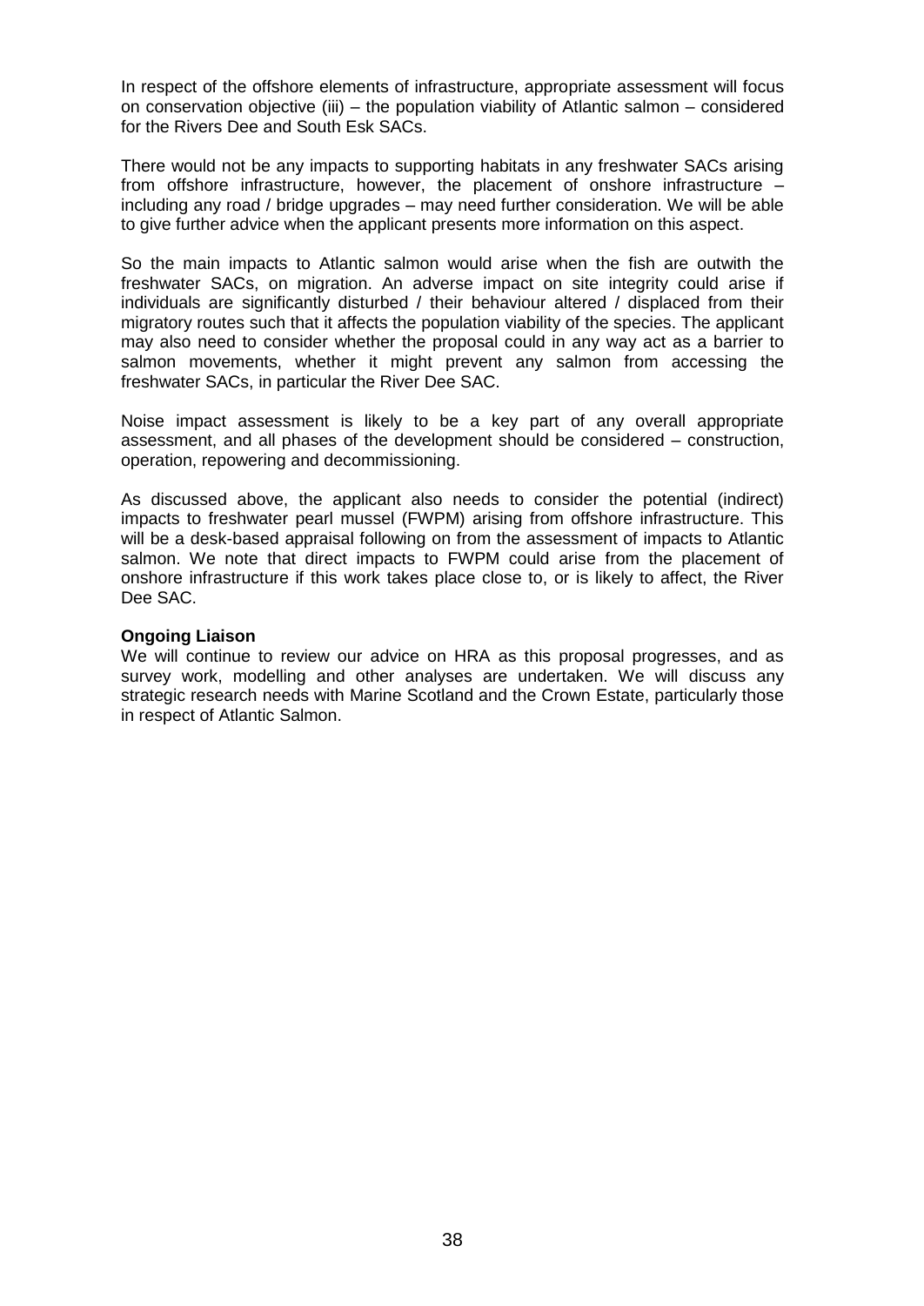In respect of the offshore elements of infrastructure, appropriate assessment will focus on conservation objective (iii) – the population viability of Atlantic salmon – considered for the Rivers Dee and South Esk SACs.

There would not be any impacts to supporting habitats in any freshwater SACs arising from offshore infrastructure, however, the placement of onshore infrastructure – including any road / bridge upgrades – may need further consideration. We will be able to give further advice when the applicant presents more information on this aspect.

So the main impacts to Atlantic salmon would arise when the fish are outwith the freshwater SACs, on migration. An adverse impact on site integrity could arise if individuals are significantly disturbed / their behaviour altered / displaced from their migratory routes such that it affects the population viability of the species. The applicant may also need to consider whether the proposal could in any way act as a barrier to salmon movements, whether it might prevent any salmon from accessing the freshwater SACs, in particular the River Dee SAC.

Noise impact assessment is likely to be a key part of any overall appropriate assessment, and all phases of the development should be considered – construction, operation, repowering and decommissioning.

As discussed above, the applicant also needs to consider the potential (indirect) impacts to freshwater pearl mussel (FWPM) arising from offshore infrastructure. This will be a desk-based appraisal following on from the assessment of impacts to Atlantic salmon. We note that direct impacts to FWPM could arise from the placement of onshore infrastructure if this work takes place close to, or is likely to affect, the River Dee SAC.

**Ongoing Liaison**

We will continue to review our advice on HRA as this proposal progresses, and as survey work, modelling and other analyses are undertaken. We will discuss any strategic research needs with Marine Scotland and the Crown Estate, particularly those in respect of Atlantic Salmon.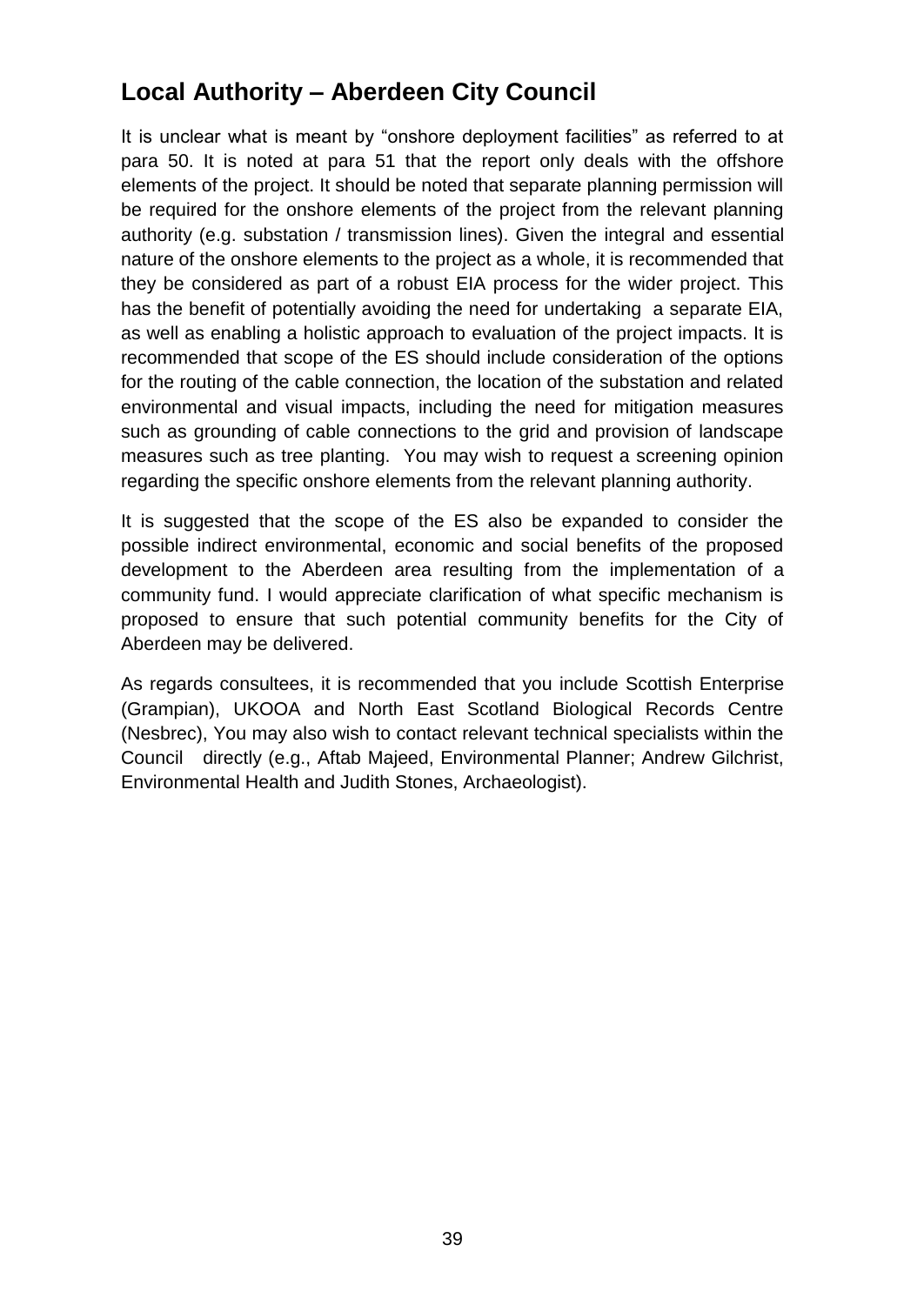## Local Authority – Aberdeen City Council

It is unclear what is meant by "onshore deployment facilities" as referred to at para 50. It is noted at para 51 that the report only deals with the offshore elements of the project. It should be noted that separate planning permission will be required for the onshore elements of the project from the relevant planning authority (e.g. substation / transmission lines). Given the integral and essential nature of the onshore elements to the project as a whole, it is recommended that they be considered as part of a robust EIA process for the wider project. This has the benefit of potentially avoiding the need for undertaking a separate EIA, as well as enabling a holistic approach to evaluation of the project impacts. It is recommended that scope of the ES should include consideration of the options for the routing of the cable connection, the location of the substation and related environmental and visual impacts, including the need for mitigation measures such as grounding of cable connections to the grid and provision of landscape measures such as tree planting. You may wish to request a screening opinion regarding the specific onshore elements from the relevant planning authority.

It is suggested that the scope of the ES also be expanded to consider the possible indirect environmental, economic and social benefits of the proposed development to the Aberdeen area resulting from the implementation of a community fund. I would appreciate clarification of what specific mechanism is proposed to ensure that such potential community benefits for the City of Aberdeen may be delivered.

As regards consultees, it is recommended that you include Scottish Enterprise (Grampian), UKOOA and North East Scotland Biological Records Centre (Nesbrec), You may also wish to contact relevant technical specialists within the Council directly (e.g., Aftab Majeed, Environmental Planner; Andrew Gilchrist, Environmental Health and Judith Stones, Archaeologist).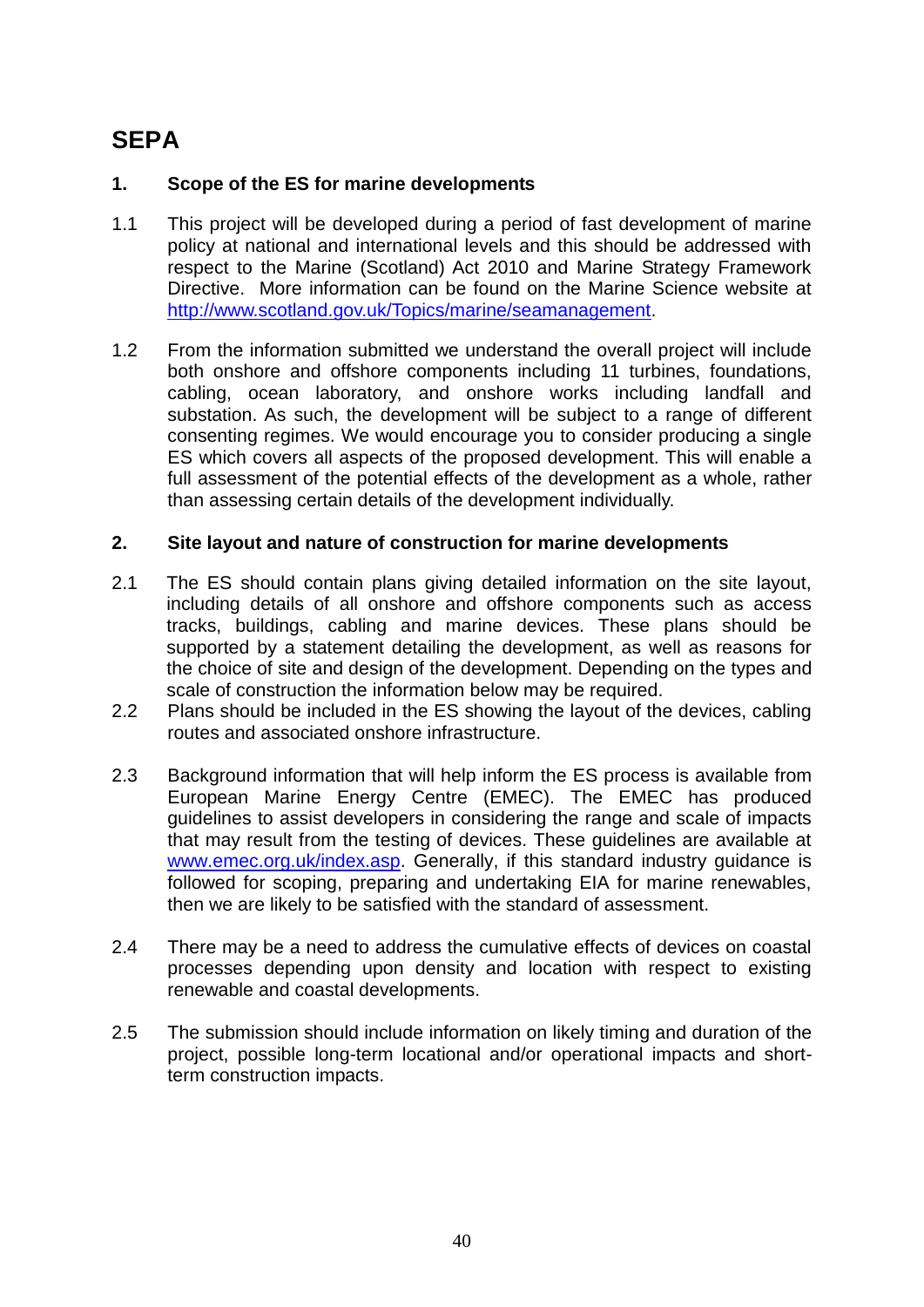# SEPA

## 1. Scope of the ES for marine developments

1.1 This project will be developed during a period of fast development of marine policy at national and international levels and this should be addressed with respect to the Marine (Scotland) Act 2010 and Marine Strategy Framework Directive. More information can be found on the Marine Science website at http://www.scotland.gov.uk/Topics/marine/seamanagement.

1.2 From the information submitted we understand the overall project will include both onshore and offshore components including 11 turbines, foundations, cabling, ocean laboratory, and onshore works including landfall and substation. As such, the development will be subject to a range of different consenting regimes. We would encourage you to consider producing a single ES which covers all aspects of the proposed development. This will enable a full assessment of the potential effects of the development as a whole, rather than assessing certain details of the development individually.

## 2. Site layout and nature of construction for marine developments

2.1 The ES should contain plans giving detailed information on the site layout, including details of all onshore and offshore components such as access tracks, buildings, cabling and marine devices. These plans should be supported by a statement detailing the development, as well as reasons for the choice of site and design of the development. Depending on the types and scale of construction the information below may be required.

2.2 Plans should be included in the ES showing the layout of the devices, cabling routes and associated onshore infrastructure.

2.3 Background information that will help inform the ES process is available from European Marine Energy Centre (EMEC). The EMEC has produced guidelines to assist developers in considering the range and scale of impacts that may result from the testing of devices. These guidelines are available at www.emec.org.uk/index.asp. Generally, if this standard industry guidance is followed for scoping, preparing and undertaking EIA for marine renewables, then we are likely to be satisfied with the standard of assessment.

2.4 There may be a need to address the cumulative effects of devices on coastal processes depending upon density and location with respect to existing renewable and coastal developments.

2.5 The submission should include information on likely timing and duration of the project, possible long-term locational and/or operational impacts and short-term construction impacts.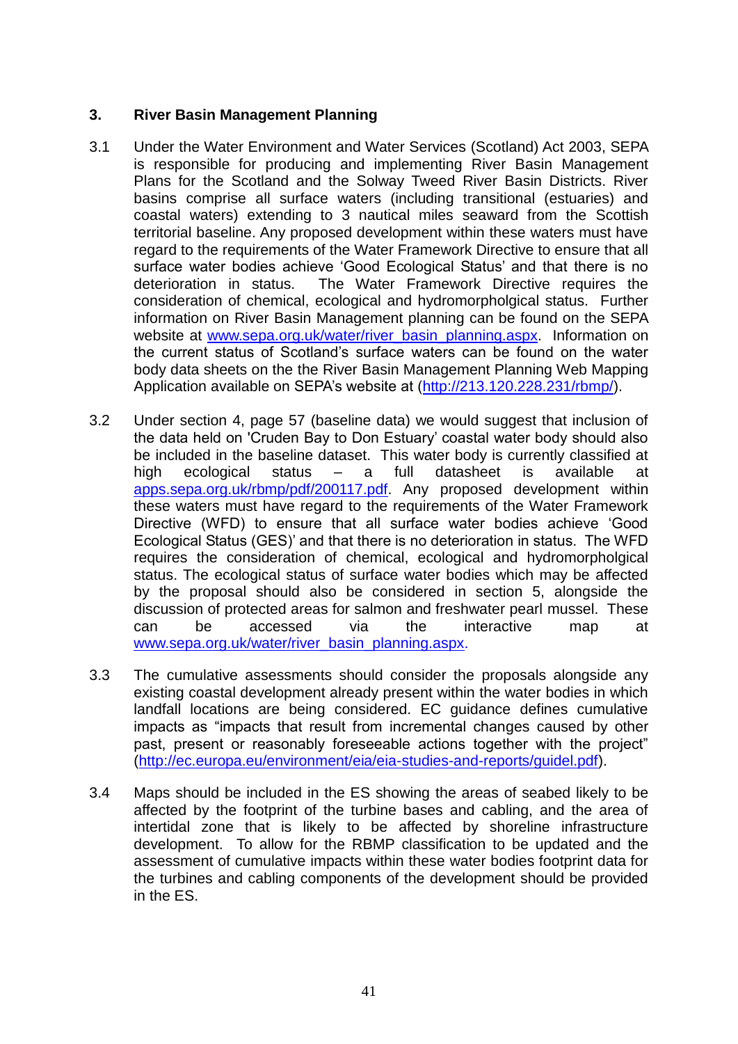### 3. River Basin Management Planning

3.1 Under the Water Environment and Water Services (Scotland) Act 2003, SEPA is responsible for producing and implementing River Basin Management Plans for the Scotland and the Solway Tweed River Basin Districts. River basins comprise all surface waters (including transitional (estuaries) and coastal waters) extending to 3 nautical miles seaward from the Scottish territorial baseline. Any proposed development within these waters must have regard to the requirements of the Water Framework Directive to ensure that all surface water bodies achieve 'Good Ecological Status' and that there is no deterioration in status. The Water Framework Directive requires the consideration of chemical, ecological and hydromorpholgical status. Further information on River Basin Management planning can be found on the SEPA website at www.sepa.org.uk/water/river_basin_planning.aspx. Information on the current status of Scotland's surface waters can be found on the water body data sheets on the the River Basin Management Planning Web Mapping Application available on SEPA's website at (http://213.120.228.231/rbmp/).

3.2 Under section 4, page 57 (baseline data) we would suggest that inclusion of the data held on 'Cruden Bay to Don Estuary' coastal water body should also be included in the baseline dataset. This water body is currently classified at high ecological status – a full datasheet is available at apps.sepa.org.uk/rbmp/pdf/200117.pdf. Any proposed development within these waters must have regard to the requirements of the Water Framework Directive (WFD) to ensure that all surface water bodies achieve 'Good Ecological Status (GES)' and that there is no deterioration in status. The WFD requires the consideration of chemical, ecological and hydromorpholgical status. The ecological status of surface water bodies which may be affected by the proposal should also be considered in section 5, alongside the discussion of protected areas for salmon and freshwater pearl mussel. These can be accessed via the interactive map at www.sepa.org.uk/water/river_basin_planning.aspx.

3.3 The cumulative assessments should consider the proposals alongside any existing coastal development already present within the water bodies in which landfall locations are being considered. EC guidance defines cumulative impacts as "impacts that result from incremental changes caused by other past, present or reasonably foreseeable actions together with the project" (http://ec.europa.eu/environment/eia/eia-studies-and-reports/guidel.pdf).

3.4 Maps should be included in the ES showing the areas of seabed likely to be affected by the footprint of the turbine bases and cabling, and the area of intertidal zone that is likely to be affected by shoreline infrastructure development. To allow for the RBMP classification to be updated and the assessment of cumulative impacts within these water bodies footprint data for the turbines and cabling components of the development should be provided in the ES.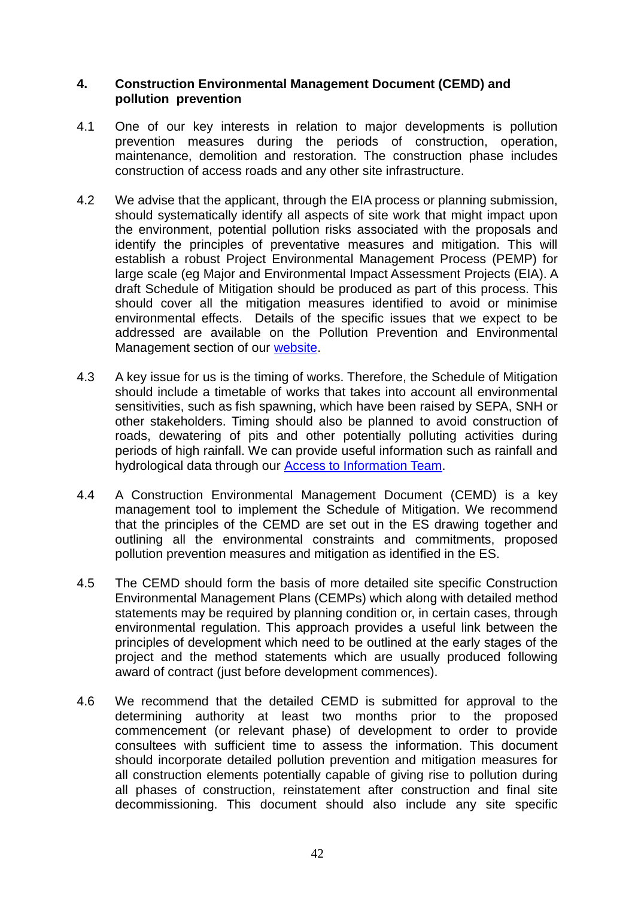## 4. Construction Environmental Management Document (CEMD) and pollution prevention

4.1 One of our key interests in relation to major developments is pollution prevention measures during the periods of construction, operation, maintenance, demolition and restoration. The construction phase includes construction of access roads and any other site infrastructure.

4.2 We advise that the applicant, through the EIA process or planning submission, should systematically identify all aspects of site work that might impact upon the environment, potential pollution risks associated with the proposals and identify the principles of preventative measures and mitigation. This will establish a robust Project Environmental Management Process (PEMP) for large scale (eg Major and Environmental Impact Assessment Projects (EIA). A draft Schedule of Mitigation should be produced as part of this process. This should cover all the mitigation measures identified to avoid or minimise environmental effects. Details of the specific issues that we expect to be addressed are available on the Pollution Prevention and Environmental Management section of our website.

4.3 A key issue for us is the timing of works. Therefore, the Schedule of Mitigation should include a timetable of works that takes into account all environmental sensitivities, such as fish spawning, which have been raised by SEPA, SNH or other stakeholders. Timing should also be planned to avoid construction of roads, dewatering of pits and other potentially polluting activities during periods of high rainfall. We can provide useful information such as rainfall and hydrological data through our Access to Information Team.

4.4 A Construction Environmental Management Document (CEMD) is a key management tool to implement the Schedule of Mitigation. We recommend that the principles of the CEMD are set out in the ES drawing together and outlining all the environmental constraints and commitments, proposed pollution prevention measures and mitigation as identified in the ES.

4.5 The CEMD should form the basis of more detailed site specific Construction Environmental Management Plans (CEMPs) which along with detailed method statements may be required by planning condition or, in certain cases, through environmental regulation. This approach provides a useful link between the principles of development which need to be outlined at the early stages of the project and the method statements which are usually produced following award of contract (just before development commences).

4.6 We recommend that the detailed CEMD is submitted for approval to the determining authority at least two months prior to the proposed commencement (or relevant phase) of development to order to provide consultees with sufficient time to assess the information. This document should incorporate detailed pollution prevention and mitigation measures for all construction elements potentially capable of giving rise to pollution during all phases of construction, reinstatement after construction and final site decommissioning. This document should also include any site specific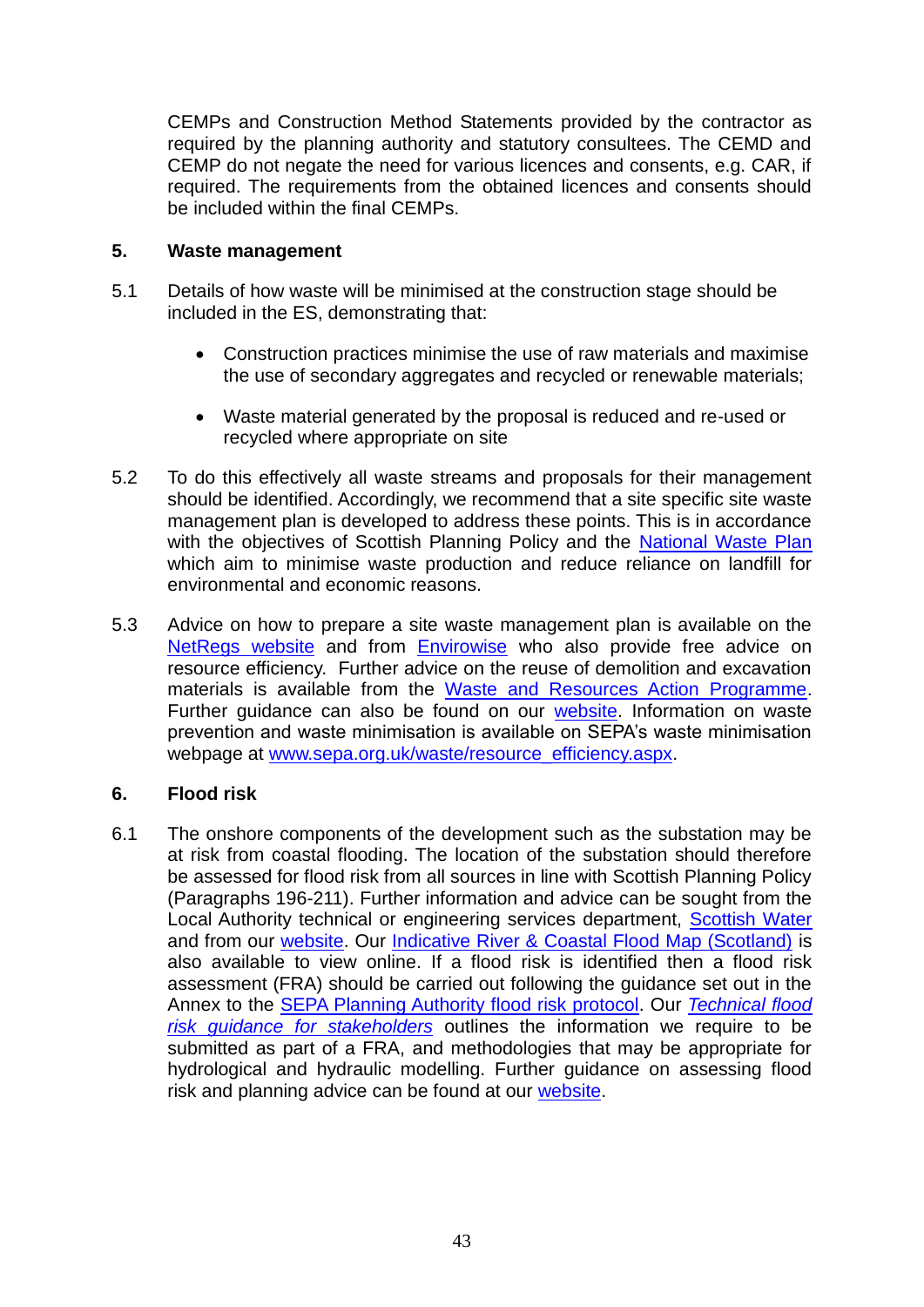CEMPs and Construction Method Statements provided by the contractor as required by the planning authority and statutory consultees. The CEMD and CEMP do not negate the need for various licences and consents, e.g. CAR, if required. The requirements from the obtained licences and consents should be included within the final CEMPs.

## 5. Waste management

5.1 Details of how waste will be minimised at the construction stage should be included in the ES, demonstrating that:

- Construction practices minimise the use of raw materials and maximise the use of secondary aggregates and recycled or renewable materials;
- Waste material generated by the proposal is reduced and re-used or recycled where appropriate on site

5.2 To do this effectively all waste streams and proposals for their management should be identified. Accordingly, we recommend that a site specific site waste management plan is developed to address these points. This is in accordance with the objectives of Scottish Planning Policy and the National Waste Plan which aim to minimise waste production and reduce reliance on landfill for environmental and economic reasons.

5.3 Advice on how to prepare a site waste management plan is available on the NetRegs website and from Envirowise who also provide free advice on resource efficiency. Further advice on the reuse of demolition and excavation materials is available from the Waste and Resources Action Programme. Further guidance can also be found on our website. Information on waste prevention and waste minimisation is available on SEPA's waste minimisation webpage at www.sepa.org.uk/waste/resource_efficiency.aspx.

## 6. Flood risk

6.1 The onshore components of the development such as the substation may be at risk from coastal flooding. The location of the substation should therefore be assessed for flood risk from all sources in line with Scottish Planning Policy (Paragraphs 196-211). Further information and advice can be sought from the Local Authority technical or engineering services department, Scottish Water and from our website. Our Indicative River & Coastal Flood Map (Scotland) is also available to view online. If a flood risk is identified then a flood risk assessment (FRA) should be carried out following the guidance set out in the Annex to the SEPA Planning Authority flood risk protocol. Our *Technical flood risk guidance for stakeholders* outlines the information we require to be submitted as part of a FRA, and methodologies that may be appropriate for hydrological and hydraulic modelling. Further guidance on assessing flood risk and planning advice can be found at our website.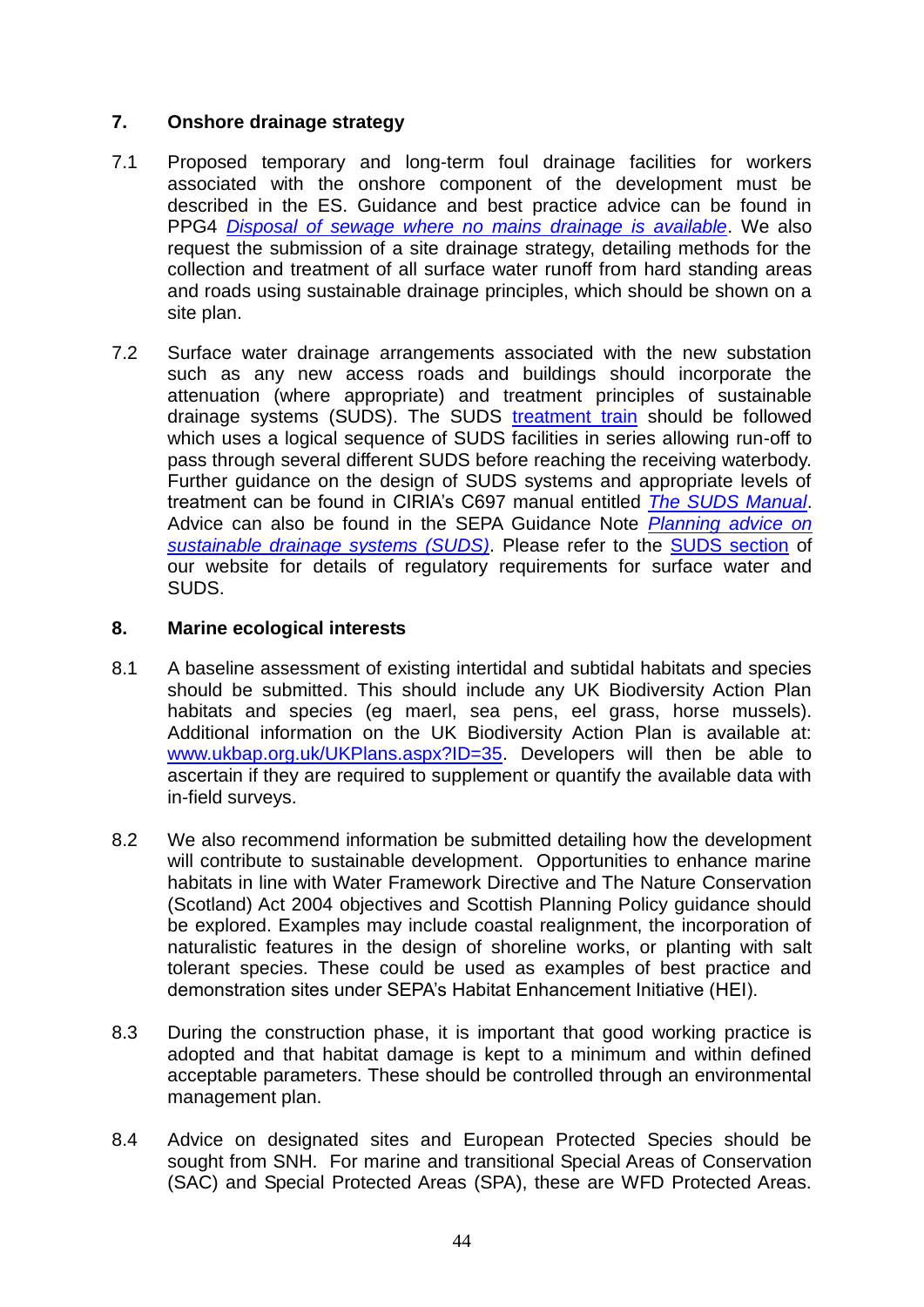## 7. Onshore drainage strategy

7.1 Proposed temporary and long-term foul drainage facilities for workers associated with the onshore component of the development must be described in the ES. Guidance and best practice advice can be found in PPG4 *Disposal of sewage where no mains drainage is available*. We also request the submission of a site drainage strategy, detailing methods for the collection and treatment of all surface water runoff from hard standing areas and roads using sustainable drainage principles, which should be shown on a site plan.

7.2 Surface water drainage arrangements associated with the new substation such as any new access roads and buildings should incorporate the attenuation (where appropriate) and treatment principles of sustainable drainage systems (SUDS). The SUDS treatment train should be followed which uses a logical sequence of SUDS facilities in series allowing run-off to pass through several different SUDS before reaching the receiving waterbody. Further guidance on the design of SUDS systems and appropriate levels of treatment can be found in CIRIA's C697 manual entitled *The SUDS Manual*. Advice can also be found in the SEPA Guidance Note *Planning advice on sustainable drainage systems (SUDS)*. Please refer to the SUDS section of our website for details of regulatory requirements for surface water and SUDS.

## 8. Marine ecological interests

8.1 A baseline assessment of existing intertidal and subtidal habitats and species should be submitted. This should include any UK Biodiversity Action Plan habitats and species (eg maerl, sea pens, eel grass, horse mussels). Additional information on the UK Biodiversity Action Plan is available at: www.ukbap.org.uk/UKPlans.aspx?ID=35. Developers will then be able to ascertain if they are required to supplement or quantify the available data with in-field surveys.

8.2 We also recommend information be submitted detailing how the development will contribute to sustainable development. Opportunities to enhance marine habitats in line with Water Framework Directive and The Nature Conservation (Scotland) Act 2004 objectives and Scottish Planning Policy guidance should be explored. Examples may include coastal realignment, the incorporation of naturalistic features in the design of shoreline works, or planting with salt tolerant species. These could be used as examples of best practice and demonstration sites under SEPA's Habitat Enhancement Initiative (HEI).

8.3 During the construction phase, it is important that good working practice is adopted and that habitat damage is kept to a minimum and within defined acceptable parameters. These should be controlled through an environmental management plan.

8.4 Advice on designated sites and European Protected Species should be sought from SNH. For marine and transitional Special Areas of Conservation (SAC) and Special Protected Areas (SPA), these are WFD Protected Areas.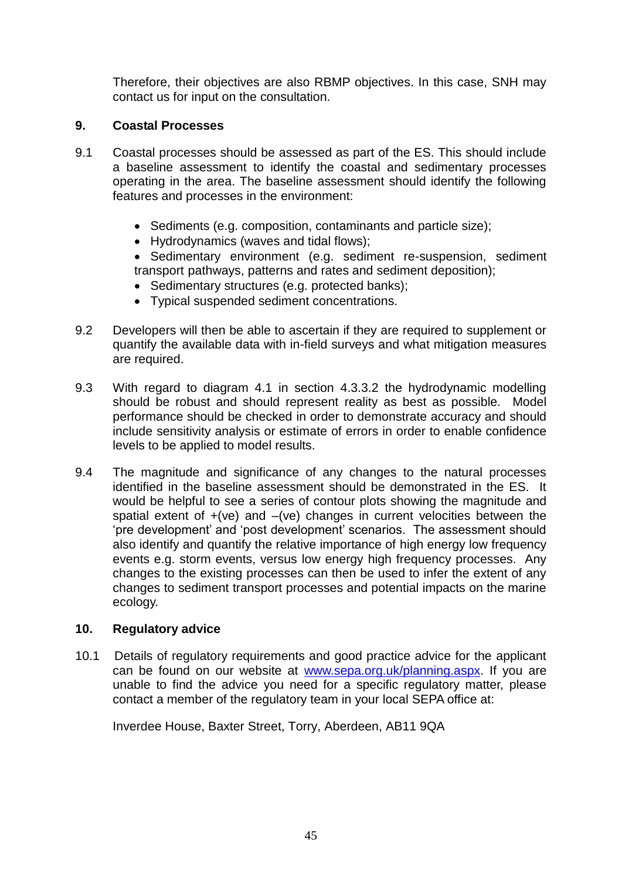Therefore, their objectives are also RBMP objectives. In this case, SNH may contact us for input on the consultation.

## 9. Coastal Processes

9.1 Coastal processes should be assessed as part of the ES. This should include a baseline assessment to identify the coastal and sedimentary processes operating in the area. The baseline assessment should identify the following features and processes in the environment:

- Sediments (e.g. composition, contaminants and particle size);
- Hydrodynamics (waves and tidal flows);
- Sedimentary environment (e.g. sediment re-suspension, sediment transport pathways, patterns and rates and sediment deposition);
- Sedimentary structures (e.g. protected banks);
- Typical suspended sediment concentrations.

9.2 Developers will then be able to ascertain if they are required to supplement or quantify the available data with in-field surveys and what mitigation measures are required.

9.3 With regard to diagram 4.1 in section 4.3.3.2 the hydrodynamic modelling should be robust and should represent reality as best as possible. Model performance should be checked in order to demonstrate accuracy and should include sensitivity analysis or estimate of errors in order to enable confidence levels to be applied to model results.

9.4 The magnitude and significance of any changes to the natural processes identified in the baseline assessment should be demonstrated in the ES. It would be helpful to see a series of contour plots showing the magnitude and spatial extent of +(ve) and –(ve) changes in current velocities between the 'pre development' and 'post development' scenarios. The assessment should also identify and quantify the relative importance of high energy low frequency events e.g. storm events, versus low energy high frequency processes. Any changes to the existing processes can then be used to infer the extent of any changes to sediment transport processes and potential impacts on the marine ecology.

## 10. Regulatory advice

10.1 Details of regulatory requirements and good practice advice for the applicant can be found on our website at [www.sepa.org.uk/planning.aspx](www.sepa.org.uk/planning.aspx). If you are unable to find the advice you need for a specific regulatory matter, please contact a member of the regulatory team in your local SEPA office at:

Inverdee House, Baxter Street, Torry, Aberdeen, AB11 9QA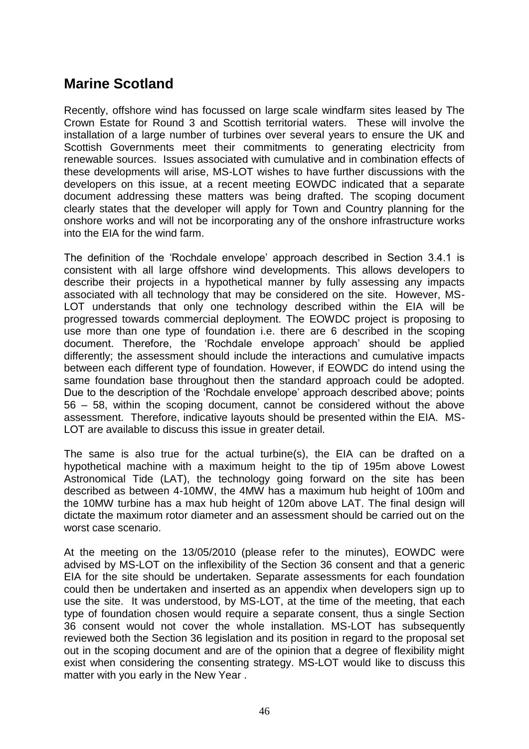## Marine Scotland

Recently, offshore wind has focussed on large scale windfarm sites leased by The Crown Estate for Round 3 and Scottish territorial waters. These will involve the installation of a large number of turbines over several years to ensure the UK and Scottish Governments meet their commitments to generating electricity from renewable sources. Issues associated with cumulative and in combination effects of these developments will arise, MS-LOT wishes to have further discussions with the developers on this issue, at a recent meeting EOWDC indicated that a separate document addressing these matters was being drafted. The scoping document clearly states that the developer will apply for Town and Country planning for the onshore works and will not be incorporating any of the onshore infrastructure works into the EIA for the wind farm.

The definition of the 'Rochdale envelope' approach described in Section 3.4.1 is consistent with all large offshore wind developments. This allows developers to describe their projects in a hypothetical manner by fully assessing any impacts associated with all technology that may be considered on the site. However, MS-LOT understands that only one technology described within the EIA will be progressed towards commercial deployment. The EOWDC project is proposing to use more than one type of foundation i.e. there are 6 described in the scoping document. Therefore, the 'Rochdale envelope approach' should be applied differently; the assessment should include the interactions and cumulative impacts between each different type of foundation. However, if EOWDC do intend using the same foundation base throughout then the standard approach could be adopted. Due to the description of the 'Rochdale envelope' approach described above; points 56 – 58, within the scoping document, cannot be considered without the above assessment. Therefore, indicative layouts should be presented within the EIA. MS-LOT are available to discuss this issue in greater detail.

The same is also true for the actual turbine(s), the EIA can be drafted on a hypothetical machine with a maximum height to the tip of 195m above Lowest Astronomical Tide (LAT), the technology going forward on the site has been described as between 4-10MW, the 4MW has a maximum hub height of 100m and the 10MW turbine has a max hub height of 120m above LAT. The final design will dictate the maximum rotor diameter and an assessment should be carried out on the worst case scenario.

At the meeting on the 13/05/2010 (please refer to the minutes), EOWDC were advised by MS-LOT on the inflexibility of the Section 36 consent and that a generic EIA for the site should be undertaken. Separate assessments for each foundation could then be undertaken and inserted as an appendix when developers sign up to use the site. It was understood, by MS-LOT, at the time of the meeting, that each type of foundation chosen would require a separate consent, thus a single Section 36 consent would not cover the whole installation. MS-LOT has subsequently reviewed both the Section 36 legislation and its position in regard to the proposal set out in the scoping document and are of the opinion that a degree of flexibility might exist when considering the consenting strategy. MS-LOT would like to discuss this matter with you early in the New Year .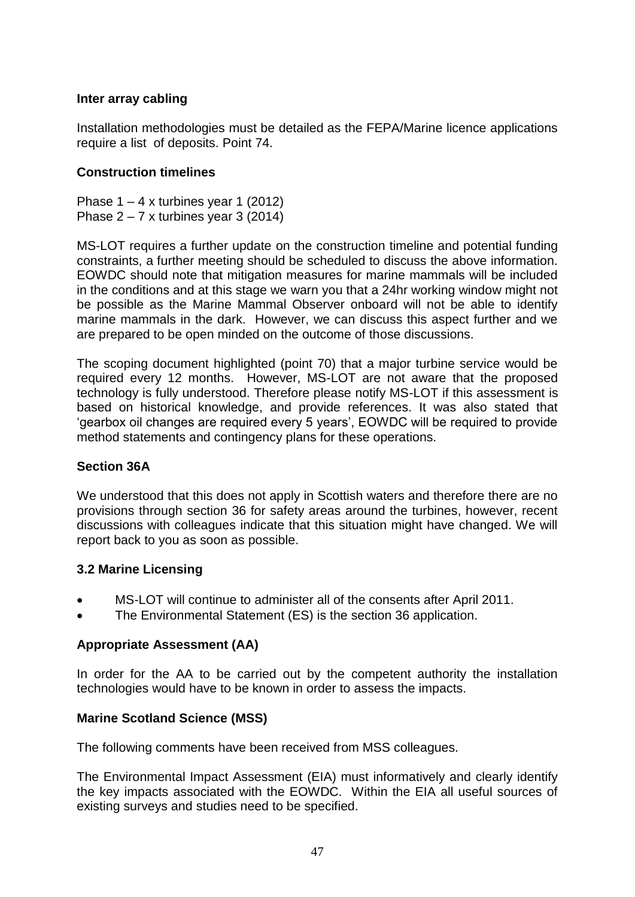**Inter array cabling**

Installation methodologies must be detailed as the FEPA/Marine licence applications require a list of deposits. Point 74.

**Construction timelines**

Phase 1 – 4 x turbines year 1 (2012)
Phase 2 – 7 x turbines year 3 (2014)

MS-LOT requires a further update on the construction timeline and potential funding constraints, a further meeting should be scheduled to discuss the above information. EOWDC should note that mitigation measures for marine mammals will be included in the conditions and at this stage we warn you that a 24hr working window might not be possible as the Marine Mammal Observer onboard will not be able to identify marine mammals in the dark. However, we can discuss this aspect further and we are prepared to be open minded on the outcome of those discussions.

The scoping document highlighted (point 70) that a major turbine service would be required every 12 months. However, MS-LOT are not aware that the proposed technology is fully understood. Therefore please notify MS-LOT if this assessment is based on historical knowledge, and provide references. It was also stated that 'gearbox oil changes are required every 5 years', EOWDC will be required to provide method statements and contingency plans for these operations.

**Section 36A**

We understood that this does not apply in Scottish waters and therefore there are no provisions through section 36 for safety areas around the turbines, however, recent discussions with colleagues indicate that this situation might have changed. We will report back to you as soon as possible.

**3.2 Marine Licensing**

- MS-LOT will continue to administer all of the consents after April 2011.
- The Environmental Statement (ES) is the section 36 application.

**Appropriate Assessment (AA)**

In order for the AA to be carried out by the competent authority the installation technologies would have to be known in order to assess the impacts.

**Marine Scotland Science (MSS)**

The following comments have been received from MSS colleagues.

The Environmental Impact Assessment (EIA) must informatively and clearly identify the key impacts associated with the EOWDC. Within the EIA all useful sources of existing surveys and studies need to be specified.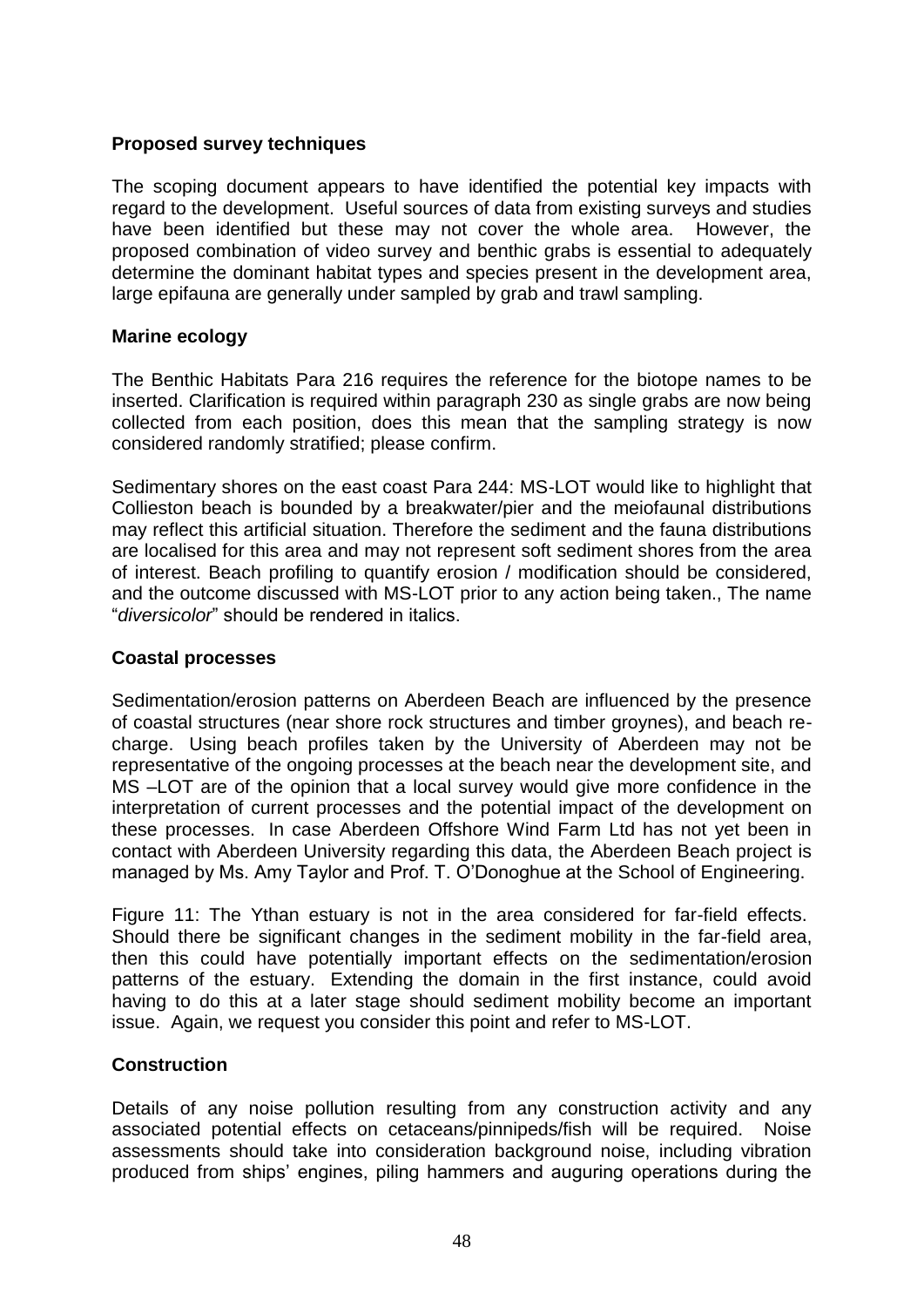**Proposed survey techniques**

The scoping document appears to have identified the potential key impacts with regard to the development. Useful sources of data from existing surveys and studies have been identified but these may not cover the whole area. However, the proposed combination of video survey and benthic grabs is essential to adequately determine the dominant habitat types and species present in the development area, large epifauna are generally under sampled by grab and trawl sampling.

**Marine ecology**

The Benthic Habitats Para 216 requires the reference for the biotope names to be inserted. Clarification is required within paragraph 230 as single grabs are now being collected from each position, does this mean that the sampling strategy is now considered randomly stratified; please confirm.

Sedimentary shores on the east coast Para 244: MS-LOT would like to highlight that Collieston beach is bounded by a breakwater/pier and the meiofaunal distributions may reflect this artificial situation. Therefore the sediment and the fauna distributions are localised for this area and may not represent soft sediment shores from the area of interest. Beach profiling to quantify erosion / modification should be considered, and the outcome discussed with MS-LOT prior to any action being taken., The name "*diversicolor*" should be rendered in italics.

**Coastal processes**

Sedimentation/erosion patterns on Aberdeen Beach are influenced by the presence of coastal structures (near shore rock structures and timber groynes), and beach re-charge. Using beach profiles taken by the University of Aberdeen may not be representative of the ongoing processes at the beach near the development site, and MS –LOT are of the opinion that a local survey would give more confidence in the interpretation of current processes and the potential impact of the development on these processes. In case Aberdeen Offshore Wind Farm Ltd has not yet been in contact with Aberdeen University regarding this data, the Aberdeen Beach project is managed by Ms. Amy Taylor and Prof. T. O'Donoghue at the School of Engineering.

Figure 11: The Ythan estuary is not in the area considered for far-field effects. Should there be significant changes in the sediment mobility in the far-field area, then this could have potentially important effects on the sedimentation/erosion patterns of the estuary. Extending the domain in the first instance, could avoid having to do this at a later stage should sediment mobility become an important issue. Again, we request you consider this point and refer to MS-LOT.

**Construction**

Details of any noise pollution resulting from any construction activity and any associated potential effects on cetaceans/pinnipeds/fish will be required. Noise assessments should take into consideration background noise, including vibration produced from ships' engines, piling hammers and auguring operations during the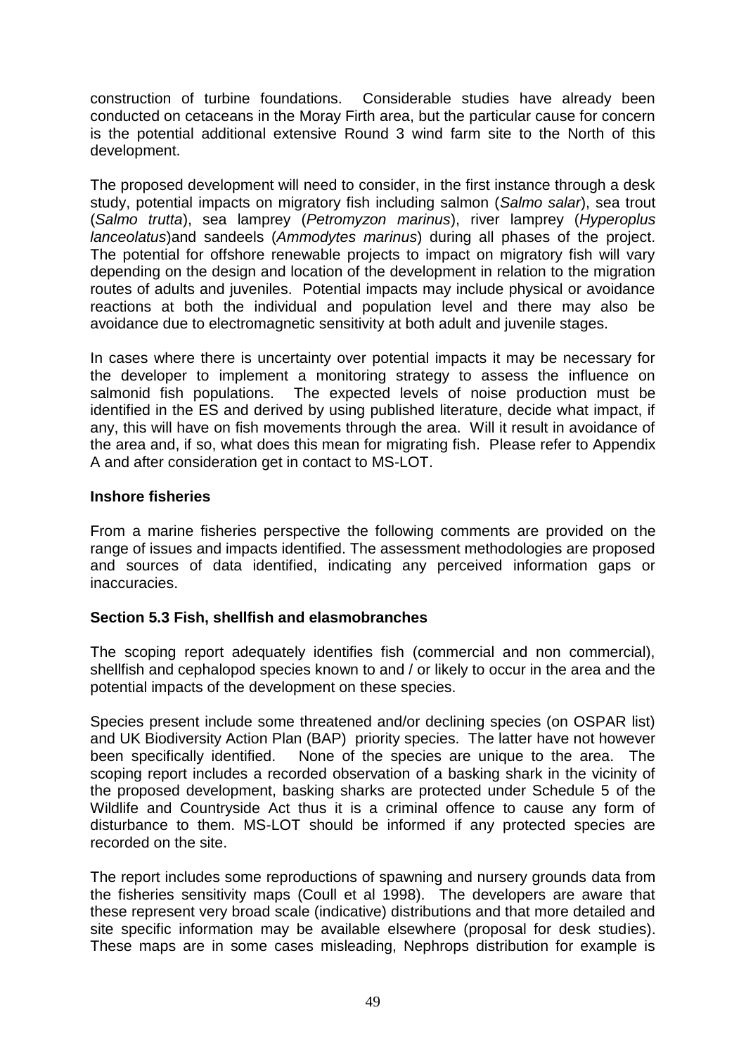construction of turbine foundations. Considerable studies have already been conducted on cetaceans in the Moray Firth area, but the particular cause for concern is the potential additional extensive Round 3 wind farm site to the North of this development.

The proposed development will need to consider, in the first instance through a desk study, potential impacts on migratory fish including salmon (*Salmo salar*), sea trout (*Salmo trutta*), sea lamprey (*Petromyzon marinus*), river lamprey (*Hyperoplus lanceolatus*)and sandeels (*Ammodytes marinus*) during all phases of the project. The potential for offshore renewable projects to impact on migratory fish will vary depending on the design and location of the development in relation to the migration routes of adults and juveniles. Potential impacts may include physical or avoidance reactions at both the individual and population level and there may also be avoidance due to electromagnetic sensitivity at both adult and juvenile stages.

In cases where there is uncertainty over potential impacts it may be necessary for the developer to implement a monitoring strategy to assess the influence on salmonid fish populations. The expected levels of noise production must be identified in the ES and derived by using published literature, decide what impact, if any, this will have on fish movements through the area. Will it result in avoidance of the area and, if so, what does this mean for migrating fish. Please refer to Appendix A and after consideration get in contact to MS-LOT.

**Inshore fisheries**

From a marine fisheries perspective the following comments are provided on the range of issues and impacts identified. The assessment methodologies are proposed and sources of data identified, indicating any perceived information gaps or inaccuracies.

**Section 5.3 Fish, shellfish and elasmobranches**

The scoping report adequately identifies fish (commercial and non commercial), shellfish and cephalopod species known to and / or likely to occur in the area and the potential impacts of the development on these species.

Species present include some threatened and/or declining species (on OSPAR list) and UK Biodiversity Action Plan (BAP) priority species. The latter have not however been specifically identified. None of the species are unique to the area. The scoping report includes a recorded observation of a basking shark in the vicinity of the proposed development, basking sharks are protected under Schedule 5 of the Wildlife and Countryside Act thus it is a criminal offence to cause any form of disturbance to them. MS-LOT should be informed if any protected species are recorded on the site.

The report includes some reproductions of spawning and nursery grounds data from the fisheries sensitivity maps (Coull et al 1998). The developers are aware that these represent very broad scale (indicative) distributions and that more detailed and site specific information may be available elsewhere (proposal for desk studies). These maps are in some cases misleading, Nephrops distribution for example is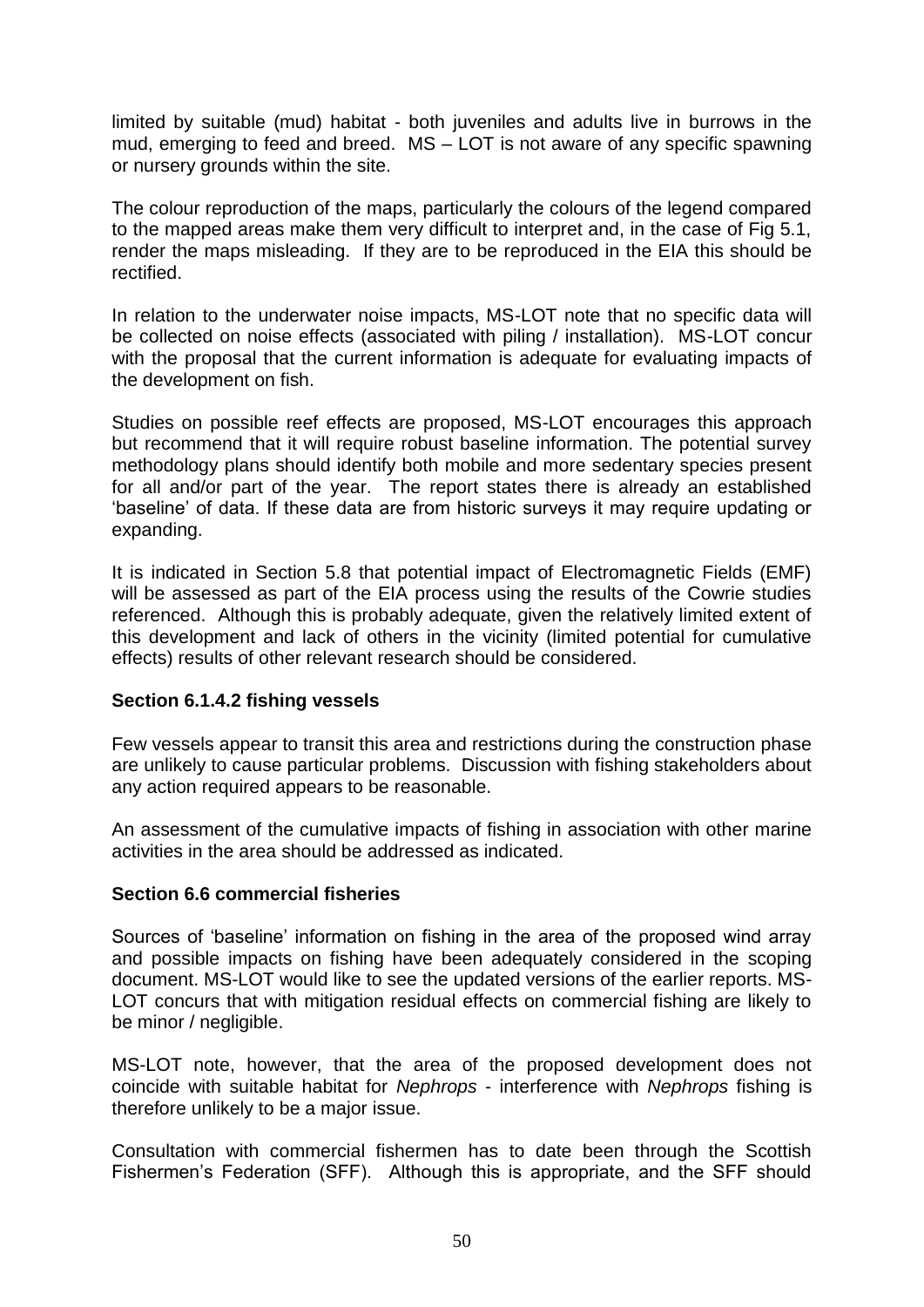limited by suitable (mud) habitat - both juveniles and adults live in burrows in the mud, emerging to feed and breed. MS – LOT is not aware of any specific spawning or nursery grounds within the site.

The colour reproduction of the maps, particularly the colours of the legend compared to the mapped areas make them very difficult to interpret and, in the case of Fig 5.1, render the maps misleading. If they are to be reproduced in the EIA this should be rectified.

In relation to the underwater noise impacts, MS-LOT note that no specific data will be collected on noise effects (associated with piling / installation). MS-LOT concur with the proposal that the current information is adequate for evaluating impacts of the development on fish.

Studies on possible reef effects are proposed, MS-LOT encourages this approach but recommend that it will require robust baseline information. The potential survey methodology plans should identify both mobile and more sedentary species present for all and/or part of the year. The report states there is already an established 'baseline' of data. If these data are from historic surveys it may require updating or expanding.

It is indicated in Section 5.8 that potential impact of Electromagnetic Fields (EMF) will be assessed as part of the EIA process using the results of the Cowrie studies referenced. Although this is probably adequate, given the relatively limited extent of this development and lack of others in the vicinity (limited potential for cumulative effects) results of other relevant research should be considered.

**Section 6.1.4.2 fishing vessels**

Few vessels appear to transit this area and restrictions during the construction phase are unlikely to cause particular problems. Discussion with fishing stakeholders about any action required appears to be reasonable.

An assessment of the cumulative impacts of fishing in association with other marine activities in the area should be addressed as indicated.

**Section 6.6 commercial fisheries**

Sources of 'baseline' information on fishing in the area of the proposed wind array and possible impacts on fishing have been adequately considered in the scoping document. MS-LOT would like to see the updated versions of the earlier reports. MS-LOT concurs that with mitigation residual effects on commercial fishing are likely to be minor / negligible.

MS-LOT note, however, that the area of the proposed development does not coincide with suitable habitat for *Nephrops* - interference with *Nephrops* fishing is therefore unlikely to be a major issue.

Consultation with commercial fishermen has to date been through the Scottish Fishermen's Federation (SFF). Although this is appropriate, and the SFF should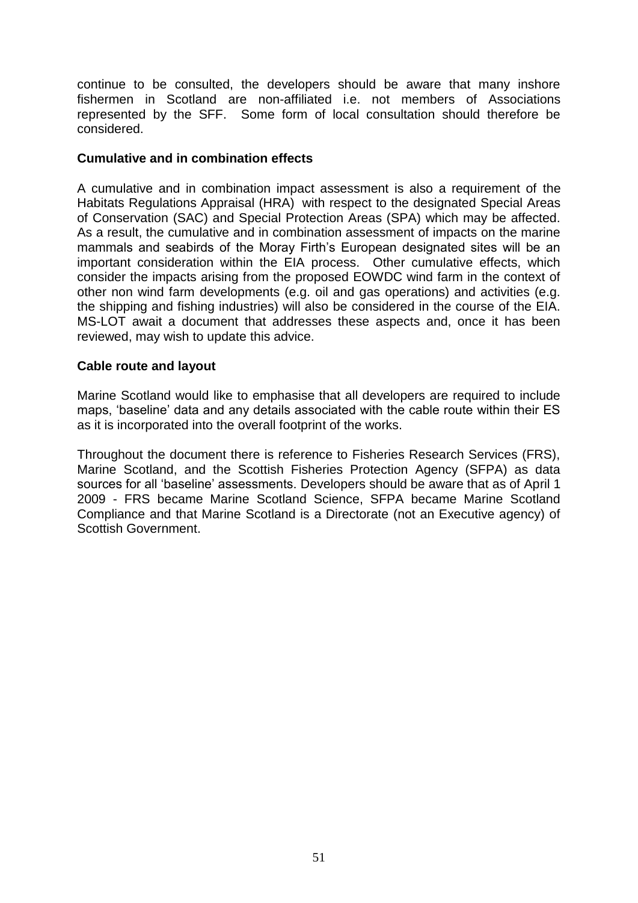continue to be consulted, the developers should be aware that many inshore fishermen in Scotland are non-affiliated i.e. not members of Associations represented by the SFF. Some form of local consultation should therefore be considered.

**Cumulative and in combination effects**

A cumulative and in combination impact assessment is also a requirement of the Habitats Regulations Appraisal (HRA) with respect to the designated Special Areas of Conservation (SAC) and Special Protection Areas (SPA) which may be affected. As a result, the cumulative and in combination assessment of impacts on the marine mammals and seabirds of the Moray Firth's European designated sites will be an important consideration within the EIA process. Other cumulative effects, which consider the impacts arising from the proposed EOWDC wind farm in the context of other non wind farm developments (e.g. oil and gas operations) and activities (e.g. the shipping and fishing industries) will also be considered in the course of the EIA. MS-LOT await a document that addresses these aspects and, once it has been reviewed, may wish to update this advice.

**Cable route and layout**

Marine Scotland would like to emphasise that all developers are required to include maps, 'baseline' data and any details associated with the cable route within their ES as it is incorporated into the overall footprint of the works.

Throughout the document there is reference to Fisheries Research Services (FRS), Marine Scotland, and the Scottish Fisheries Protection Agency (SFPA) as data sources for all 'baseline' assessments. Developers should be aware that as of April 1 2009 - FRS became Marine Scotland Science, SFPA became Marine Scotland Compliance and that Marine Scotland is a Directorate (not an Executive agency) of Scottish Government.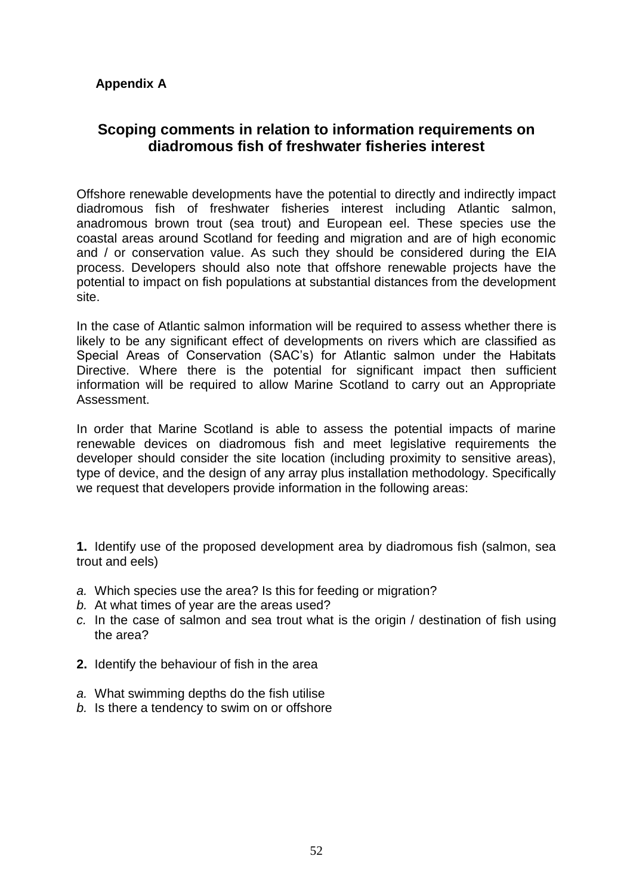**Appendix A**

## Scoping comments in relation to information requirements on diadromous fish of freshwater fisheries interest

Offshore renewable developments have the potential to directly and indirectly impact diadromous fish of freshwater fisheries interest including Atlantic salmon, anadromous brown trout (sea trout) and European eel. These species use the coastal areas around Scotland for feeding and migration and are of high economic and / or conservation value. As such they should be considered during the EIA process. Developers should also note that offshore renewable projects have the potential to impact on fish populations at substantial distances from the development site.

In the case of Atlantic salmon information will be required to assess whether there is likely to be any significant effect of developments on rivers which are classified as Special Areas of Conservation (SAC's) for Atlantic salmon under the Habitats Directive. Where there is the potential for significant impact then sufficient information will be required to allow Marine Scotland to carry out an Appropriate Assessment.

In order that Marine Scotland is able to assess the potential impacts of marine renewable devices on diadromous fish and meet legislative requirements the developer should consider the site location (including proximity to sensitive areas), type of device, and the design of any array plus installation methodology. Specifically we request that developers provide information in the following areas:

**1.** Identify use of the proposed development area by diadromous fish (salmon, sea trout and eels)

*a.* Which species use the area? Is this for feeding or migration?
*b.* At what times of year are the areas used?
*c.* In the case of salmon and sea trout what is the origin / destination of fish using the area?

**2.** Identify the behaviour of fish in the area

*a.* What swimming depths do the fish utilise
*b.* Is there a tendency to swim on or offshore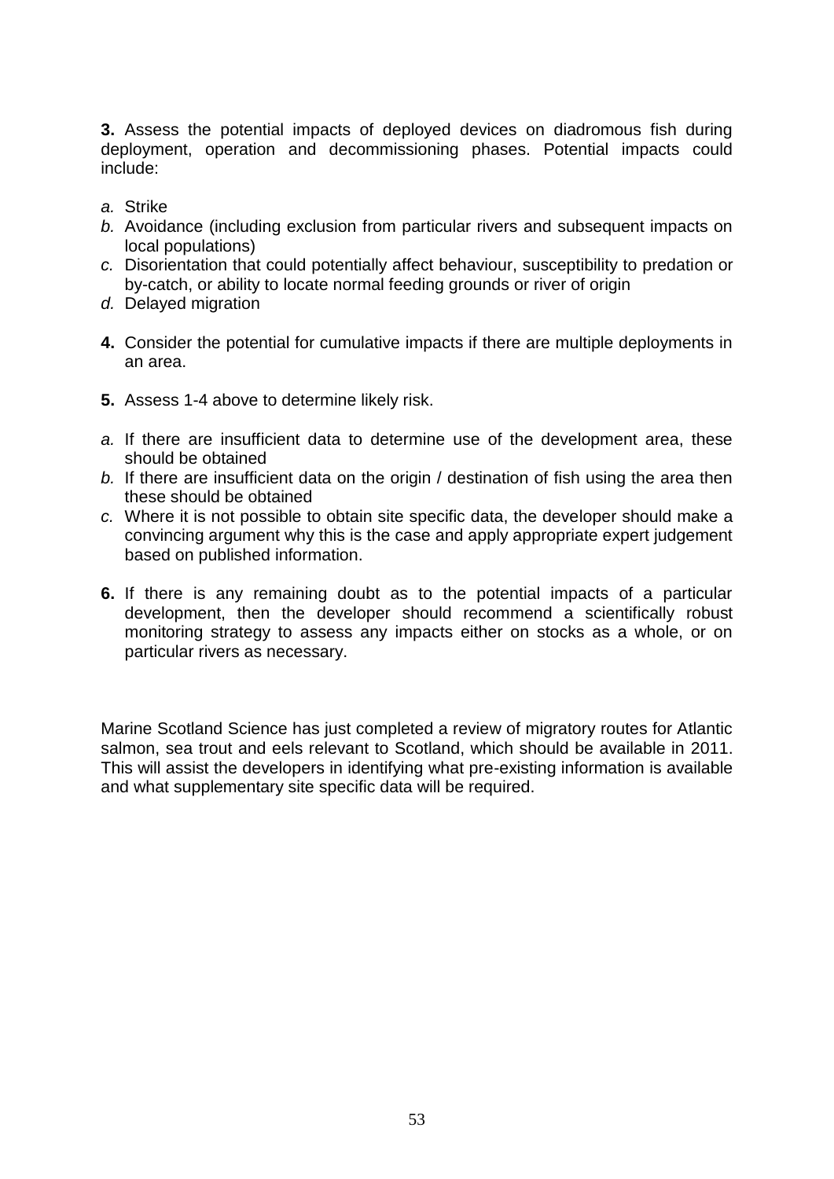**3.** Assess the potential impacts of deployed devices on diadromous fish during deployment, operation and decommissioning phases. Potential impacts could include:

*a.* Strike
*b.* Avoidance (including exclusion from particular rivers and subsequent impacts on local populations)
*c.* Disorientation that could potentially affect behaviour, susceptibility to predation or by-catch, or ability to locate normal feeding grounds or river of origin
*d.* Delayed migration

**4.** Consider the potential for cumulative impacts if there are multiple deployments in an area.

**5.** Assess 1-4 above to determine likely risk.

*a.* If there are insufficient data to determine use of the development area, these should be obtained
*b.* If there are insufficient data on the origin / destination of fish using the area then these should be obtained
*c.* Where it is not possible to obtain site specific data, the developer should make a convincing argument why this is the case and apply appropriate expert judgement based on published information.

**6.** If there is any remaining doubt as to the potential impacts of a particular development, then the developer should recommend a scientifically robust monitoring strategy to assess any impacts either on stocks as a whole, or on particular rivers as necessary.

Marine Scotland Science has just completed a review of migratory routes for Atlantic salmon, sea trout and eels relevant to Scotland, which should be available in 2011. This will assist the developers in identifying what pre-existing information is available and what supplementary site specific data will be required.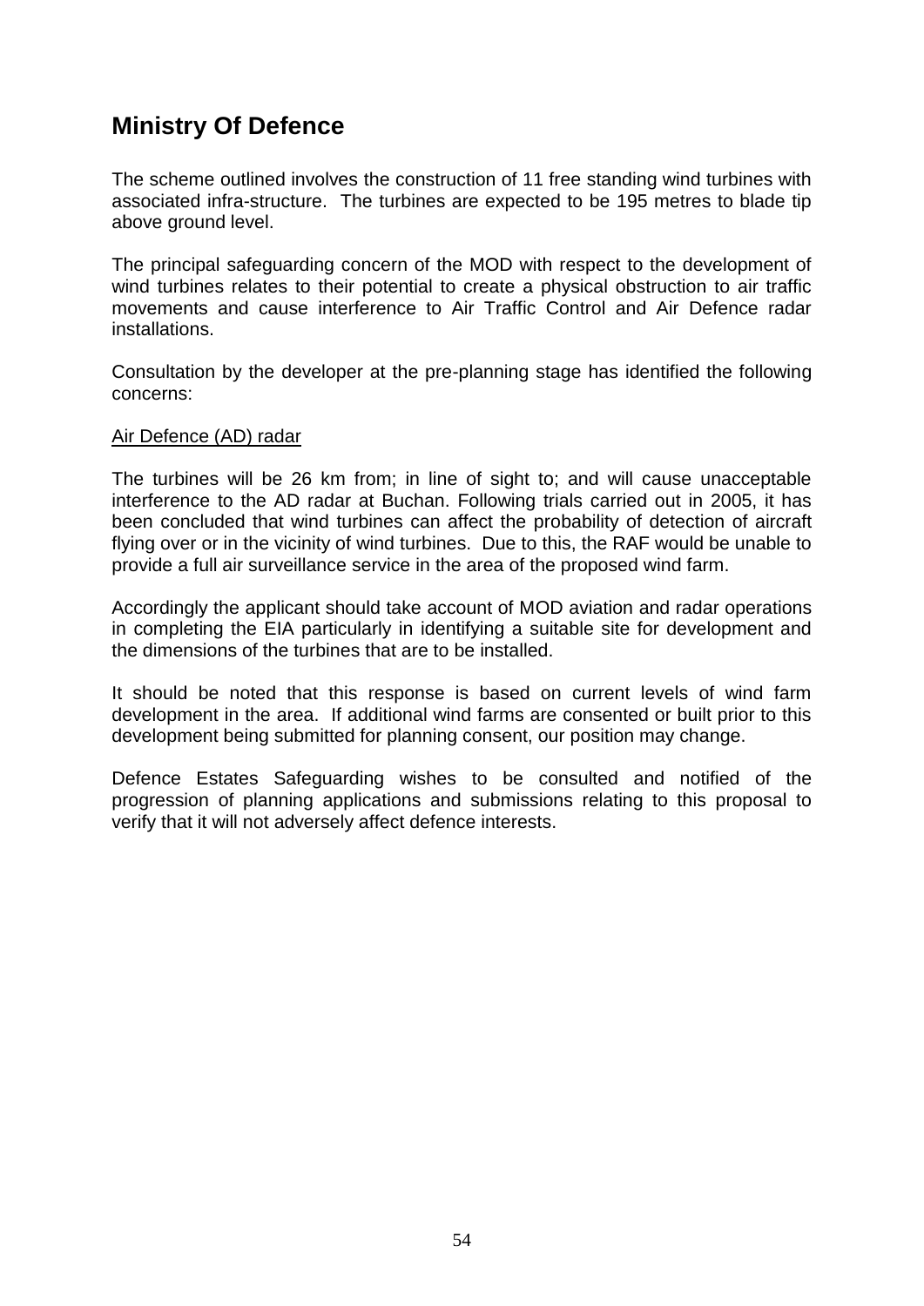## Ministry Of Defence

The scheme outlined involves the construction of 11 free standing wind turbines with associated infra-structure. The turbines are expected to be 195 metres to blade tip above ground level.

The principal safeguarding concern of the MOD with respect to the development of wind turbines relates to their potential to create a physical obstruction to air traffic movements and cause interference to Air Traffic Control and Air Defence radar installations.

Consultation by the developer at the pre-planning stage has identified the following concerns:

<u>Air Defence (AD) radar</u>

The turbines will be 26 km from; in line of sight to; and will cause unacceptable interference to the AD radar at Buchan. Following trials carried out in 2005, it has been concluded that wind turbines can affect the probability of detection of aircraft flying over or in the vicinity of wind turbines. Due to this, the RAF would be unable to provide a full air surveillance service in the area of the proposed wind farm.

Accordingly the applicant should take account of MOD aviation and radar operations in completing the EIA particularly in identifying a suitable site for development and the dimensions of the turbines that are to be installed.

It should be noted that this response is based on current levels of wind farm development in the area. If additional wind farms are consented or built prior to this development being submitted for planning consent, our position may change.

Defence Estates Safeguarding wishes to be consulted and notified of the progression of planning applications and submissions relating to this proposal to verify that it will not adversely affect defence interests.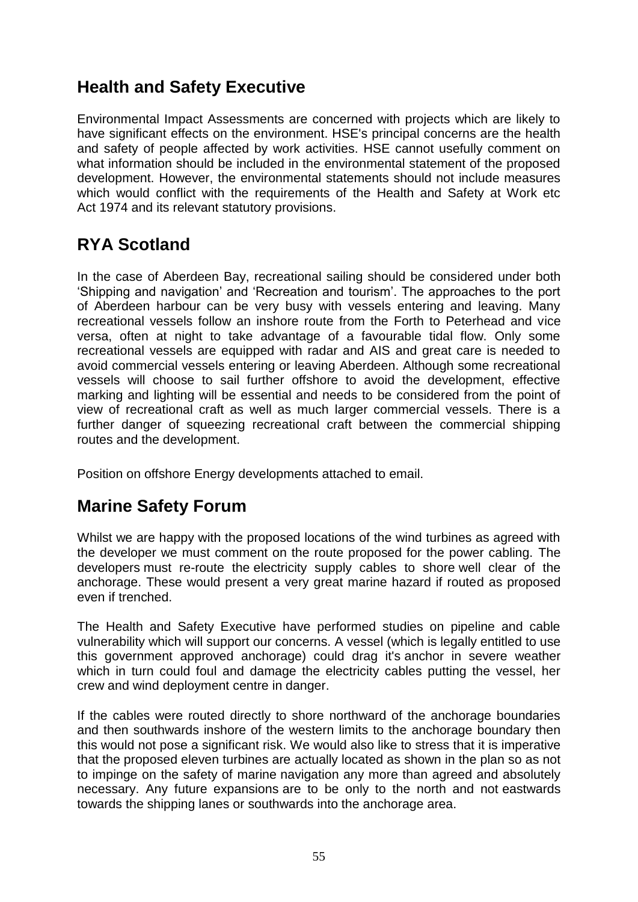## Health and Safety Executive

Environmental Impact Assessments are concerned with projects which are likely to have significant effects on the environment. HSE's principal concerns are the health and safety of people affected by work activities. HSE cannot usefully comment on what information should be included in the environmental statement of the proposed development. However, the environmental statements should not include measures which would conflict with the requirements of the Health and Safety at Work etc Act 1974 and its relevant statutory provisions.

## RYA Scotland

In the case of Aberdeen Bay, recreational sailing should be considered under both 'Shipping and navigation' and 'Recreation and tourism'. The approaches to the port of Aberdeen harbour can be very busy with vessels entering and leaving. Many recreational vessels follow an inshore route from the Forth to Peterhead and vice versa, often at night to take advantage of a favourable tidal flow. Only some recreational vessels are equipped with radar and AIS and great care is needed to avoid commercial vessels entering or leaving Aberdeen. Although some recreational vessels will choose to sail further offshore to avoid the development, effective marking and lighting will be essential and needs to be considered from the point of view of recreational craft as well as much larger commercial vessels. There is a further danger of squeezing recreational craft between the commercial shipping routes and the development.

Position on offshore Energy developments attached to email.

## Marine Safety Forum

Whilst we are happy with the proposed locations of the wind turbines as agreed with the developer we must comment on the route proposed for the power cabling. The developers must re-route the electricity supply cables to shore well clear of the anchorage. These would present a very great marine hazard if routed as proposed even if trenched.

The Health and Safety Executive have performed studies on pipeline and cable vulnerability which will support our concerns. A vessel (which is legally entitled to use this government approved anchorage) could drag it's anchor in severe weather which in turn could foul and damage the electricity cables putting the vessel, her crew and wind deployment centre in danger.

If the cables were routed directly to shore northward of the anchorage boundaries and then southwards inshore of the western limits to the anchorage boundary then this would not pose a significant risk. We would also like to stress that it is imperative that the proposed eleven turbines are actually located as shown in the plan so as not to impinge on the safety of marine navigation any more than agreed and absolutely necessary. Any future expansions are to be only to the north and not eastwards towards the shipping lanes or southwards into the anchorage area.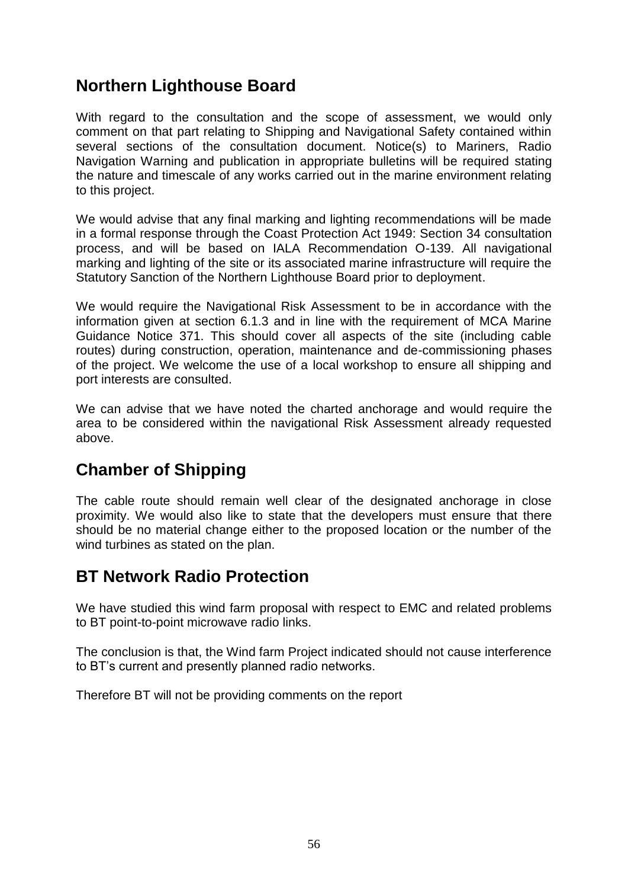## Northern Lighthouse Board

With regard to the consultation and the scope of assessment, we would only comment on that part relating to Shipping and Navigational Safety contained within several sections of the consultation document. Notice(s) to Mariners, Radio Navigation Warning and publication in appropriate bulletins will be required stating the nature and timescale of any works carried out in the marine environment relating to this project.

We would advise that any final marking and lighting recommendations will be made in a formal response through the Coast Protection Act 1949: Section 34 consultation process, and will be based on IALA Recommendation O-139. All navigational marking and lighting of the site or its associated marine infrastructure will require the Statutory Sanction of the Northern Lighthouse Board prior to deployment.

We would require the Navigational Risk Assessment to be in accordance with the information given at section 6.1.3 and in line with the requirement of MCA Marine Guidance Notice 371. This should cover all aspects of the site (including cable routes) during construction, operation, maintenance and de-commissioning phases of the project. We welcome the use of a local workshop to ensure all shipping and port interests are consulted.

We can advise that we have noted the charted anchorage and would require the area to be considered within the navigational Risk Assessment already requested above.

## Chamber of Shipping

The cable route should remain well clear of the designated anchorage in close proximity. We would also like to state that the developers must ensure that there should be no material change either to the proposed location or the number of the wind turbines as stated on the plan.

## BT Network Radio Protection

We have studied this wind farm proposal with respect to EMC and related problems to BT point-to-point microwave radio links.

The conclusion is that, the Wind farm Project indicated should not cause interference to BT's current and presently planned radio networks.

Therefore BT will not be providing comments on the report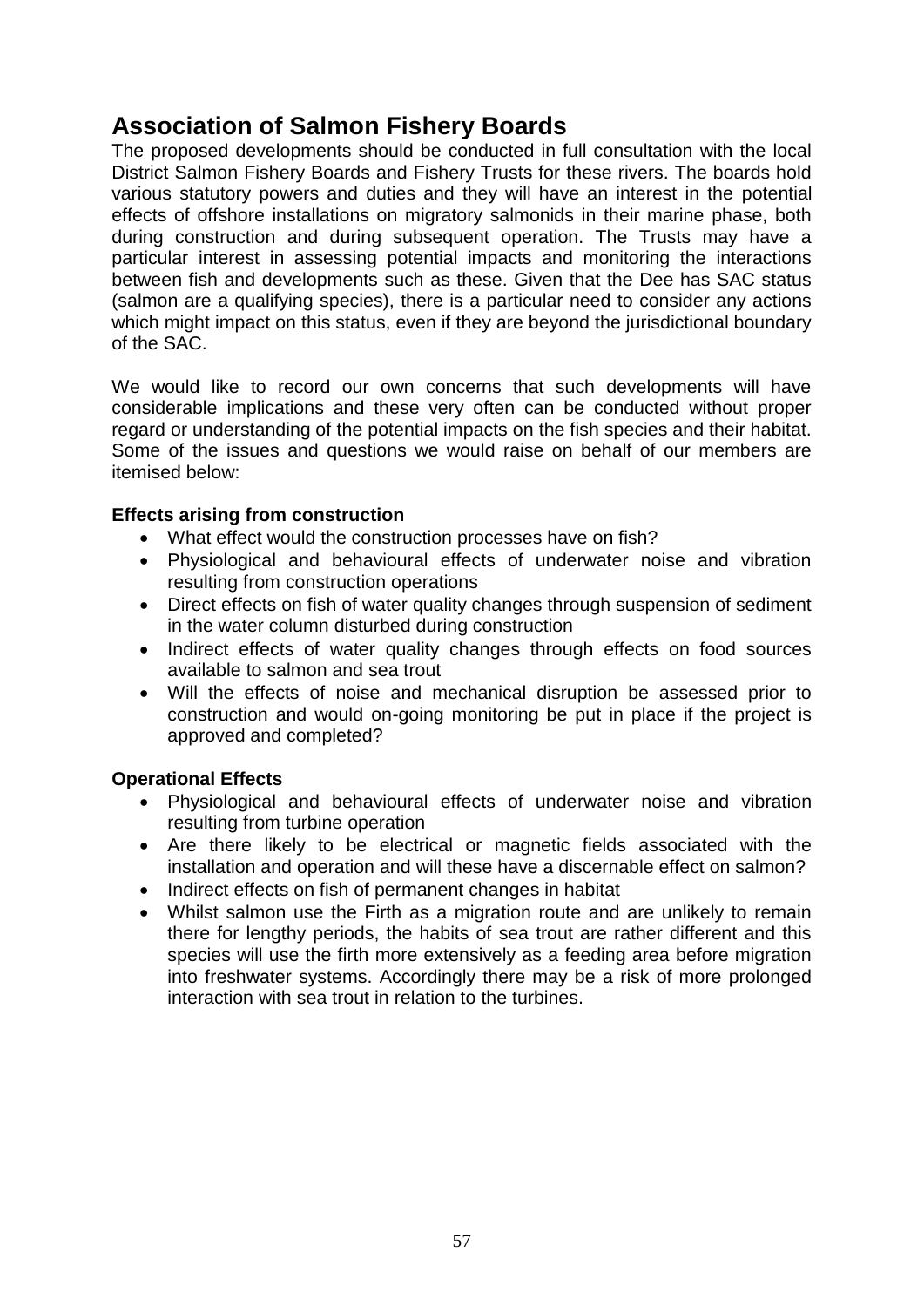## Association of Salmon Fishery Boards

The proposed developments should be conducted in full consultation with the local District Salmon Fishery Boards and Fishery Trusts for these rivers. The boards hold various statutory powers and duties and they will have an interest in the potential effects of offshore installations on migratory salmonids in their marine phase, both during construction and during subsequent operation. The Trusts may have a particular interest in assessing potential impacts and monitoring the interactions between fish and developments such as these. Given that the Dee has SAC status (salmon are a qualifying species), there is a particular need to consider any actions which might impact on this status, even if they are beyond the jurisdictional boundary of the SAC.

We would like to record our own concerns that such developments will have considerable implications and these very often can be conducted without proper regard or understanding of the potential impacts on the fish species and their habitat. Some of the issues and questions we would raise on behalf of our members are itemised below:

**Effects arising from construction**

- What effect would the construction processes have on fish?
- Physiological and behavioural effects of underwater noise and vibration resulting from construction operations
- Direct effects on fish of water quality changes through suspension of sediment in the water column disturbed during construction
- Indirect effects of water quality changes through effects on food sources available to salmon and sea trout
- Will the effects of noise and mechanical disruption be assessed prior to construction and would on-going monitoring be put in place if the project is approved and completed?

**Operational Effects**

- Physiological and behavioural effects of underwater noise and vibration resulting from turbine operation
- Are there likely to be electrical or magnetic fields associated with the installation and operation and will these have a discernable effect on salmon?
- Indirect effects on fish of permanent changes in habitat
- Whilst salmon use the Firth as a migration route and are unlikely to remain there for lengthy periods, the habits of sea trout are rather different and this species will use the firth more extensively as a feeding area before migration into freshwater systems. Accordingly there may be a risk of more prolonged interaction with sea trout in relation to the turbines.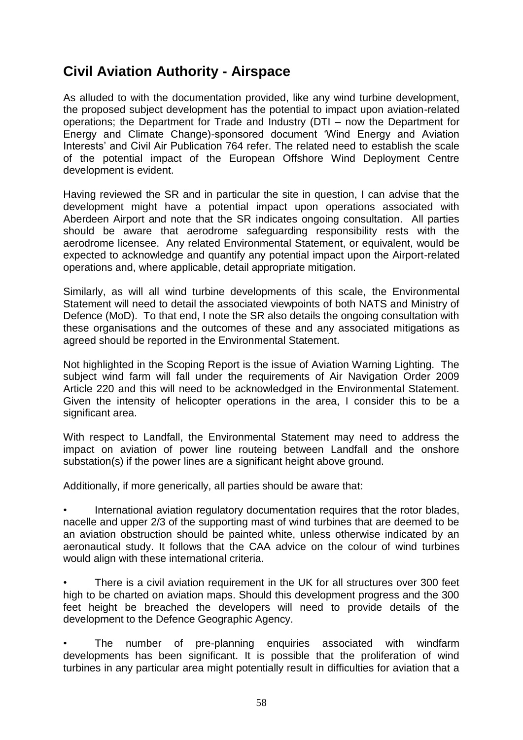## Civil Aviation Authority - Airspace

As alluded to with the documentation provided, like any wind turbine development, the proposed subject development has the potential to impact upon aviation-related operations; the Department for Trade and Industry (DTI – now the Department for Energy and Climate Change)-sponsored document 'Wind Energy and Aviation Interests' and Civil Air Publication 764 refer. The related need to establish the scale of the potential impact of the European Offshore Wind Deployment Centre development is evident.

Having reviewed the SR and in particular the site in question, I can advise that the development might have a potential impact upon operations associated with Aberdeen Airport and note that the SR indicates ongoing consultation. All parties should be aware that aerodrome safeguarding responsibility rests with the aerodrome licensee. Any related Environmental Statement, or equivalent, would be expected to acknowledge and quantify any potential impact upon the Airport-related operations and, where applicable, detail appropriate mitigation.

Similarly, as will all wind turbine developments of this scale, the Environmental Statement will need to detail the associated viewpoints of both NATS and Ministry of Defence (MoD). To that end, I note the SR also details the ongoing consultation with these organisations and the outcomes of these and any associated mitigations as agreed should be reported in the Environmental Statement.

Not highlighted in the Scoping Report is the issue of Aviation Warning Lighting. The subject wind farm will fall under the requirements of Air Navigation Order 2009 Article 220 and this will need to be acknowledged in the Environmental Statement. Given the intensity of helicopter operations in the area, I consider this to be a significant area.

With respect to Landfall, the Environmental Statement may need to address the impact on aviation of power line routeing between Landfall and the onshore substation(s) if the power lines are a significant height above ground.

Additionally, if more generically, all parties should be aware that:

- International aviation regulatory documentation requires that the rotor blades, nacelle and upper 2/3 of the supporting mast of wind turbines that are deemed to be an aviation obstruction should be painted white, unless otherwise indicated by an aeronautical study. It follows that the CAA advice on the colour of wind turbines would align with these international criteria.

- There is a civil aviation requirement in the UK for all structures over 300 feet high to be charted on aviation maps. Should this development progress and the 300 feet height be breached the developers will need to provide details of the development to the Defence Geographic Agency.

- The number of pre-planning enquiries associated with windfarm developments has been significant. It is possible that the proliferation of wind turbines in any particular area might potentially result in difficulties for aviation that a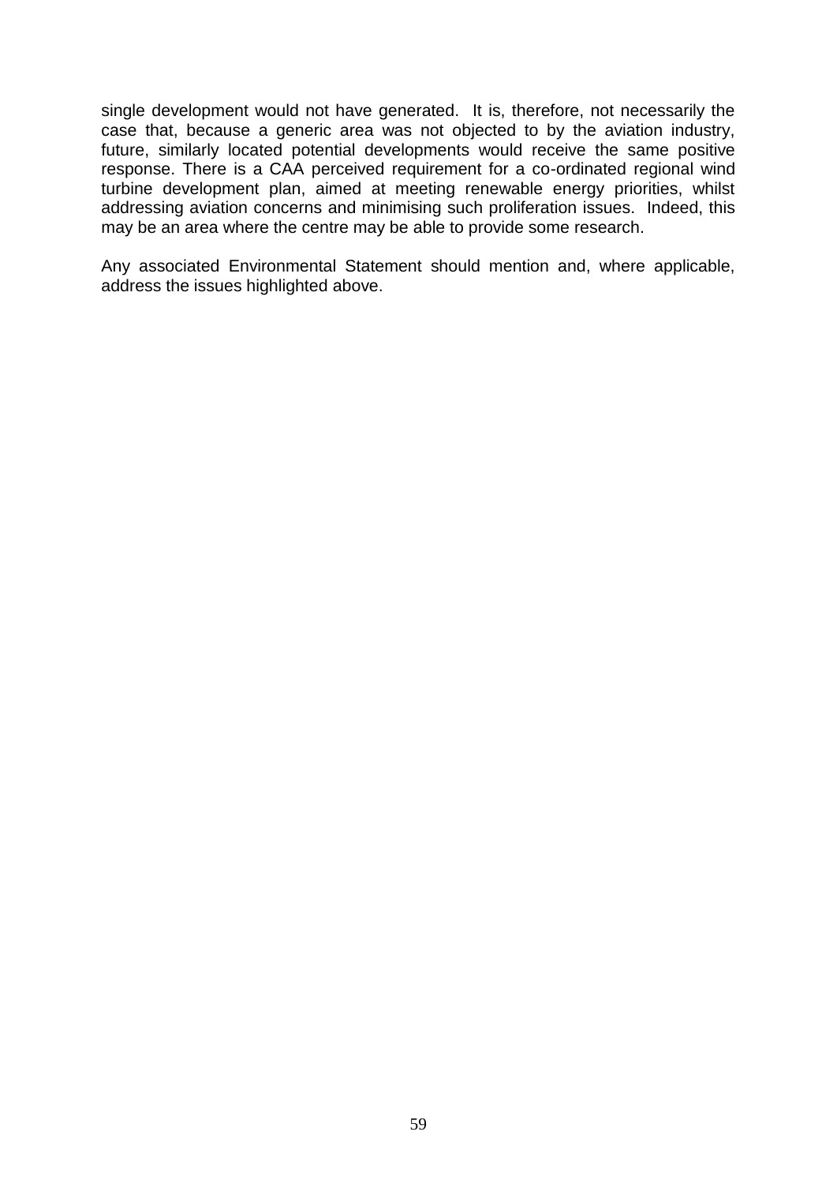single development would not have generated. It is, therefore, not necessarily the case that, because a generic area was not objected to by the aviation industry, future, similarly located potential developments would receive the same positive response. There is a CAA perceived requirement for a co-ordinated regional wind turbine development plan, aimed at meeting renewable energy priorities, whilst addressing aviation concerns and minimising such proliferation issues. Indeed, this may be an area where the centre may be able to provide some research.

Any associated Environmental Statement should mention and, where applicable, address the issues highlighted above.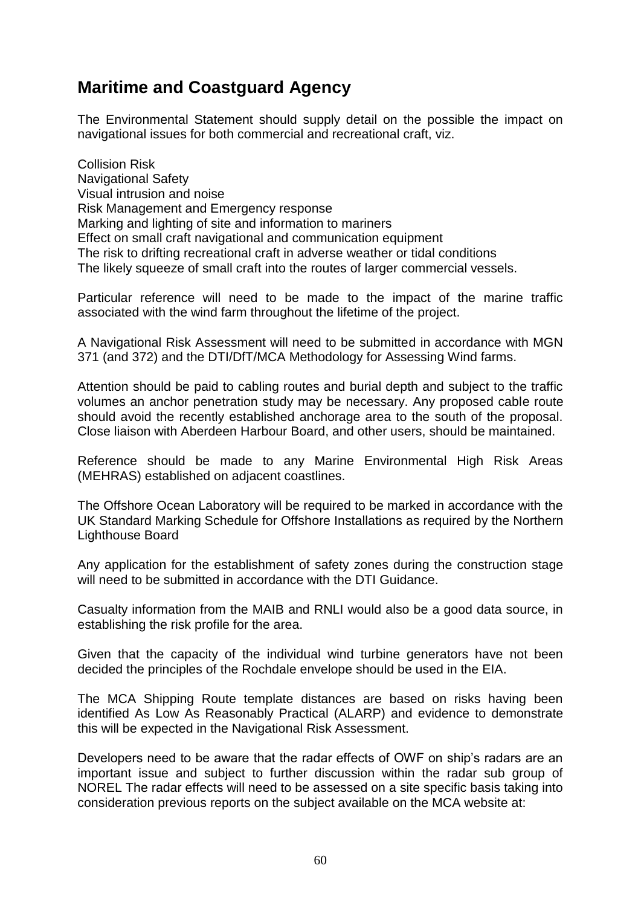## Maritime and Coastguard Agency

The Environmental Statement should supply detail on the possible the impact on navigational issues for both commercial and recreational craft, viz.

Collision Risk
Navigational Safety
Visual intrusion and noise
Risk Management and Emergency response
Marking and lighting of site and information to mariners
Effect on small craft navigational and communication equipment
The risk to drifting recreational craft in adverse weather or tidal conditions
The likely squeeze of small craft into the routes of larger commercial vessels.

Particular reference will need to be made to the impact of the marine traffic associated with the wind farm throughout the lifetime of the project.

A Navigational Risk Assessment will need to be submitted in accordance with MGN 371 (and 372) and the DTI/DfT/MCA Methodology for Assessing Wind farms.

Attention should be paid to cabling routes and burial depth and subject to the traffic volumes an anchor penetration study may be necessary. Any proposed cable route should avoid the recently established anchorage area to the south of the proposal. Close liaison with Aberdeen Harbour Board, and other users, should be maintained.

Reference should be made to any Marine Environmental High Risk Areas (MEHRAS) established on adjacent coastlines.

The Offshore Ocean Laboratory will be required to be marked in accordance with the UK Standard Marking Schedule for Offshore Installations as required by the Northern Lighthouse Board

Any application for the establishment of safety zones during the construction stage will need to be submitted in accordance with the DTI Guidance.

Casualty information from the MAIB and RNLI would also be a good data source, in establishing the risk profile for the area.

Given that the capacity of the individual wind turbine generators have not been decided the principles of the Rochdale envelope should be used in the EIA.

The MCA Shipping Route template distances are based on risks having been identified As Low As Reasonably Practical (ALARP) and evidence to demonstrate this will be expected in the Navigational Risk Assessment.

Developers need to be aware that the radar effects of OWF on ship's radars are an important issue and subject to further discussion within the radar sub group of NOREL The radar effects will need to be assessed on a site specific basis taking into consideration previous reports on the subject available on the MCA website at: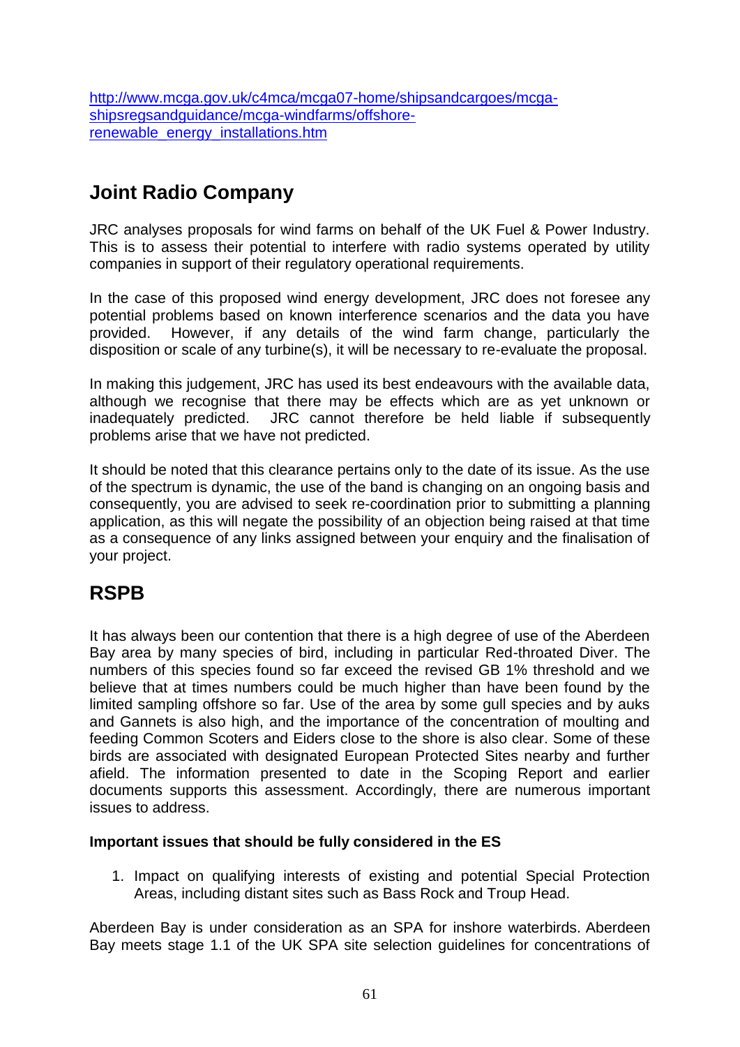http://www.mcga.gov.uk/c4mca/mcga07-home/shipsandcargoes/mcga-shipsregsandguidance/mcga-windfarms/offshore-renewable_energy_installations.htm

## Joint Radio Company

JRC analyses proposals for wind farms on behalf of the UK Fuel & Power Industry. This is to assess their potential to interfere with radio systems operated by utility companies in support of their regulatory operational requirements.

In the case of this proposed wind energy development, JRC does not foresee any potential problems based on known interference scenarios and the data you have provided. However, if any details of the wind farm change, particularly the disposition or scale of any turbine(s), it will be necessary to re-evaluate the proposal.

In making this judgement, JRC has used its best endeavours with the available data, although we recognise that there may be effects which are as yet unknown or inadequately predicted. JRC cannot therefore be held liable if subsequently problems arise that we have not predicted.

It should be noted that this clearance pertains only to the date of its issue. As the use of the spectrum is dynamic, the use of the band is changing on an ongoing basis and consequently, you are advised to seek re-coordination prior to submitting a planning application, as this will negate the possibility of an objection being raised at that time as a consequence of any links assigned between your enquiry and the finalisation of your project.

## RSPB

It has always been our contention that there is a high degree of use of the Aberdeen Bay area by many species of bird, including in particular Red-throated Diver. The numbers of this species found so far exceed the revised GB 1% threshold and we believe that at times numbers could be much higher than have been found by the limited sampling offshore so far. Use of the area by some gull species and by auks and Gannets is also high, and the importance of the concentration of moulting and feeding Common Scoters and Eiders close to the shore is also clear. Some of these birds are associated with designated European Protected Sites nearby and further afield. The information presented to date in the Scoping Report and earlier documents supports this assessment. Accordingly, there are numerous important issues to address.

**Important issues that should be fully considered in the ES**

1. Impact on qualifying interests of existing and potential Special Protection Areas, including distant sites such as Bass Rock and Troup Head.

Aberdeen Bay is under consideration as an SPA for inshore waterbirds. Aberdeen Bay meets stage 1.1 of the UK SPA site selection guidelines for concentrations of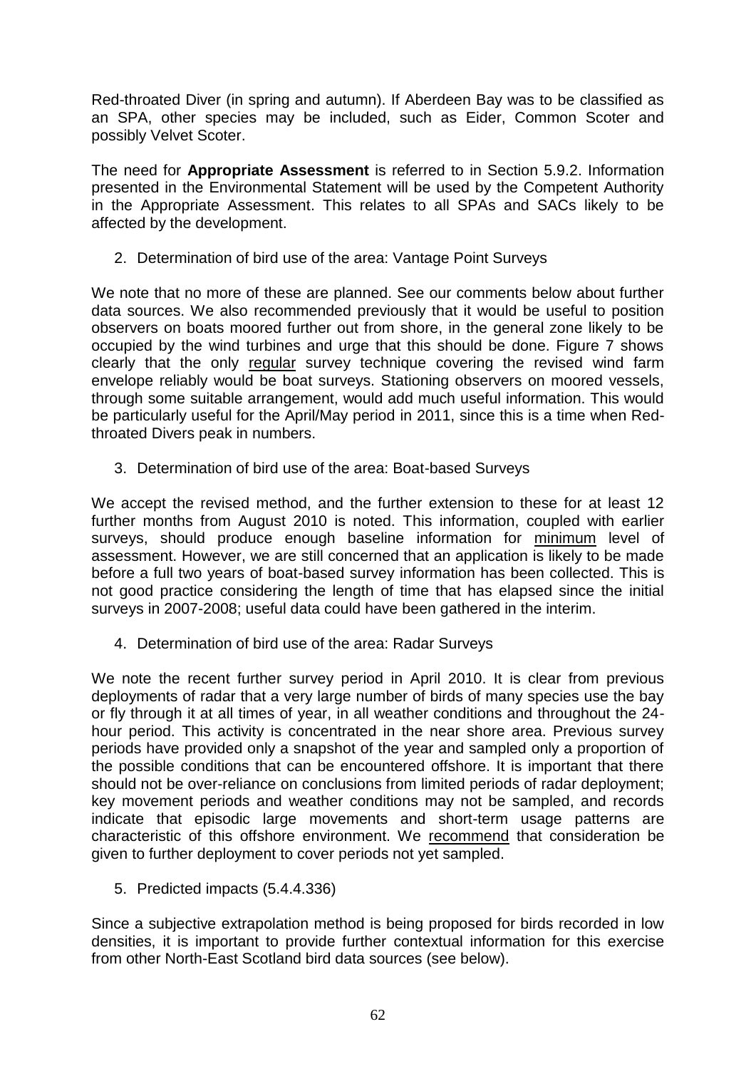Red-throated Diver (in spring and autumn). If Aberdeen Bay was to be classified as an SPA, other species may be included, such as Eider, Common Scoter and possibly Velvet Scoter.

The need for **Appropriate Assessment** is referred to in Section 5.9.2. Information presented in the Environmental Statement will be used by the Competent Authority in the Appropriate Assessment. This relates to all SPAs and SACs likely to be affected by the development.

2. Determination of bird use of the area: Vantage Point Surveys

We note that no more of these are planned. See our comments below about further data sources. We also recommended previously that it would be useful to position observers on boats moored further out from shore, in the general zone likely to be occupied by the wind turbines and urge that this should be done. Figure 7 shows clearly that the only regular survey technique covering the revised wind farm envelope reliably would be boat surveys. Stationing observers on moored vessels, through some suitable arrangement, would add much useful information. This would be particularly useful for the April/May period in 2011, since this is a time when Red-throated Divers peak in numbers.

3. Determination of bird use of the area: Boat-based Surveys

We accept the revised method, and the further extension to these for at least 12 further months from August 2010 is noted. This information, coupled with earlier surveys, should produce enough baseline information for minimum level of assessment. However, we are still concerned that an application is likely to be made before a full two years of boat-based survey information has been collected. This is not good practice considering the length of time that has elapsed since the initial surveys in 2007-2008; useful data could have been gathered in the interim.

4. Determination of bird use of the area: Radar Surveys

We note the recent further survey period in April 2010. It is clear from previous deployments of radar that a very large number of birds of many species use the bay or fly through it at all times of year, in all weather conditions and throughout the 24-hour period. This activity is concentrated in the near shore area. Previous survey periods have provided only a snapshot of the year and sampled only a proportion of the possible conditions that can be encountered offshore. It is important that there should not be over-reliance on conclusions from limited periods of radar deployment; key movement periods and weather conditions may not be sampled, and records indicate that episodic large movements and short-term usage patterns are characteristic of this offshore environment. We recommend that consideration be given to further deployment to cover periods not yet sampled.

5. Predicted impacts (5.4.4.336)

Since a subjective extrapolation method is being proposed for birds recorded in low densities, it is important to provide further contextual information for this exercise from other North-East Scotland bird data sources (see below).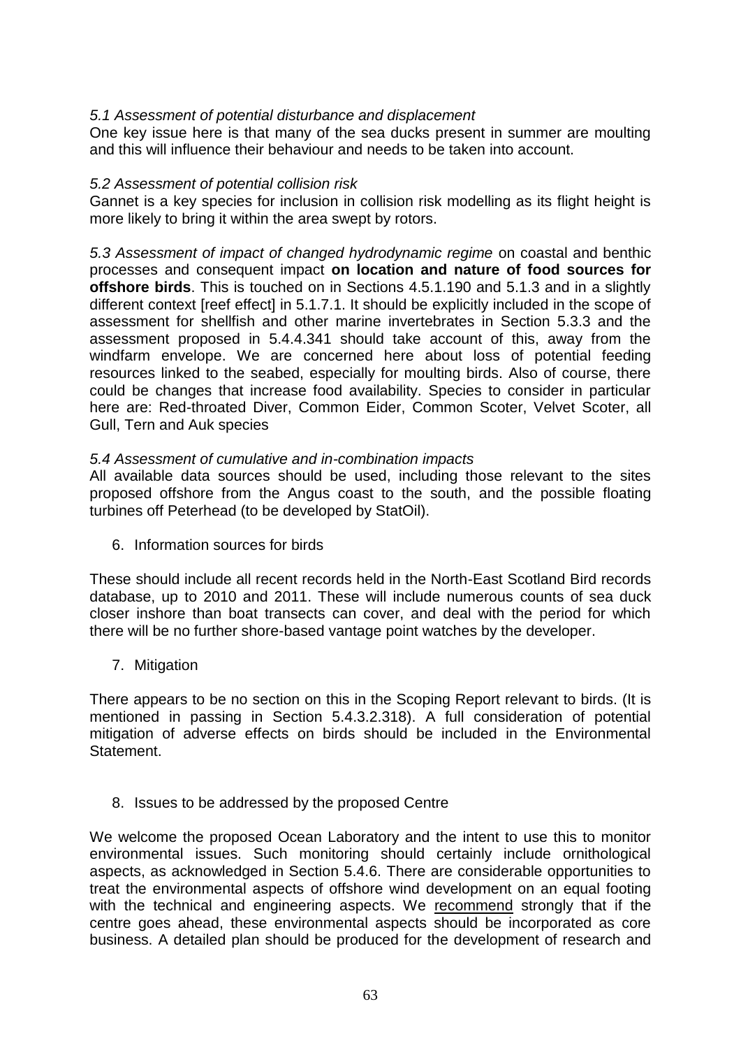*5.1 Assessment of potential disturbance and displacement*

One key issue here is that many of the sea ducks present in summer are moulting and this will influence their behaviour and needs to be taken into account.

*5.2 Assessment of potential collision risk*

Gannet is a key species for inclusion in collision risk modelling as its flight height is more likely to bring it within the area swept by rotors.

*5.3 Assessment of impact of changed hydrodynamic regime* on coastal and benthic processes and consequent impact **on location and nature of food sources for offshore birds**. This is touched on in Sections 4.5.1.190 and 5.1.3 and in a slightly different context [reef effect] in 5.1.7.1. It should be explicitly included in the scope of assessment for shellfish and other marine invertebrates in Section 5.3.3 and the assessment proposed in 5.4.4.341 should take account of this, away from the windfarm envelope. We are concerned here about loss of potential feeding resources linked to the seabed, especially for moulting birds. Also of course, there could be changes that increase food availability. Species to consider in particular here are: Red-throated Diver, Common Eider, Common Scoter, Velvet Scoter, all Gull, Tern and Auk species

*5.4 Assessment of cumulative and in-combination impacts*

All available data sources should be used, including those relevant to the sites proposed offshore from the Angus coast to the south, and the possible floating turbines off Peterhead (to be developed by StatOil).

6. Information sources for birds

These should include all recent records held in the North-East Scotland Bird records database, up to 2010 and 2011. These will include numerous counts of sea duck closer inshore than boat transects can cover, and deal with the period for which there will be no further shore-based vantage point watches by the developer.

7. Mitigation

There appears to be no section on this in the Scoping Report relevant to birds. (It is mentioned in passing in Section 5.4.3.2.318). A full consideration of potential mitigation of adverse effects on birds should be included in the Environmental Statement.

8. Issues to be addressed by the proposed Centre

We welcome the proposed Ocean Laboratory and the intent to use this to monitor environmental issues. Such monitoring should certainly include ornithological aspects, as acknowledged in Section 5.4.6. There are considerable opportunities to treat the environmental aspects of offshore wind development on an equal footing with the technical and engineering aspects. We recommend strongly that if the centre goes ahead, these environmental aspects should be incorporated as core business. A detailed plan should be produced for the development of research and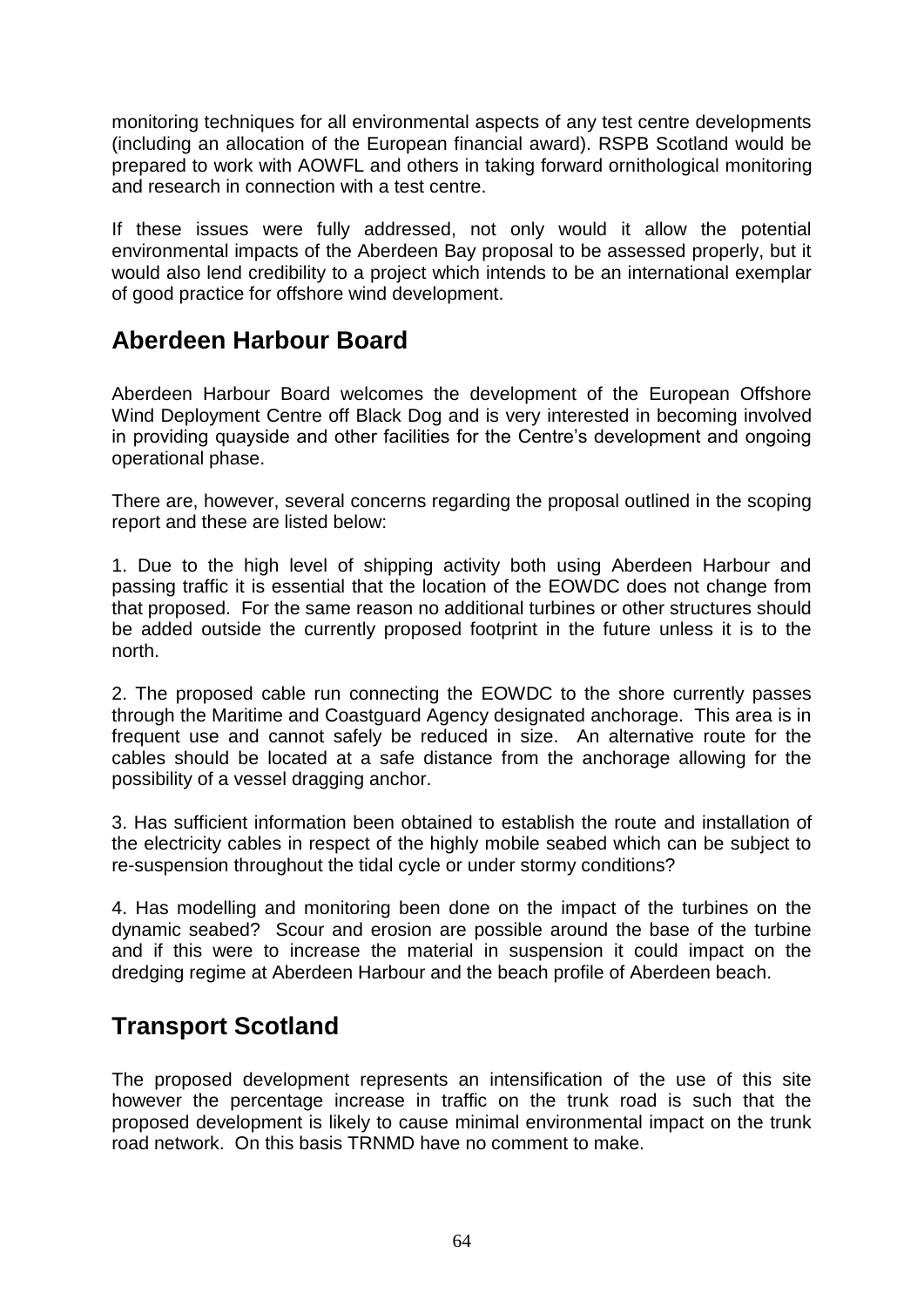monitoring techniques for all environmental aspects of any test centre developments (including an allocation of the European financial award). RSPB Scotland would be prepared to work with AOWFL and others in taking forward ornithological monitoring and research in connection with a test centre.

If these issues were fully addressed, not only would it allow the potential environmental impacts of the Aberdeen Bay proposal to be assessed properly, but it would also lend credibility to a project which intends to be an international exemplar of good practice for offshore wind development.

## Aberdeen Harbour Board

Aberdeen Harbour Board welcomes the development of the European Offshore Wind Deployment Centre off Black Dog and is very interested in becoming involved in providing quayside and other facilities for the Centre's development and ongoing operational phase.

There are, however, several concerns regarding the proposal outlined in the scoping report and these are listed below:

1. Due to the high level of shipping activity both using Aberdeen Harbour and passing traffic it is essential that the location of the EOWDC does not change from that proposed. For the same reason no additional turbines or other structures should be added outside the currently proposed footprint in the future unless it is to the north.

2. The proposed cable run connecting the EOWDC to the shore currently passes through the Maritime and Coastguard Agency designated anchorage. This area is in frequent use and cannot safely be reduced in size. An alternative route for the cables should be located at a safe distance from the anchorage allowing for the possibility of a vessel dragging anchor.

3. Has sufficient information been obtained to establish the route and installation of the electricity cables in respect of the highly mobile seabed which can be subject to re-suspension throughout the tidal cycle or under stormy conditions?

4. Has modelling and monitoring been done on the impact of the turbines on the dynamic seabed? Scour and erosion are possible around the base of the turbine and if this were to increase the material in suspension it could impact on the dredging regime at Aberdeen Harbour and the beach profile of Aberdeen beach.

## Transport Scotland

The proposed development represents an intensification of the use of this site however the percentage increase in traffic on the trunk road is such that the proposed development is likely to cause minimal environmental impact on the trunk road network. On this basis TRNMD have no comment to make.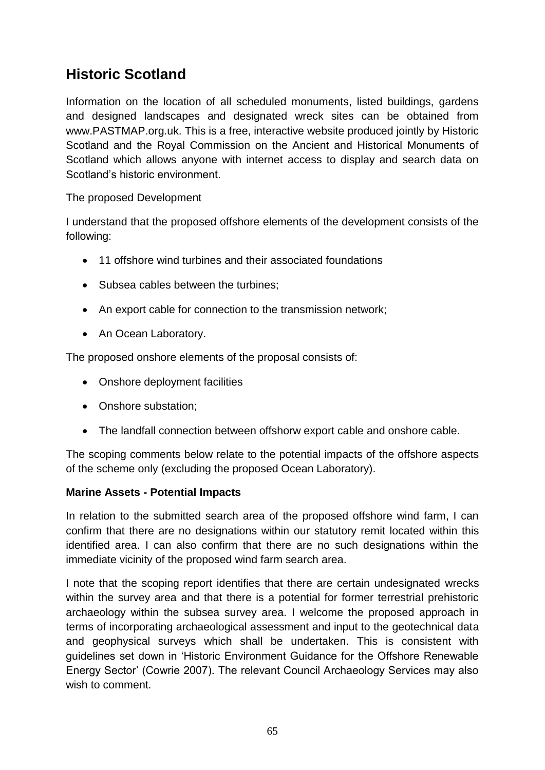## Historic Scotland

Information on the location of all scheduled monuments, listed buildings, gardens and designed landscapes and designated wreck sites can be obtained from www.PASTMAP.org.uk. This is a free, interactive website produced jointly by Historic Scotland and the Royal Commission on the Ancient and Historical Monuments of Scotland which allows anyone with internet access to display and search data on Scotland's historic environment.

The proposed Development

I understand that the proposed offshore elements of the development consists of the following:

- 11 offshore wind turbines and their associated foundations
- Subsea cables between the turbines;
- An export cable for connection to the transmission network;
- An Ocean Laboratory.

The proposed onshore elements of the proposal consists of:

- Onshore deployment facilities
- Onshore substation;
- The landfall connection between offshorw export cable and onshore cable.

The scoping comments below relate to the potential impacts of the offshore aspects of the scheme only (excluding the proposed Ocean Laboratory).

**Marine Assets - Potential Impacts**

In relation to the submitted search area of the proposed offshore wind farm, I can confirm that there are no designations within our statutory remit located within this identified area. I can also confirm that there are no such designations within the immediate vicinity of the proposed wind farm search area.

I note that the scoping report identifies that there are certain undesignated wrecks within the survey area and that there is a potential for former terrestrial prehistoric archaeology within the subsea survey area. I welcome the proposed approach in terms of incorporating archaeological assessment and input to the geotechnical data and geophysical surveys which shall be undertaken. This is consistent with guidelines set down in 'Historic Environment Guidance for the Offshore Renewable Energy Sector' (Cowrie 2007). The relevant Council Archaeology Services may also wish to comment.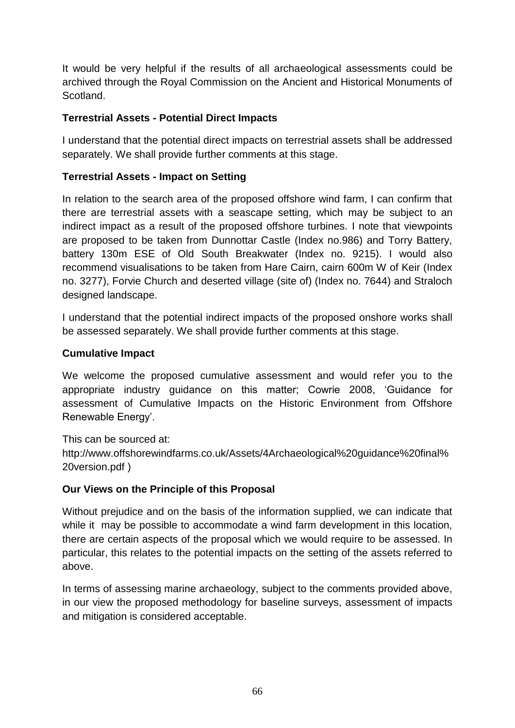It would be very helpful if the results of all archaeological assessments could be archived through the Royal Commission on the Ancient and Historical Monuments of Scotland.

**Terrestrial Assets - Potential Direct Impacts**

I understand that the potential direct impacts on terrestrial assets shall be addressed separately. We shall provide further comments at this stage.

**Terrestrial Assets - Impact on Setting**

In relation to the search area of the proposed offshore wind farm, I can confirm that there are terrestrial assets with a seascape setting, which may be subject to an indirect impact as a result of the proposed offshore turbines. I note that viewpoints are proposed to be taken from Dunnottar Castle (Index no.986) and Torry Battery, battery 130m ESE of Old South Breakwater (Index no. 9215). I would also recommend visualisations to be taken from Hare Cairn, cairn 600m W of Keir (Index no. 3277), Forvie Church and deserted village (site of) (Index no. 7644) and Straloch designed landscape.

I understand that the potential indirect impacts of the proposed onshore works shall be assessed separately. We shall provide further comments at this stage.

**Cumulative Impact**

We welcome the proposed cumulative assessment and would refer you to the appropriate industry guidance on this matter; Cowrie 2008, 'Guidance for assessment of Cumulative Impacts on the Historic Environment from Offshore Renewable Energy'.

This can be sourced at:
http://www.offshorewindfarms.co.uk/Assets/4Archaeological%20guidance%20final%20version.pdf )

**Our Views on the Principle of this Proposal**

Without prejudice and on the basis of the information supplied, we can indicate that while it may be possible to accommodate a wind farm development in this location, there are certain aspects of the proposal which we would require to be assessed. In particular, this relates to the potential impacts on the setting of the assets referred to above.

In terms of assessing marine archaeology, subject to the comments provided above, in our view the proposed methodology for baseline surveys, assessment of impacts and mitigation is considered acceptable.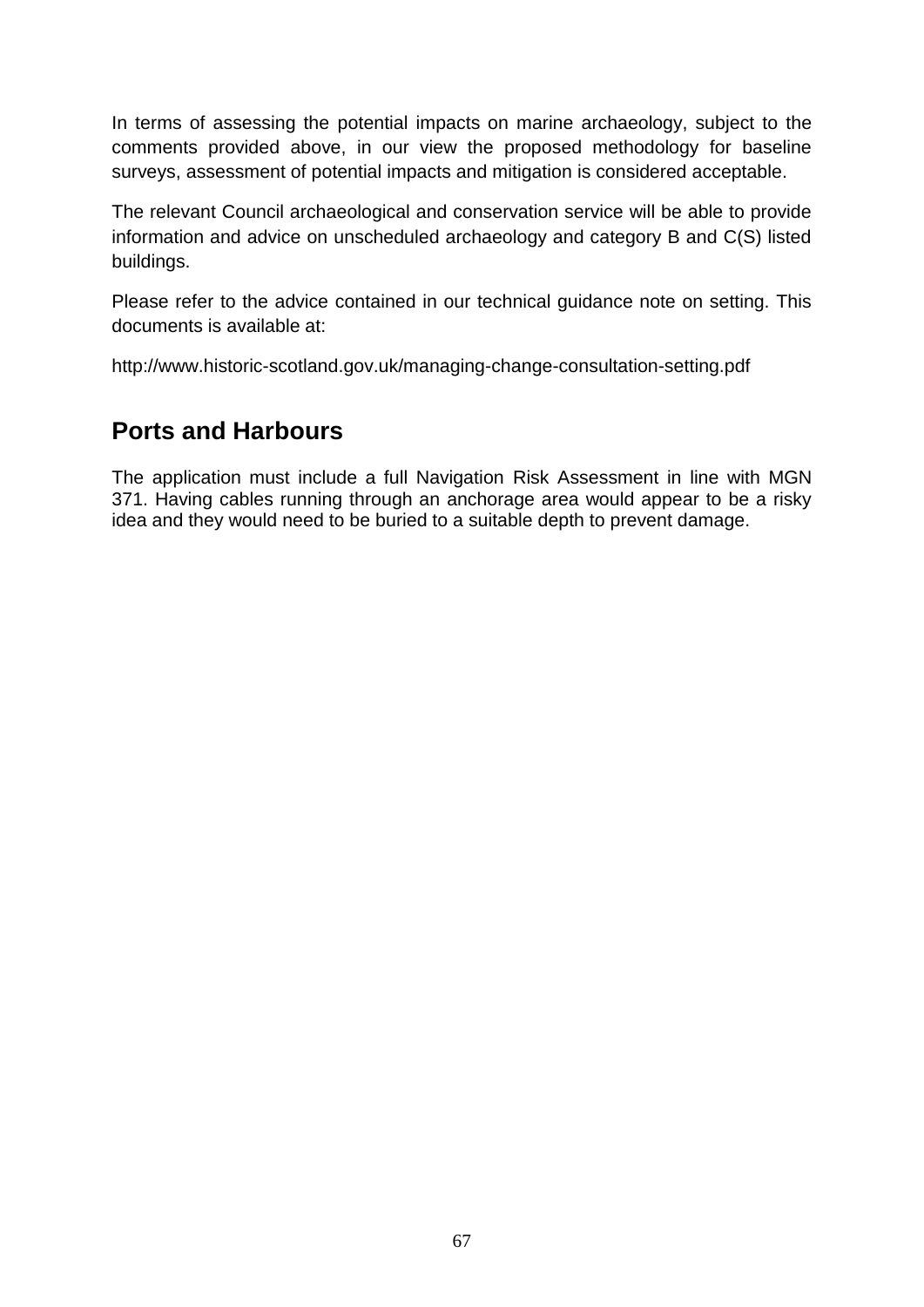In terms of assessing the potential impacts on marine archaeology, subject to the comments provided above, in our view the proposed methodology for baseline surveys, assessment of potential impacts and mitigation is considered acceptable.

The relevant Council archaeological and conservation service will be able to provide information and advice on unscheduled archaeology and category B and C(S) listed buildings.

Please refer to the advice contained in our technical guidance note on setting. This documents is available at:

http://www.historic-scotland.gov.uk/managing-change-consultation-setting.pdf

## Ports and Harbours

The application must include a full Navigation Risk Assessment in line with MGN 371. Having cables running through an anchorage area would appear to be a risky idea and they would need to be buried to a suitable depth to prevent damage.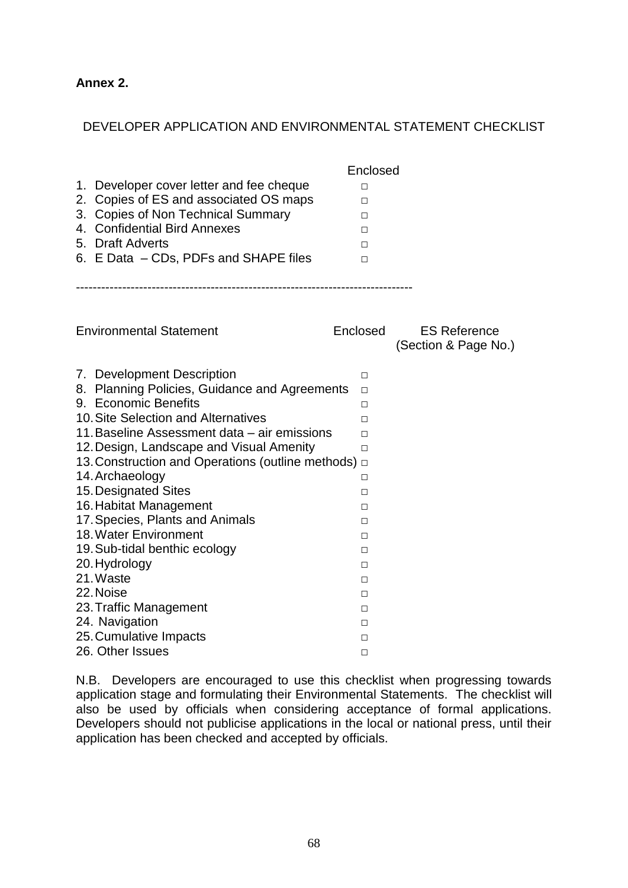**Annex 2.**

DEVELOPER APPLICATION AND ENVIRONMENTAL STATEMENT CHECKLIST

| | Enclosed |
|---|---|
| 1. Developer cover letter and fee cheque | □ |
| 2. Copies of ES and associated OS maps | □ |
| 3. Copies of Non Technical Summary | □ |
| 4. Confidential Bird Annexes | □ |
| 5. Draft Adverts | □ |
| 6. E Data – CDs, PDFs and SHAPE files | □ |

--------------------------------------------------------------------------------

| Environmental Statement | Enclosed | ES Reference (Section & Page No.) |
|---|---|---|
| 7. Development Description | □ | |
| 8. Planning Policies, Guidance and Agreements | □ | |
| 9. Economic Benefits | □ | |
| 10. Site Selection and Alternatives | □ | |
| 11. Baseline Assessment data – air emissions | □ | |
| 12. Design, Landscape and Visual Amenity | □ | |
| 13. Construction and Operations (outline methods) | □ | |
| 14. Archaeology | □ | |
| 15. Designated Sites | □ | |
| 16. Habitat Management | □ | |
| 17. Species, Plants and Animals | □ | |
| 18. Water Environment | □ | |
| 19. Sub-tidal benthic ecology | □ | |
| 20. Hydrology | □ | |
| 21. Waste | □ | |
| 22. Noise | □ | |
| 23. Traffic Management | □ | |
| 24. Navigation | □ | |
| 25. Cumulative Impacts | □ | |
| 26. Other Issues | □ | |

N.B. Developers are encouraged to use this checklist when progressing towards application stage and formulating their Environmental Statements. The checklist will also be used by officials when considering acceptance of formal applications. Developers should not publicise applications in the local or national press, until their application has been checked and accepted by officials.